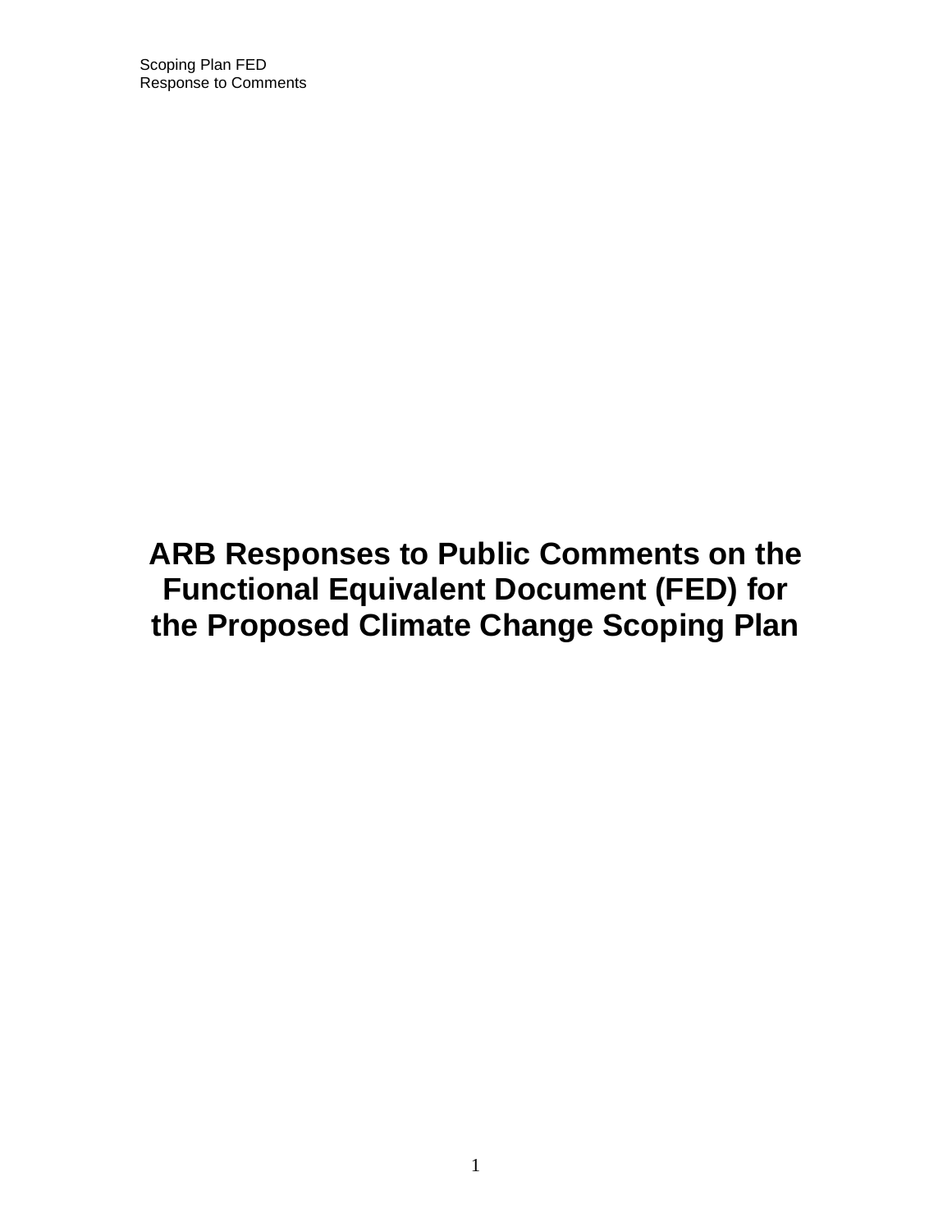# ARB Responses to Public Comments on the Functional Equivalent Document (FED) for the Proposed Climate Change Scoping Plan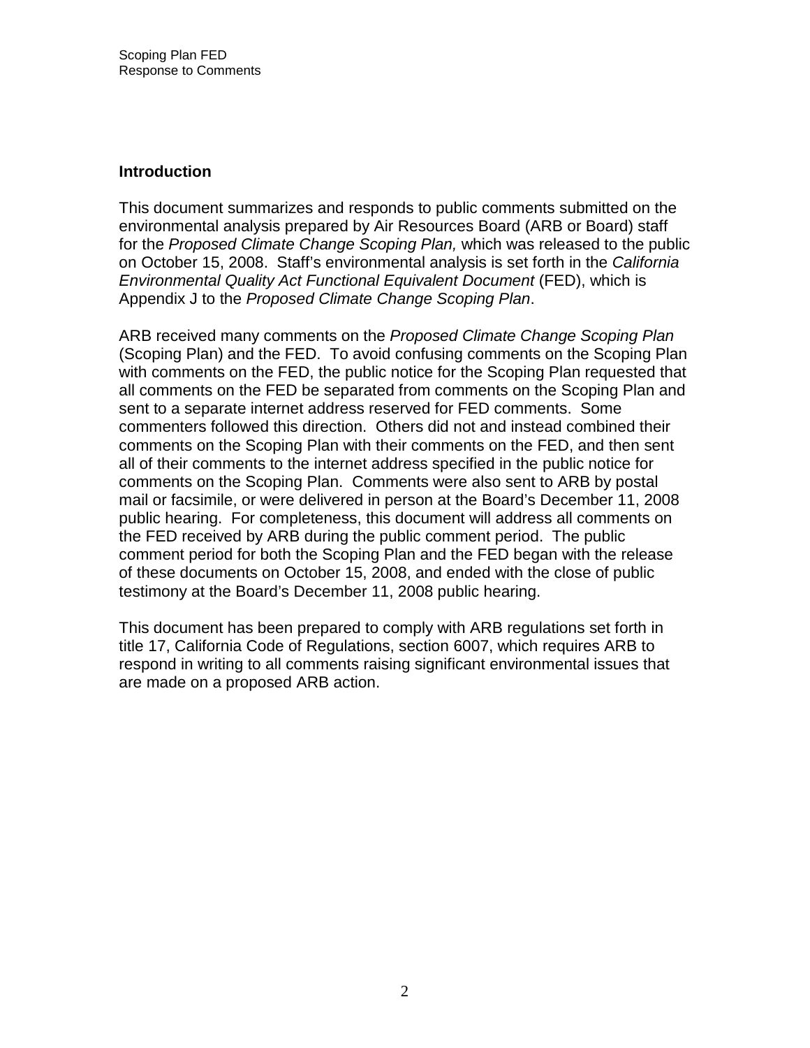## Introduction

This document summarizes and responds to public comments submitted on the environmental analysis prepared by Air Resources Board (ARB or Board) staff for the *Proposed Climate Change Scoping Plan,* which was released to the public on October 15, 2008. Staff's environmental analysis is set forth in the *California Environmental Quality Act Functional Equivalent Document* (FED), which is Appendix J to the *Proposed Climate Change Scoping Plan*.

ARB received many comments on the *Proposed Climate Change Scoping Plan* (Scoping Plan) and the FED. To avoid confusing comments on the Scoping Plan with comments on the FED, the public notice for the Scoping Plan requested that all comments on the FED be separated from comments on the Scoping Plan and sent to a separate internet address reserved for FED comments. Some commenters followed this direction. Others did not and instead combined their comments on the Scoping Plan with their comments on the FED, and then sent all of their comments to the internet address specified in the public notice for comments on the Scoping Plan. Comments were also sent to ARB by postal mail or facsimile, or were delivered in person at the Board's December 11, 2008 public hearing. For completeness, this document will address all comments on the FED received by ARB during the public comment period. The public comment period for both the Scoping Plan and the FED began with the release of these documents on October 15, 2008, and ended with the close of public testimony at the Board's December 11, 2008 public hearing.

This document has been prepared to comply with ARB regulations set forth in title 17, California Code of Regulations, section 6007, which requires ARB to respond in writing to all comments raising significant environmental issues that are made on a proposed ARB action.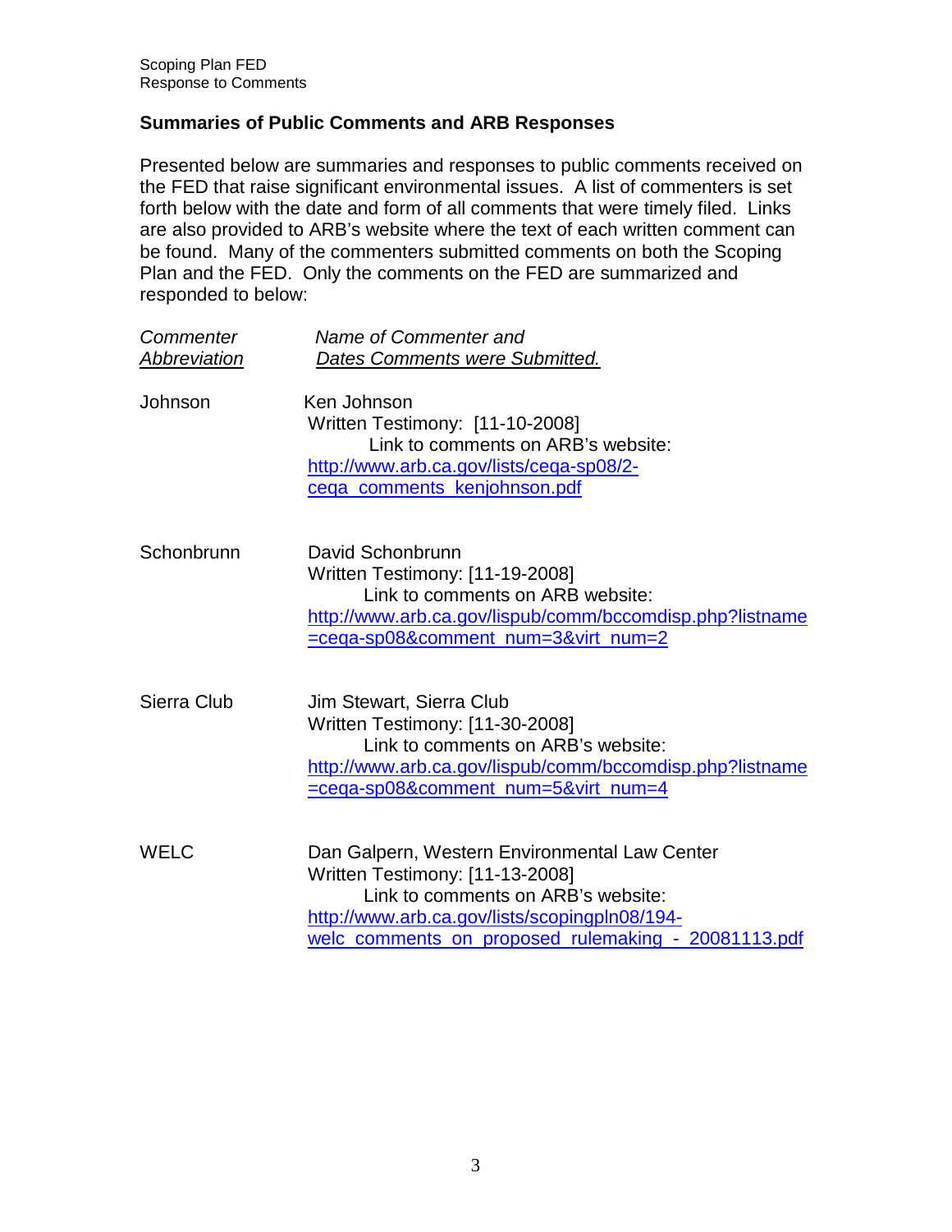## Summaries of Public Comments and ARB Responses

Presented below are summaries and responses to public comments received on the FED that raise significant environmental issues. A list of commenters is set forth below with the date and form of all comments that were timely filed. Links are also provided to ARB's website where the text of each written comment can be found. Many of the commenters submitted comments on both the Scoping Plan and the FED. Only the comments on the FED are summarized and responded to below:

| *Commenter Abbreviation* | *Name of Commenter and Dates Comments were Submitted.* |
|---|---|
| Johnson | Ken Johnson<br>Written Testimony: [11-10-2008]<br>Link to comments on ARB's website:<br>http://www.arb.ca.gov/lists/ceqa-sp08/2-ceqa_comments_kenjohnson.pdf |
| Schonbrunn | David Schonbrunn<br>Written Testimony: [11-19-2008]<br>Link to comments on ARB website:<br>http://www.arb.ca.gov/lispub/comm/bccomdisp.php?listname=ceqa-sp08&comment_num=3&virt_num=2 |
| Sierra Club | Jim Stewart, Sierra Club<br>Written Testimony: [11-30-2008]<br>Link to comments on ARB's website:<br>http://www.arb.ca.gov/lispub/comm/bccomdisp.php?listname=ceqa-sp08&comment_num=5&virt_num=4 |
| WELC | Dan Galpern, Western Environmental Law Center<br>Written Testimony: [11-13-2008]<br>Link to comments on ARB's website:<br>http://www.arb.ca.gov/lists/scopingpln08/194-welc_comments_on_proposed_rulemaking_-_20081113.pdf |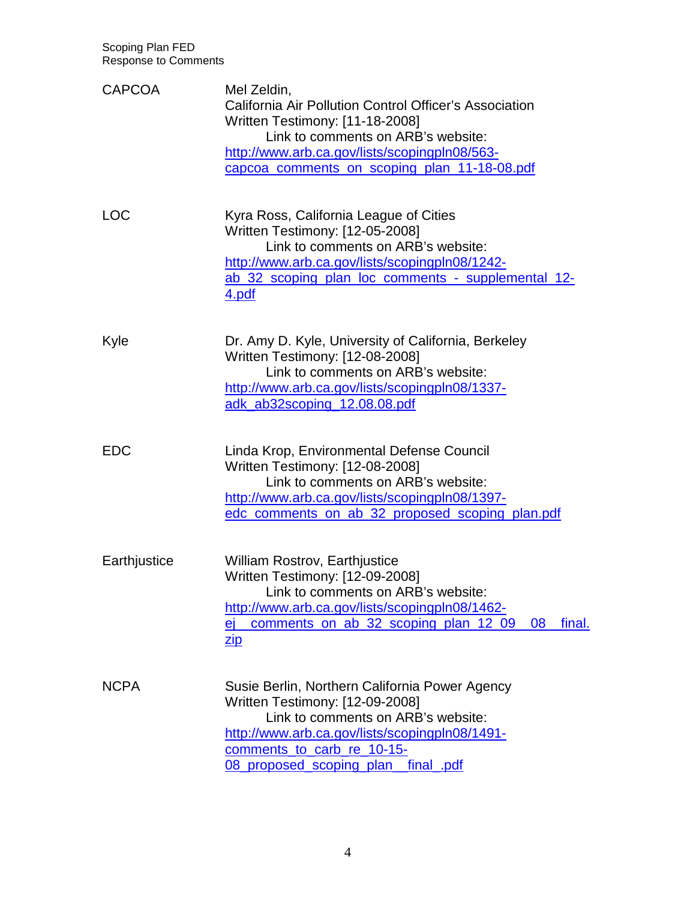| | |
|---|---|
| CAPCOA | Mel Zeldin, California Air Pollution Control Officer's Association Written Testimony: [11-18-2008] Link to comments on ARB's website: http://www.arb.ca.gov/lists/scopingpln08/563-capcoa_comments_on_scoping_plan_11-18-08.pdf |
| LOC | Kyra Ross, California League of Cities Written Testimony: [12-05-2008] Link to comments on ARB's website: http://www.arb.ca.gov/lists/scopingpln08/1242-ab_32_scoping_plan_loc_comments_-_supplemental_12-4.pdf |
| Kyle | Dr. Amy D. Kyle, University of California, Berkeley Written Testimony: [12-08-2008] Link to comments on ARB's website: http://www.arb.ca.gov/lists/scopingpln08/1337-adk_ab32scoping_12.08.08.pdf |
| EDC | Linda Krop, Environmental Defense Council Written Testimony: [12-08-2008] Link to comments on ARB's website: http://www.arb.ca.gov/lists/scopingpln08/1397-edc_comments_on_ab_32_proposed_scoping_plan.pdf |
| Earthjustice | William Rostrov, Earthjustice Written Testimony: [12-09-2008] Link to comments on ARB's website: http://www.arb.ca.gov/lists/scopingpln08/1462-ej__comments_on_ab_32_scoping_plan_12_09__08__final.zip |
| NCPA | Susie Berlin, Northern California Power Agency Written Testimony: [12-09-2008] Link to comments on ARB's website: http://www.arb.ca.gov/lists/scopingpln08/1491-comments_to_carb_re_10-15-08_proposed_scoping_plan__final_.pdf |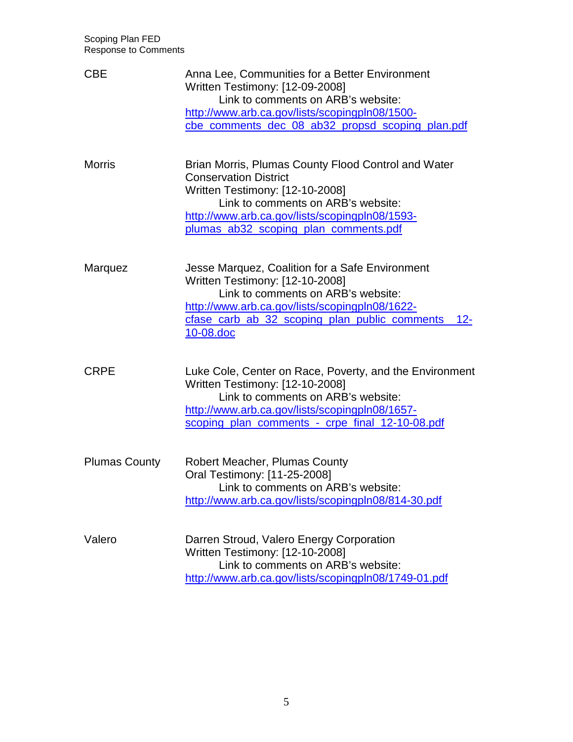| | |
|---|---|
| CBE | Anna Lee, Communities for a Better Environment<br>Written Testimony: [12-09-2008]<br>Link to comments on ARB's website:<br>[http://www.arb.ca.gov/lists/scopingpln08/1500-cbe_comments_dec_08_ab32_propsd_scoping_plan.pdf](http://www.arb.ca.gov/lists/scopingpln08/1500-cbe_comments_dec_08_ab32_propsd_scoping_plan.pdf) |
| Morris | Brian Morris, Plumas County Flood Control and Water Conservation District<br>Written Testimony: [12-10-2008]<br>Link to comments on ARB's website:<br>[http://www.arb.ca.gov/lists/scopingpln08/1593-plumas_ab32_scoping_plan_comments.pdf](http://www.arb.ca.gov/lists/scopingpln08/1593-plumas_ab32_scoping_plan_comments.pdf) |
| Marquez | Jesse Marquez, Coalition for a Safe Environment<br>Written Testimony: [12-10-2008]<br>Link to comments on ARB's website:<br>http://www.arb.ca.gov/lists/scopingpln08/1622-cfase_carb_ab_32_scoping_plan_public_comments__12-10-08.doc |
| CRPE | Luke Cole, Center on Race, Poverty, and the Environment<br>Written Testimony: [12-10-2008]<br>Link to comments on ARB's website:<br>http://www.arb.ca.gov/lists/scopingpln08/1657-scoping_plan_comments_-_crpe_final_12-10-08.pdf |
| Plumas County | Robert Meacher, Plumas County<br>Oral Testimony: [11-25-2008]<br>Link to comments on ARB's website:<br>[http://www.arb.ca.gov/lists/scopingpln08/814-30.pdf](http://www.arb.ca.gov/lists/scopingpln08/814-30.pdf) |
| Valero | Darren Stroud, Valero Energy Corporation<br>Written Testimony: [12-10-2008]<br>Link to comments on ARB's website:<br>[http://www.arb.ca.gov/lists/scopingpln08/1749-01.pdf](http://www.arb.ca.gov/lists/scopingpln08/1749-01.pdf) |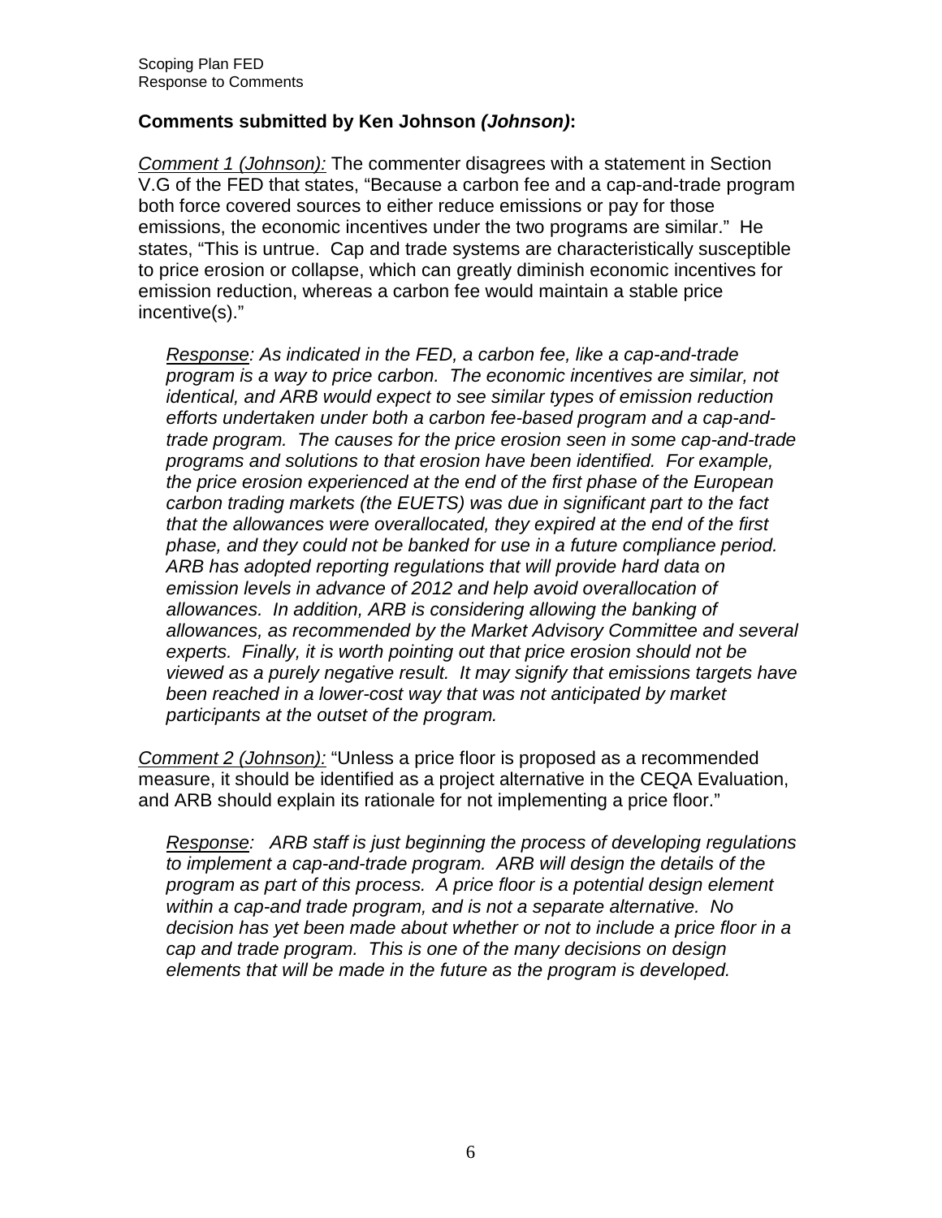**Comments submitted by Ken Johnson *(Johnson)*:**

<u>*Comment 1 (Johnson):*</u> The commenter disagrees with a statement in Section V.G of the FED that states, "Because a carbon fee and a cap-and-trade program both force covered sources to either reduce emissions or pay for those emissions, the economic incentives under the two programs are similar." He states, "This is untrue. Cap and trade systems are characteristically susceptible to price erosion or collapse, which can greatly diminish economic incentives for emission reduction, whereas a carbon fee would maintain a stable price incentive(s)."

> *<u>Response</u>: As indicated in the FED, a carbon fee, like a cap-and-trade program is a way to price carbon. The economic incentives are similar, not identical, and ARB would expect to see similar types of emission reduction efforts undertaken under both a carbon fee-based program and a cap-and-trade program. The causes for the price erosion seen in some cap-and-trade programs and solutions to that erosion have been identified. For example, the price erosion experienced at the end of the first phase of the European carbon trading markets (the EUETS) was due in significant part to the fact that the allowances were overallocated, they expired at the end of the first phase, and they could not be banked for use in a future compliance period. ARB has adopted reporting regulations that will provide hard data on emission levels in advance of 2012 and help avoid overallocation of allowances. In addition, ARB is considering allowing the banking of allowances, as recommended by the Market Advisory Committee and several experts. Finally, it is worth pointing out that price erosion should not be viewed as a purely negative result. It may signify that emissions targets have been reached in a lower-cost way that was not anticipated by market participants at the outset of the program.*

<u>*Comment 2 (Johnson):*</u> "Unless a price floor is proposed as a recommended measure, it should be identified as a project alternative in the CEQA Evaluation, and ARB should explain its rationale for not implementing a price floor."

> *<u>Response</u>: ARB staff is just beginning the process of developing regulations to implement a cap-and-trade program. ARB will design the details of the program as part of this process. A price floor is a potential design element within a cap-and trade program, and is not a separate alternative. No decision has yet been made about whether or not to include a price floor in a cap and trade program. This is one of the many decisions on design elements that will be made in the future as the program is developed.*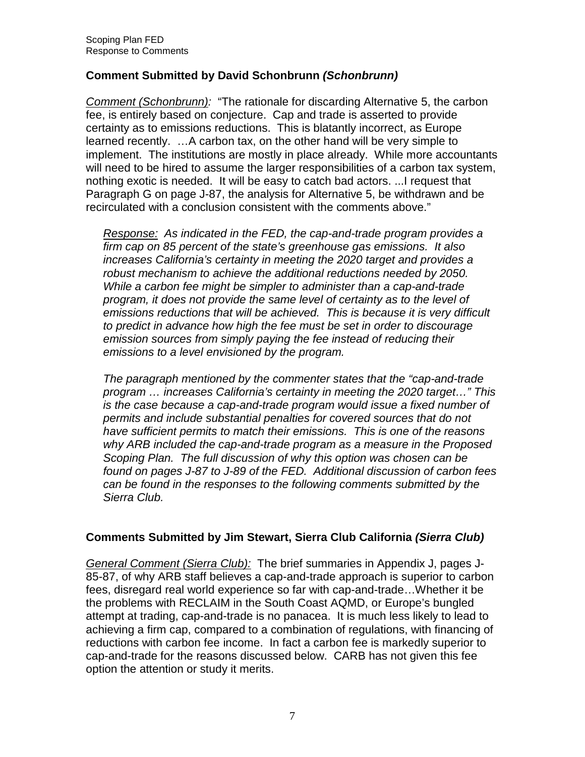### Comment Submitted by David Schonbrunn *(Schonbrunn)*

Comment (Schonbrunn): "The rationale for discarding Alternative 5, the carbon fee, is entirely based on conjecture. Cap and trade is asserted to provide certainty as to emissions reductions. This is blatantly incorrect, as Europe learned recently. …A carbon tax, on the other hand will be very simple to implement. The institutions are mostly in place already. While more accountants will need to be hired to assume the larger responsibilities of a carbon tax system, nothing exotic is needed. It will be easy to catch bad actors. ...I request that Paragraph G on page J-87, the analysis for Alternative 5, be withdrawn and be recirculated with a conclusion consistent with the comments above."

> *Response: As indicated in the FED, the cap-and-trade program provides a firm cap on 85 percent of the state's greenhouse gas emissions. It also increases California's certainty in meeting the 2020 target and provides a robust mechanism to achieve the additional reductions needed by 2050. While a carbon fee might be simpler to administer than a cap-and-trade program, it does not provide the same level of certainty as to the level of emissions reductions that will be achieved. This is because it is very difficult to predict in advance how high the fee must be set in order to discourage emission sources from simply paying the fee instead of reducing their emissions to a level envisioned by the program.*
>
> *The paragraph mentioned by the commenter states that the "cap-and-trade program … increases California's certainty in meeting the 2020 target…" This is the case because a cap-and-trade program would issue a fixed number of permits and include substantial penalties for covered sources that do not have sufficient permits to match their emissions. This is one of the reasons why ARB included the cap-and-trade program as a measure in the Proposed Scoping Plan. The full discussion of why this option was chosen can be found on pages J-87 to J-89 of the FED. Additional discussion of carbon fees can be found in the responses to the following comments submitted by the Sierra Club.*

### Comments Submitted by Jim Stewart, Sierra Club California *(Sierra Club)*

General Comment (Sierra Club): The brief summaries in Appendix J, pages J-85-87, of why ARB staff believes a cap-and-trade approach is superior to carbon fees, disregard real world experience so far with cap-and-trade…Whether it be the problems with RECLAIM in the South Coast AQMD, or Europe's bungled attempt at trading, cap-and-trade is no panacea. It is much less likely to lead to achieving a firm cap, compared to a combination of regulations, with financing of reductions with carbon fee income. In fact a carbon fee is markedly superior to cap-and-trade for the reasons discussed below. CARB has not given this fee option the attention or study it merits.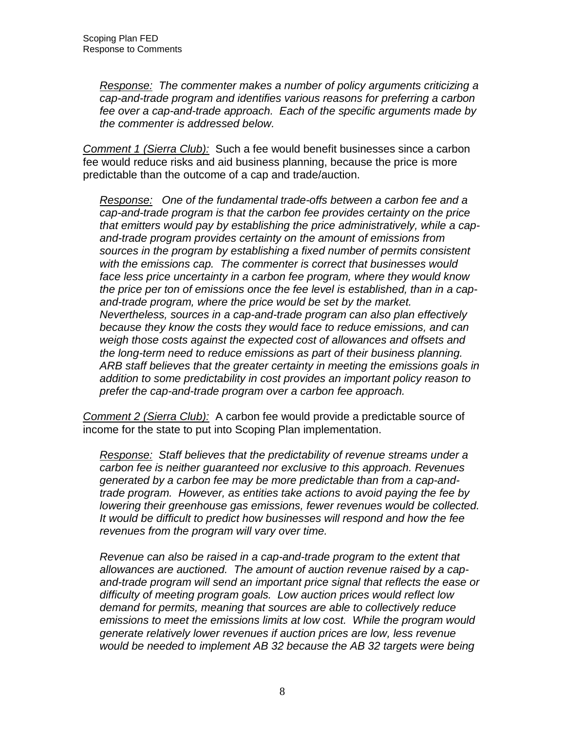*<u>Response:</u> The commenter makes a number of policy arguments criticizing a cap-and-trade program and identifies various reasons for preferring a carbon fee over a cap-and-trade approach. Each of the specific arguments made by the commenter is addressed below.*

*<u>Comment 1 (Sierra Club):</u>* Such a fee would benefit businesses since a carbon fee would reduce risks and aid business planning, because the price is more predictable than the outcome of a cap and trade/auction.

*<u>Response:</u> One of the fundamental trade-offs between a carbon fee and a cap-and-trade program is that the carbon fee provides certainty on the price that emitters would pay by establishing the price administratively, while a cap-and-trade program provides certainty on the amount of emissions from sources in the program by establishing a fixed number of permits consistent with the emissions cap. The commenter is correct that businesses would face less price uncertainty in a carbon fee program, where they would know the price per ton of emissions once the fee level is established, than in a cap-and-trade program, where the price would be set by the market. Nevertheless, sources in a cap-and-trade program can also plan effectively because they know the costs they would face to reduce emissions, and can weigh those costs against the expected cost of allowances and offsets and the long-term need to reduce emissions as part of their business planning. ARB staff believes that the greater certainty in meeting the emissions goals in addition to some predictability in cost provides an important policy reason to prefer the cap-and-trade program over a carbon fee approach.*

*<u>Comment 2 (Sierra Club):</u>* A carbon fee would provide a predictable source of income for the state to put into Scoping Plan implementation.

*<u>Response:</u> Staff believes that the predictability of revenue streams under a carbon fee is neither guaranteed nor exclusive to this approach. Revenues generated by a carbon fee may be more predictable than from a cap-and-trade program. However, as entities take actions to avoid paying the fee by lowering their greenhouse gas emissions, fewer revenues would be collected. It would be difficult to predict how businesses will respond and how the fee revenues from the program will vary over time.*

*Revenue can also be raised in a cap-and-trade program to the extent that allowances are auctioned. The amount of auction revenue raised by a cap-and-trade program will send an important price signal that reflects the ease or difficulty of meeting program goals. Low auction prices would reflect low demand for permits, meaning that sources are able to collectively reduce emissions to meet the emissions limits at low cost. While the program would generate relatively lower revenues if auction prices are low, less revenue would be needed to implement AB 32 because the AB 32 targets were being*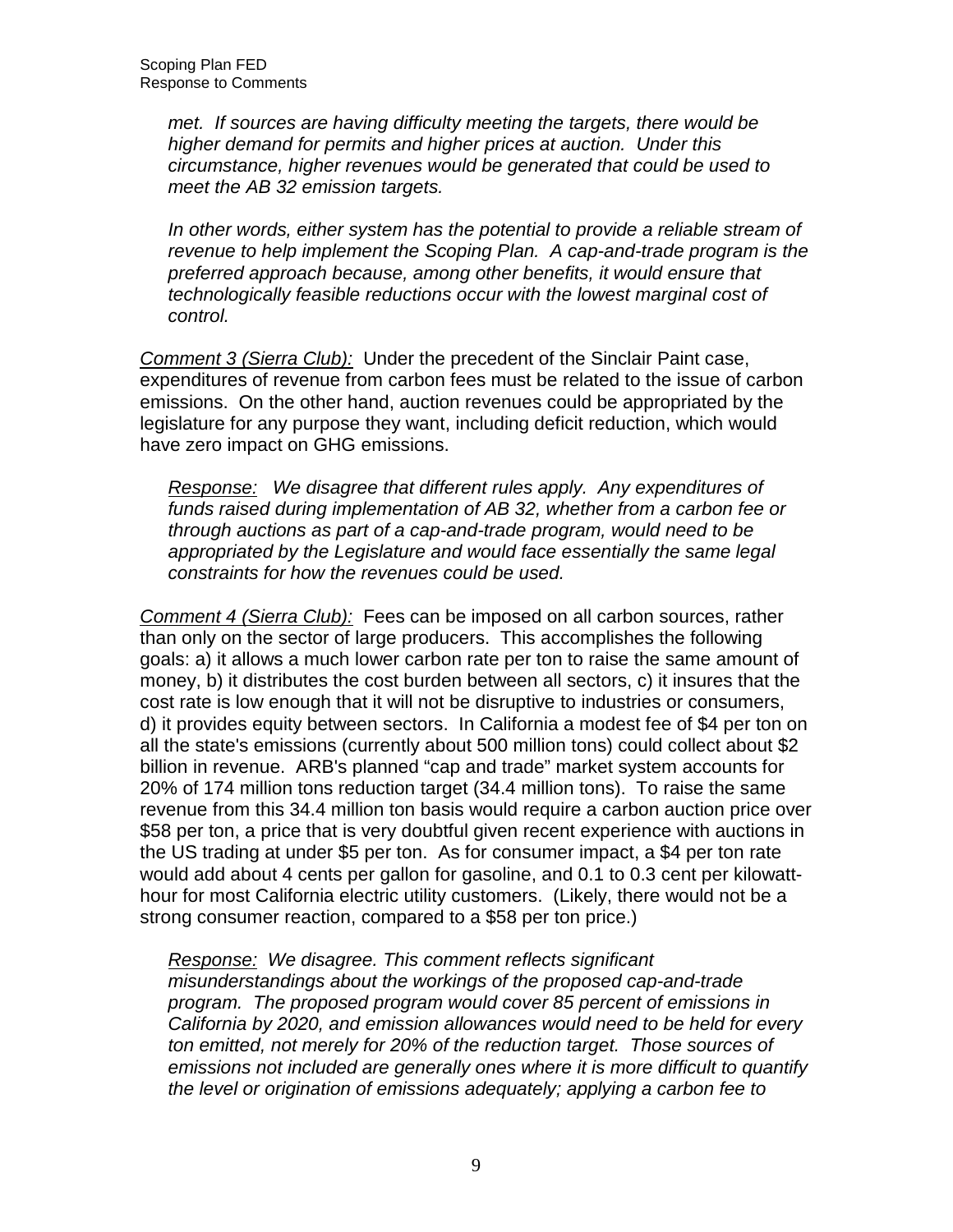*met. If sources are having difficulty meeting the targets, there would be higher demand for permits and higher prices at auction. Under this circumstance, higher revenues would be generated that could be used to meet the AB 32 emission targets.*

*In other words, either system has the potential to provide a reliable stream of revenue to help implement the Scoping Plan. A cap-and-trade program is the preferred approach because, among other benefits, it would ensure that technologically feasible reductions occur with the lowest marginal cost of control.*

*Comment 3 (Sierra Club):* Under the precedent of the Sinclair Paint case, expenditures of revenue from carbon fees must be related to the issue of carbon emissions. On the other hand, auction revenues could be appropriated by the legislature for any purpose they want, including deficit reduction, which would have zero impact on GHG emissions.

*Response: We disagree that different rules apply. Any expenditures of funds raised during implementation of AB 32, whether from a carbon fee or through auctions as part of a cap-and-trade program, would need to be appropriated by the Legislature and would face essentially the same legal constraints for how the revenues could be used.*

*Comment 4 (Sierra Club):* Fees can be imposed on all carbon sources, rather than only on the sector of large producers. This accomplishes the following goals: a) it allows a much lower carbon rate per ton to raise the same amount of money, b) it distributes the cost burden between all sectors, c) it insures that the cost rate is low enough that it will not be disruptive to industries or consumers, d) it provides equity between sectors. In California a modest fee of $4 per ton on all the state's emissions (currently about 500 million tons) could collect about $2 billion in revenue. ARB's planned "cap and trade" market system accounts for 20% of 174 million tons reduction target (34.4 million tons). To raise the same revenue from this 34.4 million ton basis would require a carbon auction price over $58 per ton, a price that is very doubtful given recent experience with auctions in the US trading at under $5 per ton. As for consumer impact, a $4 per ton rate would add about 4 cents per gallon for gasoline, and 0.1 to 0.3 cent per kilowatt-hour for most California electric utility customers. (Likely, there would not be a strong consumer reaction, compared to a $58 per ton price.)

*Response: We disagree. This comment reflects significant misunderstandings about the workings of the proposed cap-and-trade program. The proposed program would cover 85 percent of emissions in California by 2020, and emission allowances would need to be held for every ton emitted, not merely for 20% of the reduction target. Those sources of emissions not included are generally ones where it is more difficult to quantify the level or origination of emissions adequately; applying a carbon fee to*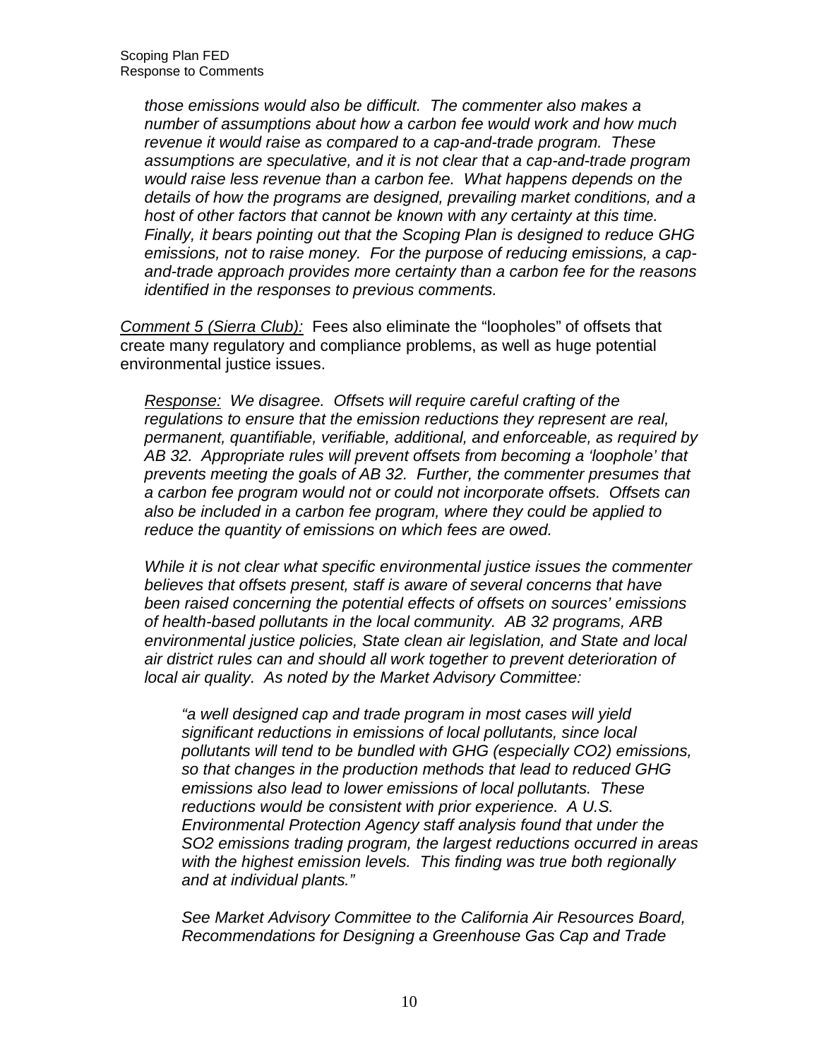*those emissions would also be difficult. The commenter also makes a number of assumptions about how a carbon fee would work and how much revenue it would raise as compared to a cap-and-trade program. These assumptions are speculative, and it is not clear that a cap-and-trade program would raise less revenue than a carbon fee. What happens depends on the details of how the programs are designed, prevailing market conditions, and a host of other factors that cannot be known with any certainty at this time. Finally, it bears pointing out that the Scoping Plan is designed to reduce GHG emissions, not to raise money. For the purpose of reducing emissions, a cap-and-trade approach provides more certainty than a carbon fee for the reasons identified in the responses to previous comments.*

<u>*Comment 5 (Sierra Club):*</u> Fees also eliminate the "loopholes" of offsets that create many regulatory and compliance problems, as well as huge potential environmental justice issues.

*<u>Response:</u> We disagree. Offsets will require careful crafting of the regulations to ensure that the emission reductions they represent are real, permanent, quantifiable, verifiable, additional, and enforceable, as required by AB 32. Appropriate rules will prevent offsets from becoming a 'loophole' that prevents meeting the goals of AB 32. Further, the commenter presumes that a carbon fee program would not or could not incorporate offsets. Offsets can also be included in a carbon fee program, where they could be applied to reduce the quantity of emissions on which fees are owed.*

*While it is not clear what specific environmental justice issues the commenter believes that offsets present, staff is aware of several concerns that have been raised concerning the potential effects of offsets on sources' emissions of health-based pollutants in the local community. AB 32 programs, ARB environmental justice policies, State clean air legislation, and State and local air district rules can and should all work together to prevent deterioration of local air quality. As noted by the Market Advisory Committee:*

> *"a well designed cap and trade program in most cases will yield significant reductions in emissions of local pollutants, since local pollutants will tend to be bundled with GHG (especially $CO_2$) emissions, so that changes in the production methods that lead to reduced GHG emissions also lead to lower emissions of local pollutants. These reductions would be consistent with prior experience. A U.S. Environmental Protection Agency staff analysis found that under the $SO_2$ emissions trading program, the largest reductions occurred in areas with the highest emission levels. This finding was true both regionally and at individual plants."*
>
> *See Market Advisory Committee to the California Air Resources Board, Recommendations for Designing a Greenhouse Gas Cap and Trade*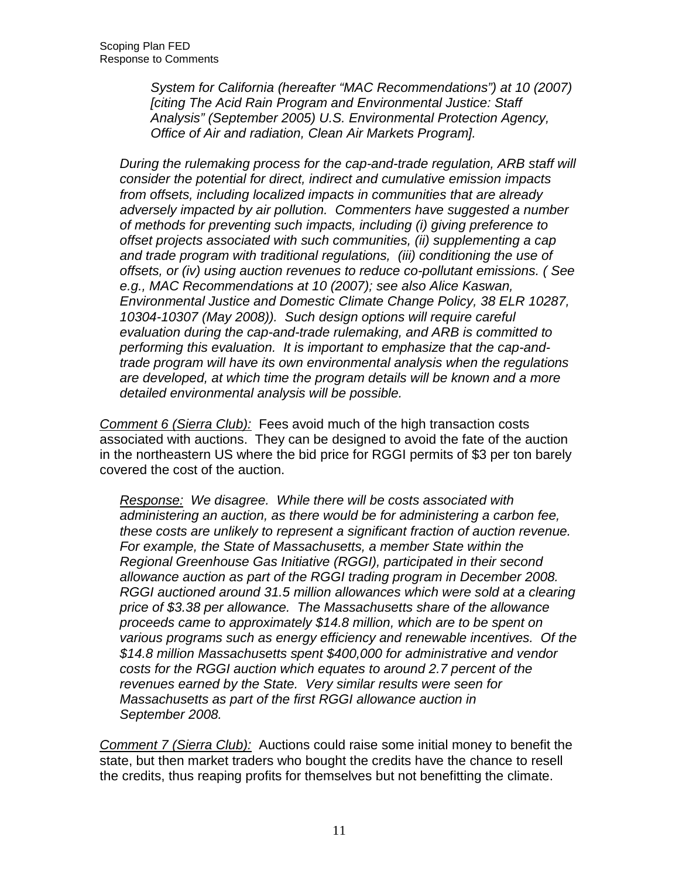*System for California (hereafter "MAC Recommendations") at 10 (2007) [citing The Acid Rain Program and Environmental Justice: Staff Analysis" (September 2005) U.S. Environmental Protection Agency, Office of Air and radiation, Clean Air Markets Program].*

*During the rulemaking process for the cap-and-trade regulation, ARB staff will consider the potential for direct, indirect and cumulative emission impacts from offsets, including localized impacts in communities that are already adversely impacted by air pollution. Commenters have suggested a number of methods for preventing such impacts, including (i) giving preference to offset projects associated with such communities, (ii) supplementing a cap and trade program with traditional regulations, (iii) conditioning the use of offsets, or (iv) using auction revenues to reduce co-pollutant emissions. ( See e.g., MAC Recommendations at 10 (2007); see also Alice Kaswan, Environmental Justice and Domestic Climate Change Policy, 38 ELR 10287, 10304-10307 (May 2008)). Such design options will require careful evaluation during the cap-and-trade rulemaking, and ARB is committed to performing this evaluation. It is important to emphasize that the cap-and-trade program will have its own environmental analysis when the regulations are developed, at which time the program details will be known and a more detailed environmental analysis will be possible.*

<u>*Comment 6 (Sierra Club):*</u> Fees avoid much of the high transaction costs associated with auctions. They can be designed to avoid the fate of the auction in the northeastern US where the bid price for RGGI permits of $3 per ton barely covered the cost of the auction.

*<u>Response:</u> We disagree. While there will be costs associated with administering an auction, as there would be for administering a carbon fee, these costs are unlikely to represent a significant fraction of auction revenue. For example, the State of Massachusetts, a member State within the Regional Greenhouse Gas Initiative (RGGI), participated in their second allowance auction as part of the RGGI trading program in December 2008. RGGI auctioned around 31.5 million allowances which were sold at a clearing price of $3.38 per allowance. The Massachusetts share of the allowance proceeds came to approximately $14.8 million, which are to be spent on various programs such as energy efficiency and renewable incentives. Of the $14.8 million Massachusetts spent $400,000 for administrative and vendor costs for the RGGI auction which equates to around 2.7 percent of the revenues earned by the State. Very similar results were seen for Massachusetts as part of the first RGGI allowance auction in September 2008.*

<u>*Comment 7 (Sierra Club):*</u> Auctions could raise some initial money to benefit the state, but then market traders who bought the credits have the chance to resell the credits, thus reaping profits for themselves but not benefitting the climate.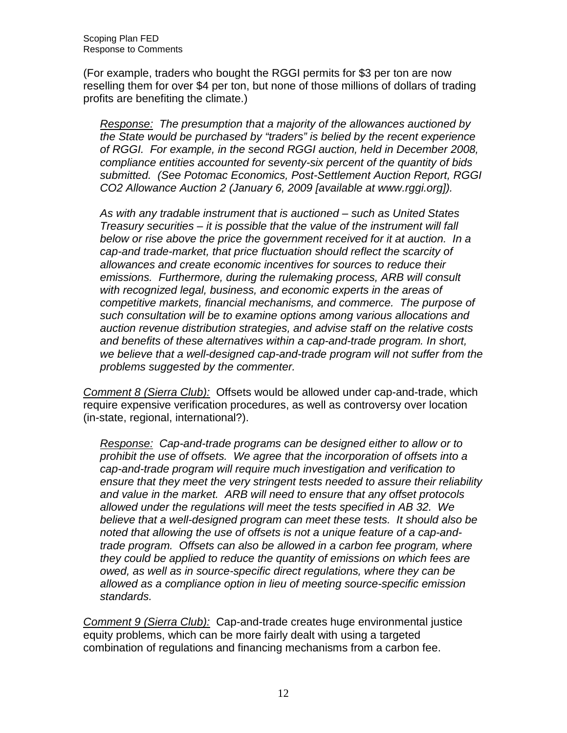(For example, traders who bought the RGGI permits for $3 per ton are now reselling them for over $4 per ton, but none of those millions of dollars of trading profits are benefiting the climate.)

> *Response: The presumption that a majority of the allowances auctioned by the State would be purchased by "traders" is belied by the recent experience of RGGI. For example, in the second RGGI auction, held in December 2008, compliance entities accounted for seventy-six percent of the quantity of bids submitted. (See Potomac Economics, Post-Settlement Auction Report, RGGI CO2 Allowance Auction 2 (January 6, 2009 [available at www.rggi.org]).*
>
> *As with any tradable instrument that is auctioned – such as United States Treasury securities – it is possible that the value of the instrument will fall below or rise above the price the government received for it at auction. In a cap-and trade-market, that price fluctuation should reflect the scarcity of allowances and create economic incentives for sources to reduce their emissions. Furthermore, during the rulemaking process, ARB will consult with recognized legal, business, and economic experts in the areas of competitive markets, financial mechanisms, and commerce. The purpose of such consultation will be to examine options among various allocations and auction revenue distribution strategies, and advise staff on the relative costs and benefits of these alternatives within a cap-and-trade program. In short, we believe that a well-designed cap-and-trade program will not suffer from the problems suggested by the commenter.*

*Comment 8 (Sierra Club):* Offsets would be allowed under cap-and-trade, which require expensive verification procedures, as well as controversy over location (in-state, regional, international?).

> *Response: Cap-and-trade programs can be designed either to allow or to prohibit the use of offsets. We agree that the incorporation of offsets into a cap-and-trade program will require much investigation and verification to ensure that they meet the very stringent tests needed to assure their reliability and value in the market. ARB will need to ensure that any offset protocols allowed under the regulations will meet the tests specified in AB 32. We believe that a well-designed program can meet these tests. It should also be noted that allowing the use of offsets is not a unique feature of a cap-and-trade program. Offsets can also be allowed in a carbon fee program, where they could be applied to reduce the quantity of emissions on which fees are owed, as well as in source-specific direct regulations, where they can be allowed as a compliance option in lieu of meeting source-specific emission standards.*

*Comment 9 (Sierra Club):* Cap-and-trade creates huge environmental justice equity problems, which can be more fairly dealt with using a targeted combination of regulations and financing mechanisms from a carbon fee.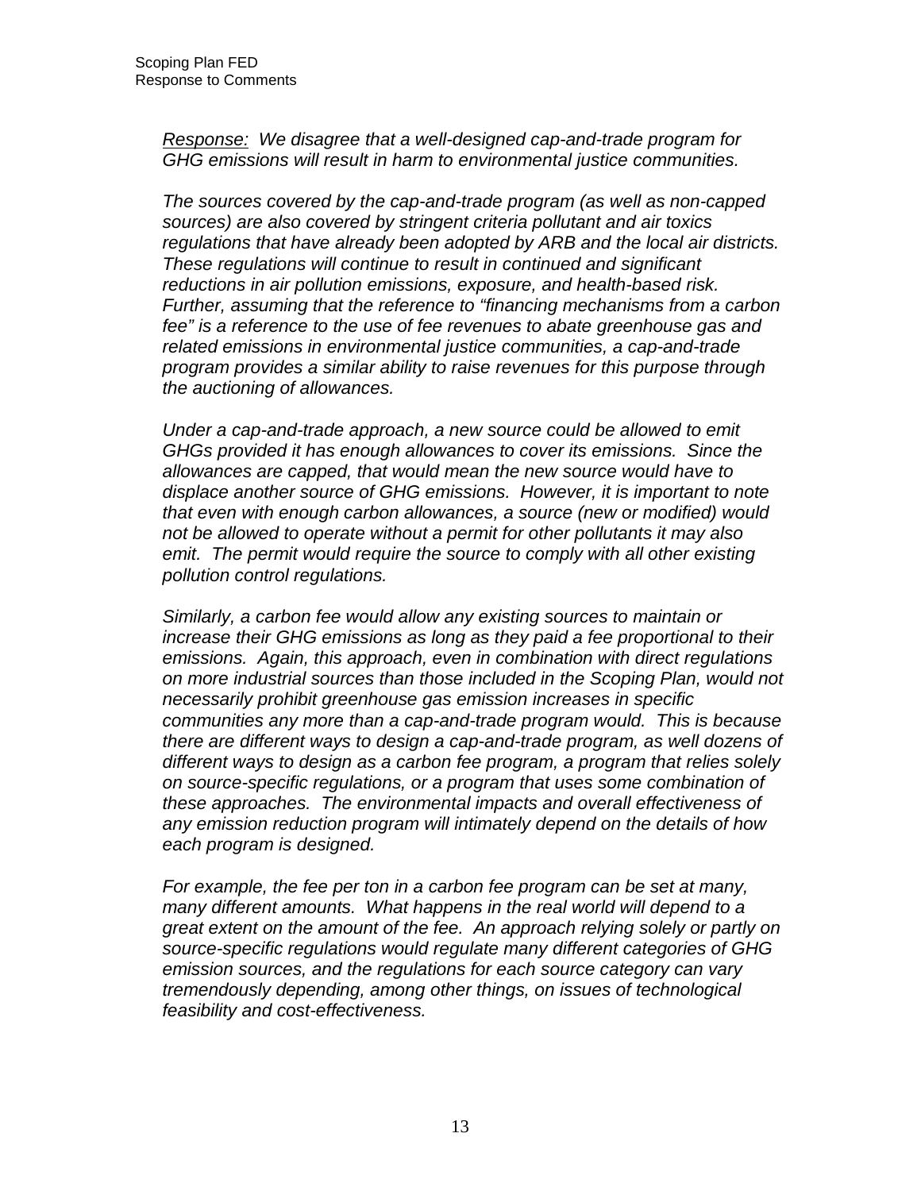*<u>Response:</u> We disagree that a well-designed cap-and-trade program for GHG emissions will result in harm to environmental justice communities.*

*The sources covered by the cap-and-trade program (as well as non-capped sources) are also covered by stringent criteria pollutant and air toxics regulations that have already been adopted by ARB and the local air districts. These regulations will continue to result in continued and significant reductions in air pollution emissions, exposure, and health-based risk. Further, assuming that the reference to "financing mechanisms from a carbon fee" is a reference to the use of fee revenues to abate greenhouse gas and related emissions in environmental justice communities, a cap-and-trade program provides a similar ability to raise revenues for this purpose through the auctioning of allowances.*

*Under a cap-and-trade approach, a new source could be allowed to emit GHGs provided it has enough allowances to cover its emissions. Since the allowances are capped, that would mean the new source would have to displace another source of GHG emissions. However, it is important to note that even with enough carbon allowances, a source (new or modified) would not be allowed to operate without a permit for other pollutants it may also emit. The permit would require the source to comply with all other existing pollution control regulations.*

*Similarly, a carbon fee would allow any existing sources to maintain or increase their GHG emissions as long as they paid a fee proportional to their emissions. Again, this approach, even in combination with direct regulations on more industrial sources than those included in the Scoping Plan, would not necessarily prohibit greenhouse gas emission increases in specific communities any more than a cap-and-trade program would. This is because there are different ways to design a cap-and-trade program, as well dozens of different ways to design as a carbon fee program, a program that relies solely on source-specific regulations, or a program that uses some combination of these approaches. The environmental impacts and overall effectiveness of any emission reduction program will intimately depend on the details of how each program is designed.*

*For example, the fee per ton in a carbon fee program can be set at many, many different amounts. What happens in the real world will depend to a great extent on the amount of the fee. An approach relying solely or partly on source-specific regulations would regulate many different categories of GHG emission sources, and the regulations for each source category can vary tremendously depending, among other things, on issues of technological feasibility and cost-effectiveness.*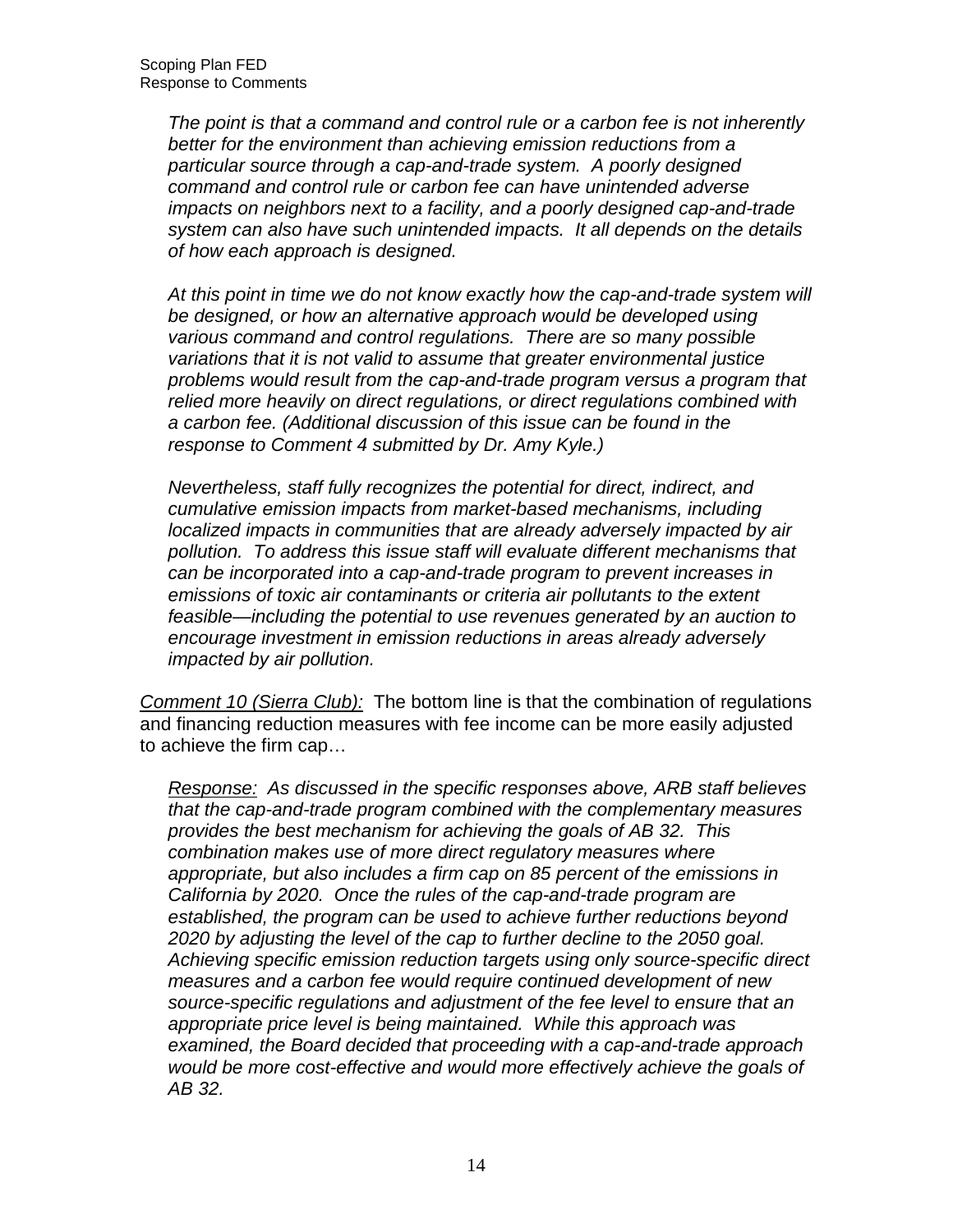*The point is that a command and control rule or a carbon fee is not inherently better for the environment than achieving emission reductions from a particular source through a cap-and-trade system. A poorly designed command and control rule or carbon fee can have unintended adverse impacts on neighbors next to a facility, and a poorly designed cap-and-trade system can also have such unintended impacts. It all depends on the details of how each approach is designed.*

*At this point in time we do not know exactly how the cap-and-trade system will be designed, or how an alternative approach would be developed using various command and control regulations. There are so many possible variations that it is not valid to assume that greater environmental justice problems would result from the cap-and-trade program versus a program that relied more heavily on direct regulations, or direct regulations combined with a carbon fee. (Additional discussion of this issue can be found in the response to Comment 4 submitted by Dr. Amy Kyle.)*

*Nevertheless, staff fully recognizes the potential for direct, indirect, and cumulative emission impacts from market-based mechanisms, including localized impacts in communities that are already adversely impacted by air pollution. To address this issue staff will evaluate different mechanisms that can be incorporated into a cap-and-trade program to prevent increases in emissions of toxic air contaminants or criteria air pollutants to the extent feasible—including the potential to use revenues generated by an auction to encourage investment in emission reductions in areas already adversely impacted by air pollution.*

<u>*Comment 10 (Sierra Club):*</u> The bottom line is that the combination of regulations and financing reduction measures with fee income can be more easily adjusted to achieve the firm cap…

*<u>Response:</u> As discussed in the specific responses above, ARB staff believes that the cap-and-trade program combined with the complementary measures provides the best mechanism for achieving the goals of AB 32. This combination makes use of more direct regulatory measures where appropriate, but also includes a firm cap on 85 percent of the emissions in California by 2020. Once the rules of the cap-and-trade program are established, the program can be used to achieve further reductions beyond 2020 by adjusting the level of the cap to further decline to the 2050 goal. Achieving specific emission reduction targets using only source-specific direct measures and a carbon fee would require continued development of new source-specific regulations and adjustment of the fee level to ensure that an appropriate price level is being maintained. While this approach was examined, the Board decided that proceeding with a cap-and-trade approach would be more cost-effective and would more effectively achieve the goals of AB 32.*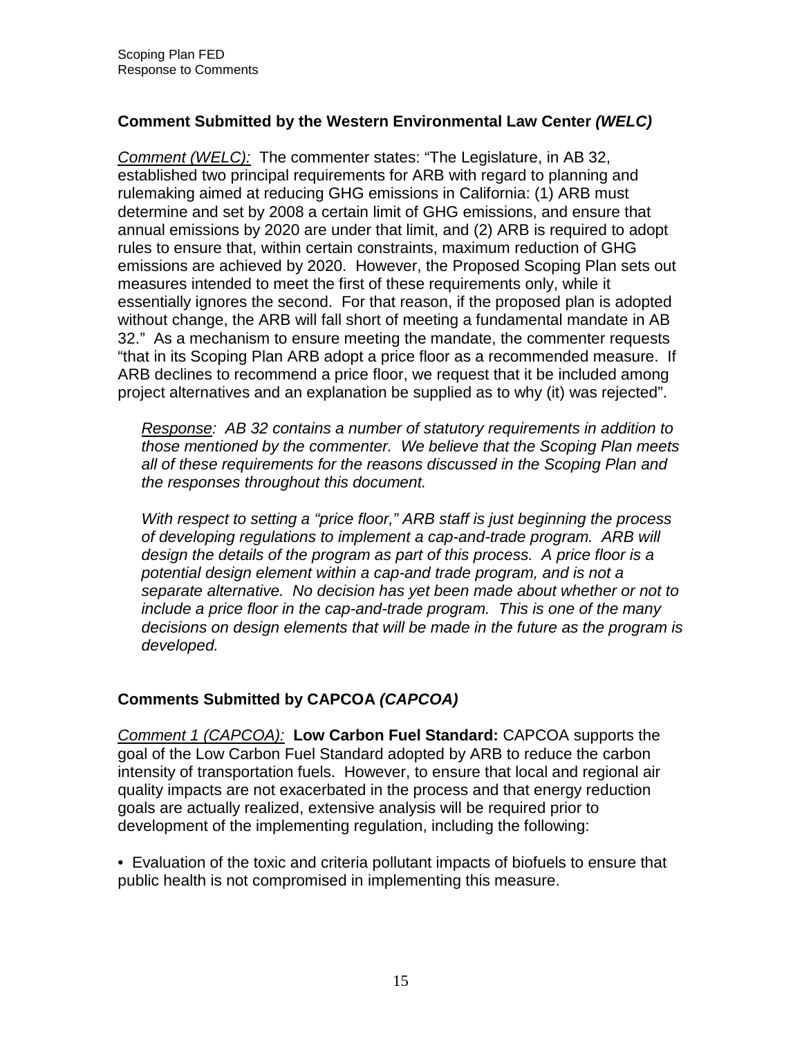### Comment Submitted by the Western Environmental Law Center *(WELC)*

*Comment (WELC):* The commenter states: "The Legislature, in AB 32, established two principal requirements for ARB with regard to planning and rulemaking aimed at reducing GHG emissions in California: (1) ARB must determine and set by 2008 a certain limit of GHG emissions, and ensure that annual emissions by 2020 are under that limit, and (2) ARB is required to adopt rules to ensure that, within certain constraints, maximum reduction of GHG emissions are achieved by 2020. However, the Proposed Scoping Plan sets out measures intended to meet the first of these requirements only, while it essentially ignores the second. For that reason, if the proposed plan is adopted without change, the ARB will fall short of meeting a fundamental mandate in AB 32." As a mechanism to ensure meeting the mandate, the commenter requests "that in its Scoping Plan ARB adopt a price floor as a recommended measure. If ARB declines to recommend a price floor, we request that it be included among project alternatives and an explanation be supplied as to why (it) was rejected".

> *Response: AB 32 contains a number of statutory requirements in addition to those mentioned by the commenter. We believe that the Scoping Plan meets all of these requirements for the reasons discussed in the Scoping Plan and the responses throughout this document.*
>
> *With respect to setting a "price floor," ARB staff is just beginning the process of developing regulations to implement a cap-and-trade program. ARB will design the details of the program as part of this process. A price floor is a potential design element within a cap-and trade program, and is not a separate alternative. No decision has yet been made about whether or not to include a price floor in the cap-and-trade program. This is one of the many decisions on design elements that will be made in the future as the program is developed.*

### Comments Submitted by CAPCOA *(CAPCOA)*

*Comment 1 (CAPCOA):* **Low Carbon Fuel Standard:** CAPCOA supports the goal of the Low Carbon Fuel Standard adopted by ARB to reduce the carbon intensity of transportation fuels. However, to ensure that local and regional air quality impacts are not exacerbated in the process and that energy reduction goals are actually realized, extensive analysis will be required prior to development of the implementing regulation, including the following:

- Evaluation of the toxic and criteria pollutant impacts of biofuels to ensure that public health is not compromised in implementing this measure.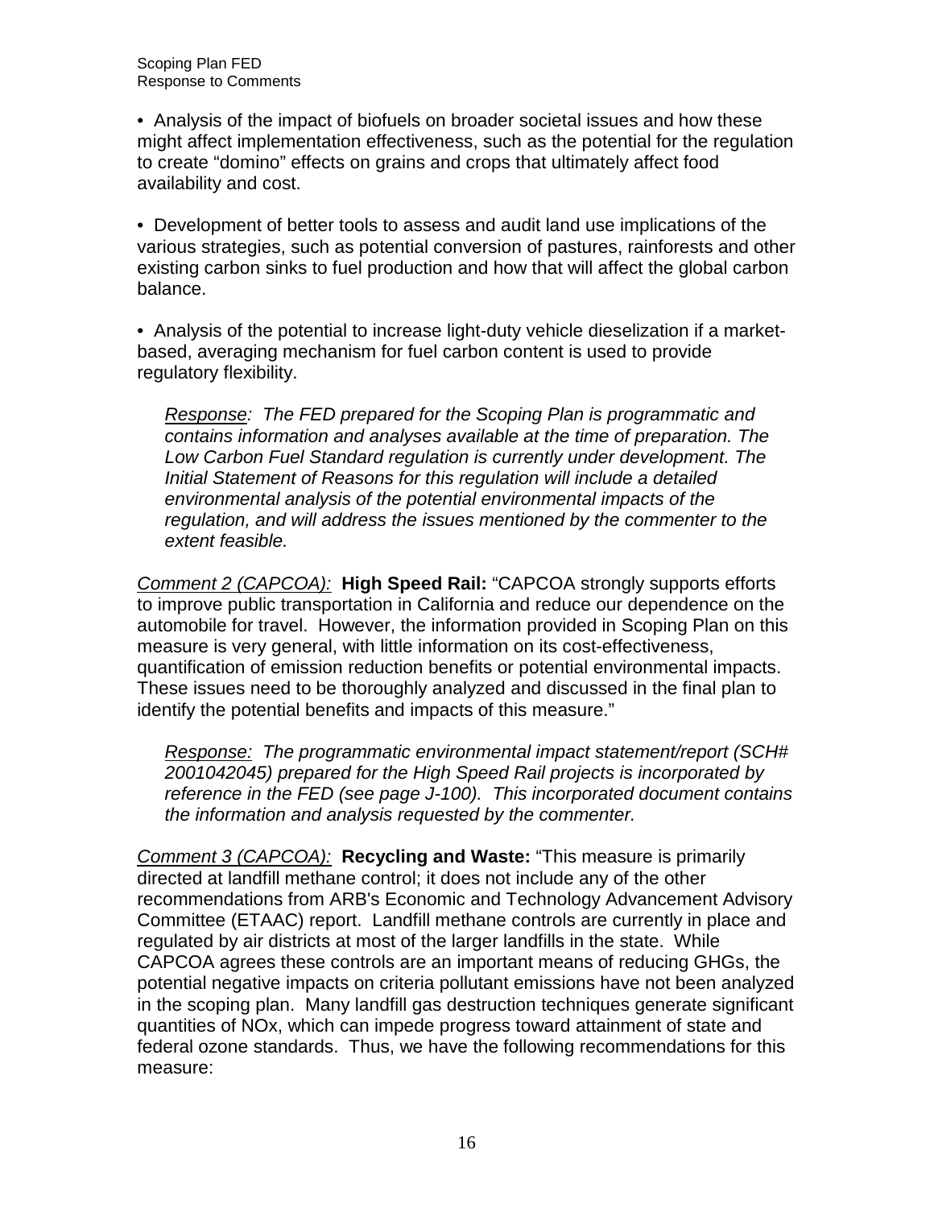- Analysis of the impact of biofuels on broader societal issues and how these might affect implementation effectiveness, such as the potential for the regulation to create "domino" effects on grains and crops that ultimately affect food availability and cost.

- Development of better tools to assess and audit land use implications of the various strategies, such as potential conversion of pastures, rainforests and other existing carbon sinks to fuel production and how that will affect the global carbon balance.

- Analysis of the potential to increase light-duty vehicle dieselization if a market-based, averaging mechanism for fuel carbon content is used to provide regulatory flexibility.

> *Response: The FED prepared for the Scoping Plan is programmatic and contains information and analyses available at the time of preparation. The Low Carbon Fuel Standard regulation is currently under development. The Initial Statement of Reasons for this regulation will include a detailed environmental analysis of the potential environmental impacts of the regulation, and will address the issues mentioned by the commenter to the extent feasible.*

*Comment 2 (CAPCOA):* **High Speed Rail:** "CAPCOA strongly supports efforts to improve public transportation in California and reduce our dependence on the automobile for travel. However, the information provided in Scoping Plan on this measure is very general, with little information on its cost-effectiveness, quantification of emission reduction benefits or potential environmental impacts. These issues need to be thoroughly analyzed and discussed in the final plan to identify the potential benefits and impacts of this measure."

> *Response: The programmatic environmental impact statement/report (SCH# 2001042045) prepared for the High Speed Rail projects is incorporated by reference in the FED (see page J-100). This incorporated document contains the information and analysis requested by the commenter.*

*Comment 3 (CAPCOA):* **Recycling and Waste:** "This measure is primarily directed at landfill methane control; it does not include any of the other recommendations from ARB's Economic and Technology Advancement Advisory Committee (ETAAC) report. Landfill methane controls are currently in place and regulated by air districts at most of the larger landfills in the state. While CAPCOA agrees these controls are an important means of reducing GHGs, the potential negative impacts on criteria pollutant emissions have not been analyzed in the scoping plan. Many landfill gas destruction techniques generate significant quantities of NOx, which can impede progress toward attainment of state and federal ozone standards. Thus, we have the following recommendations for this measure: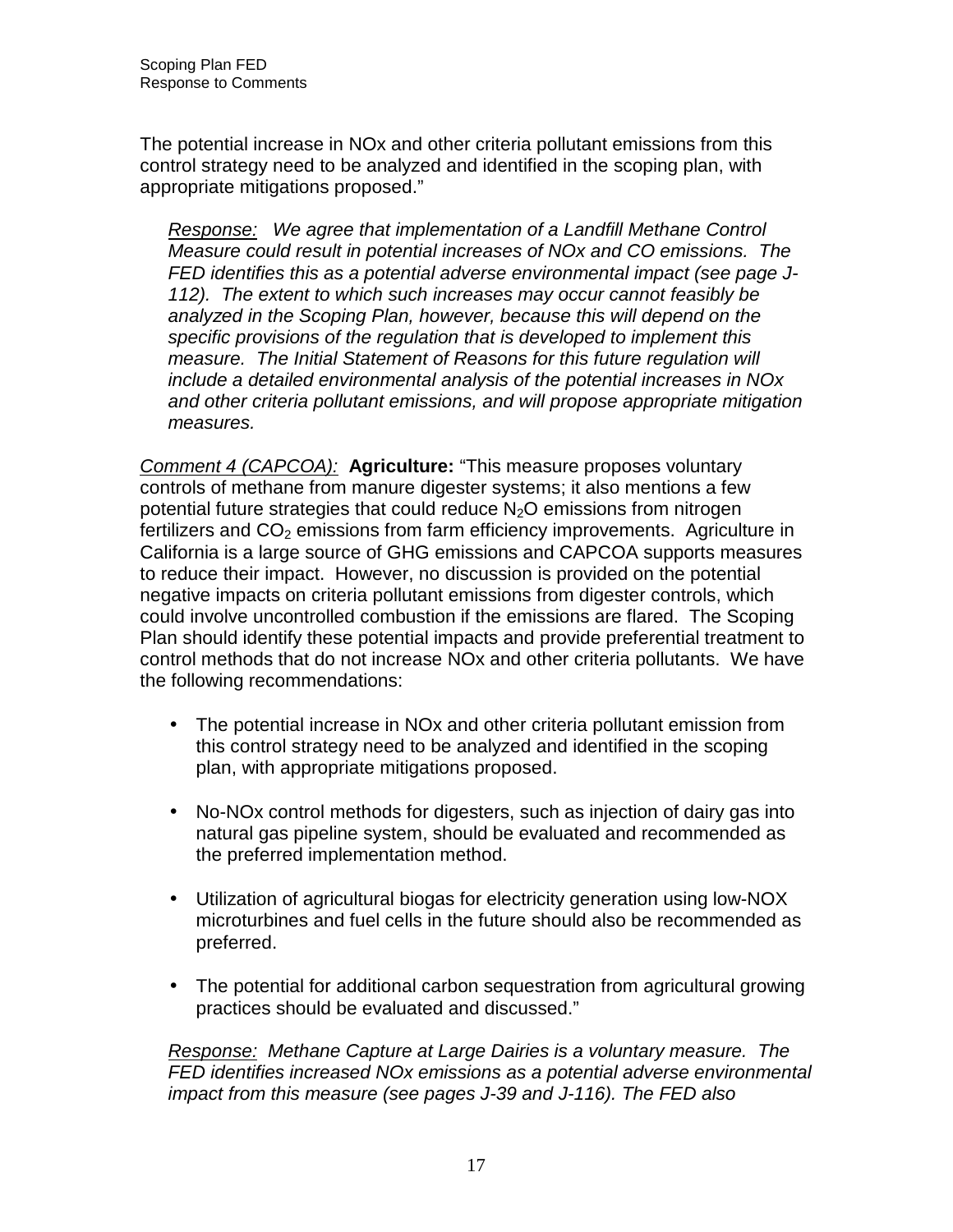The potential increase in NOx and other criteria pollutant emissions from this control strategy need to be analyzed and identified in the scoping plan, with appropriate mitigations proposed."

> *<u>Response:</u> We agree that implementation of a Landfill Methane Control Measure could result in potential increases of NOx and CO emissions. The FED identifies this as a potential adverse environmental impact (see page J-112). The extent to which such increases may occur cannot feasibly be analyzed in the Scoping Plan, however, because this will depend on the specific provisions of the regulation that is developed to implement this measure. The Initial Statement of Reasons for this future regulation will include a detailed environmental analysis of the potential increases in NOx and other criteria pollutant emissions, and will propose appropriate mitigation measures.*

*<u>Comment 4 (CAPCOA):</u>* **Agriculture:** "This measure proposes voluntary controls of methane from manure digester systems; it also mentions a few potential future strategies that could reduce $N_2O$ emissions from nitrogen fertilizers and $CO_2$ emissions from farm efficiency improvements. Agriculture in California is a large source of GHG emissions and CAPCOA supports measures to reduce their impact. However, no discussion is provided on the potential negative impacts on criteria pollutant emissions from digester controls, which could involve uncontrolled combustion if the emissions are flared. The Scoping Plan should identify these potential impacts and provide preferential treatment to control methods that do not increase NOx and other criteria pollutants. We have the following recommendations:

- The potential increase in NOx and other criteria pollutant emission from this control strategy need to be analyzed and identified in the scoping plan, with appropriate mitigations proposed.
- No-NOx control methods for digesters, such as injection of dairy gas into natural gas pipeline system, should be evaluated and recommended as the preferred implementation method.
- Utilization of agricultural biogas for electricity generation using low-NOX microturbines and fuel cells in the future should also be recommended as preferred.
- The potential for additional carbon sequestration from agricultural growing practices should be evaluated and discussed."

> *<u>Response:</u> Methane Capture at Large Dairies is a voluntary measure. The FED identifies increased NOx emissions as a potential adverse environmental impact from this measure (see pages J-39 and J-116). The FED also*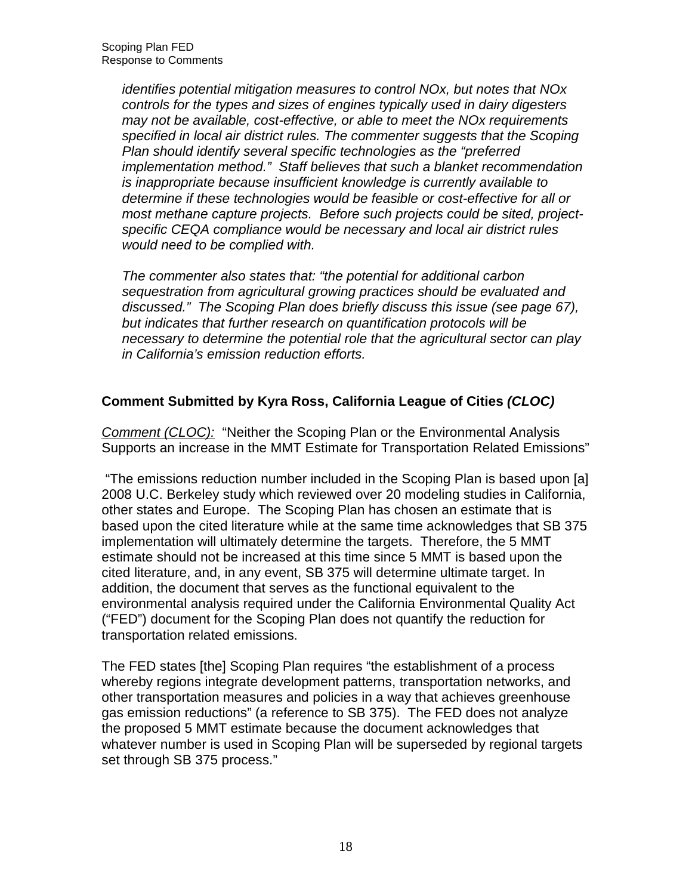*identifies potential mitigation measures to control NOx, but notes that NOx controls for the types and sizes of engines typically used in dairy digesters may not be available, cost-effective, or able to meet the NOx requirements specified in local air district rules. The commenter suggests that the Scoping Plan should identify several specific technologies as the "preferred implementation method." Staff believes that such a blanket recommendation is inappropriate because insufficient knowledge is currently available to determine if these technologies would be feasible or cost-effective for all or most methane capture projects. Before such projects could be sited, project-specific CEQA compliance would be necessary and local air district rules would need to be complied with.*

*The commenter also states that: "the potential for additional carbon sequestration from agricultural growing practices should be evaluated and discussed." The Scoping Plan does briefly discuss this issue (see page 67), but indicates that further research on quantification protocols will be necessary to determine the potential role that the agricultural sector can play in California's emission reduction efforts.*

**Comment Submitted by Kyra Ross, California League of Cities *(CLOC)***

<u>*Comment (CLOC):*</u> "Neither the Scoping Plan or the Environmental Analysis Supports an increase in the MMT Estimate for Transportation Related Emissions"

"The emissions reduction number included in the Scoping Plan is based upon [a] 2008 U.C. Berkeley study which reviewed over 20 modeling studies in California, other states and Europe. The Scoping Plan has chosen an estimate that is based upon the cited literature while at the same time acknowledges that SB 375 implementation will ultimately determine the targets. Therefore, the 5 MMT estimate should not be increased at this time since 5 MMT is based upon the cited literature, and, in any event, SB 375 will determine ultimate target. In addition, the document that serves as the functional equivalent to the environmental analysis required under the California Environmental Quality Act ("FED") document for the Scoping Plan does not quantify the reduction for transportation related emissions.

The FED states [the] Scoping Plan requires "the establishment of a process whereby regions integrate development patterns, transportation networks, and other transportation measures and policies in a way that achieves greenhouse gas emission reductions" (a reference to SB 375). The FED does not analyze the proposed 5 MMT estimate because the document acknowledges that whatever number is used in Scoping Plan will be superseded by regional targets set through SB 375 process."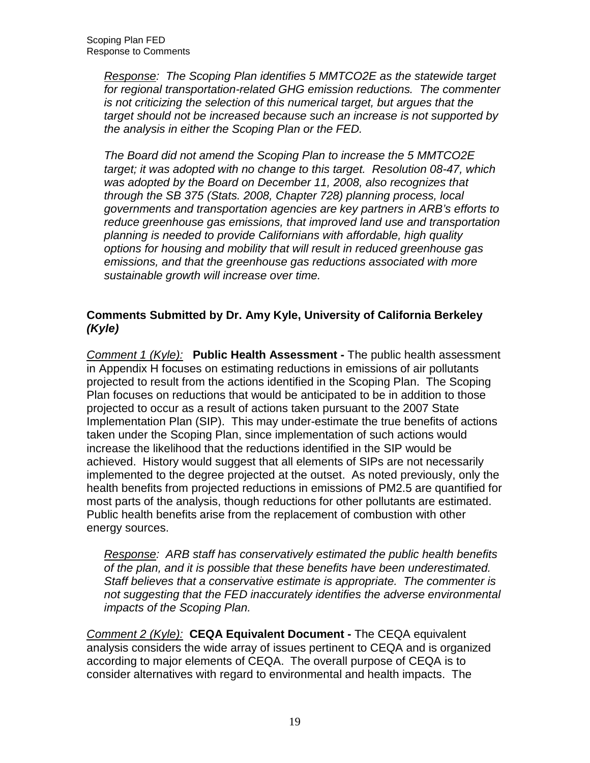*<u>Response</u>: The Scoping Plan identifies 5 MMTCO2E as the statewide target for regional transportation-related GHG emission reductions. The commenter is not criticizing the selection of this numerical target, but argues that the target should not be increased because such an increase is not supported by the analysis in either the Scoping Plan or the FED.*

*The Board did not amend the Scoping Plan to increase the 5 MMTCO2E target; it was adopted with no change to this target. Resolution 08-47, which was adopted by the Board on December 11, 2008, also recognizes that through the SB 375 (Stats. 2008, Chapter 728) planning process, local governments and transportation agencies are key partners in ARB's efforts to reduce greenhouse gas emissions, that improved land use and transportation planning is needed to provide Californians with affordable, high quality options for housing and mobility that will result in reduced greenhouse gas emissions, and that the greenhouse gas reductions associated with more sustainable growth will increase over time.*

### Comments Submitted by Dr. Amy Kyle, University of California Berkeley *(Kyle)*

*<u>Comment 1 (Kyle):</u>* **Public Health Assessment -** The public health assessment in Appendix H focuses on estimating reductions in emissions of air pollutants projected to result from the actions identified in the Scoping Plan. The Scoping Plan focuses on reductions that would be anticipated to be in addition to those projected to occur as a result of actions taken pursuant to the 2007 State Implementation Plan (SIP). This may under-estimate the true benefits of actions taken under the Scoping Plan, since implementation of such actions would increase the likelihood that the reductions identified in the SIP would be achieved. History would suggest that all elements of SIPs are not necessarily implemented to the degree projected at the outset. As noted previously, only the health benefits from projected reductions in emissions of PM2.5 are quantified for most parts of the analysis, though reductions for other pollutants are estimated. Public health benefits arise from the replacement of combustion with other energy sources.

*<u>Response</u>: ARB staff has conservatively estimated the public health benefits of the plan, and it is possible that these benefits have been underestimated. Staff believes that a conservative estimate is appropriate. The commenter is not suggesting that the FED inaccurately identifies the adverse environmental impacts of the Scoping Plan.*

*<u>Comment 2 (Kyle):</u>* **CEQA Equivalent Document -** The CEQA equivalent analysis considers the wide array of issues pertinent to CEQA and is organized according to major elements of CEQA. The overall purpose of CEQA is to consider alternatives with regard to environmental and health impacts. The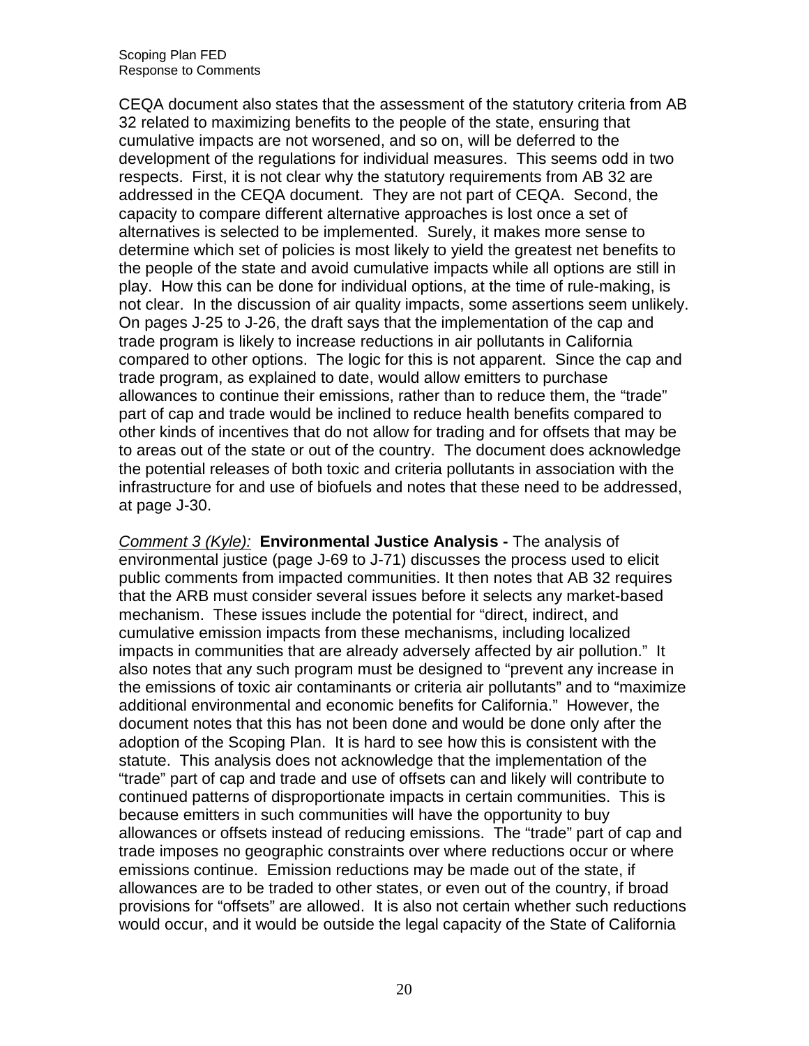CEQA document also states that the assessment of the statutory criteria from AB 32 related to maximizing benefits to the people of the state, ensuring that cumulative impacts are not worsened, and so on, will be deferred to the development of the regulations for individual measures. This seems odd in two respects. First, it is not clear why the statutory requirements from AB 32 are addressed in the CEQA document. They are not part of CEQA. Second, the capacity to compare different alternative approaches is lost once a set of alternatives is selected to be implemented. Surely, it makes more sense to determine which set of policies is most likely to yield the greatest net benefits to the people of the state and avoid cumulative impacts while all options are still in play. How this can be done for individual options, at the time of rule-making, is not clear. In the discussion of air quality impacts, some assertions seem unlikely. On pages J-25 to J-26, the draft says that the implementation of the cap and trade program is likely to increase reductions in air pollutants in California compared to other options. The logic for this is not apparent. Since the cap and trade program, as explained to date, would allow emitters to purchase allowances to continue their emissions, rather than to reduce them, the "trade" part of cap and trade would be inclined to reduce health benefits compared to other kinds of incentives that do not allow for trading and for offsets that may be to areas out of the state or out of the country. The document does acknowledge the potential releases of both toxic and criteria pollutants in association with the infrastructure for and use of biofuels and notes that these need to be addressed, at page J-30.

*Comment 3 (Kyle):* **Environmental Justice Analysis -** The analysis of environmental justice (page J-69 to J-71) discusses the process used to elicit public comments from impacted communities. It then notes that AB 32 requires that the ARB must consider several issues before it selects any market-based mechanism. These issues include the potential for "direct, indirect, and cumulative emission impacts from these mechanisms, including localized impacts in communities that are already adversely affected by air pollution." It also notes that any such program must be designed to "prevent any increase in the emissions of toxic air contaminants or criteria air pollutants" and to "maximize additional environmental and economic benefits for California." However, the document notes that this has not been done and would be done only after the adoption of the Scoping Plan. It is hard to see how this is consistent with the statute. This analysis does not acknowledge that the implementation of the "trade" part of cap and trade and use of offsets can and likely will contribute to continued patterns of disproportionate impacts in certain communities. This is because emitters in such communities will have the opportunity to buy allowances or offsets instead of reducing emissions. The "trade" part of cap and trade imposes no geographic constraints over where reductions occur or where emissions continue. Emission reductions may be made out of the state, if allowances are to be traded to other states, or even out of the country, if broad provisions for "offsets" are allowed. It is also not certain whether such reductions would occur, and it would be outside the legal capacity of the State of California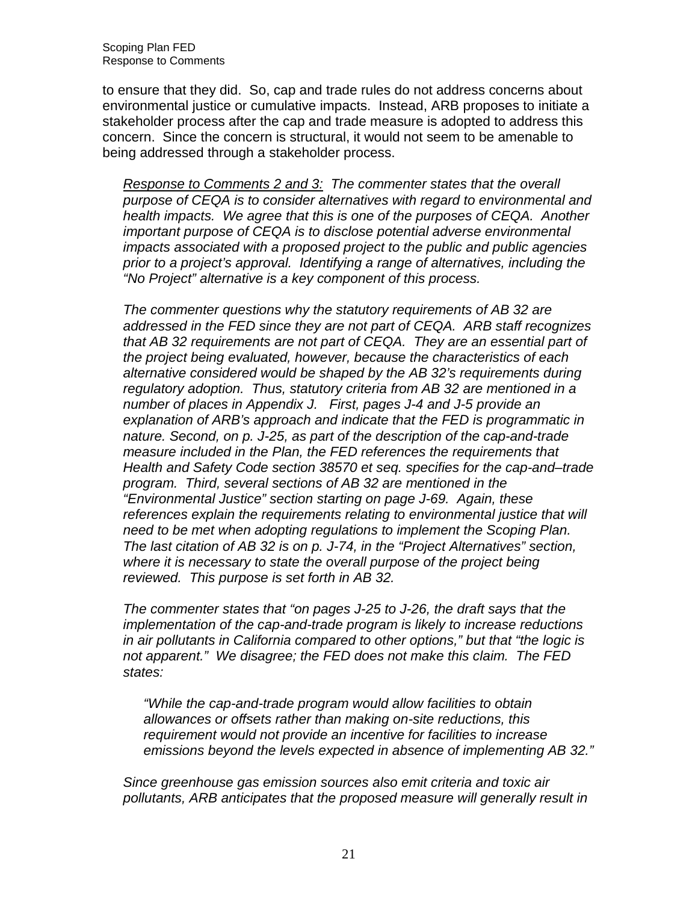to ensure that they did. So, cap and trade rules do not address concerns about environmental justice or cumulative impacts. Instead, ARB proposes to initiate a stakeholder process after the cap and trade measure is adopted to address this concern. Since the concern is structural, it would not seem to be amenable to being addressed through a stakeholder process.

> *<u>Response to Comments 2 and 3:</u> The commenter states that the overall purpose of CEQA is to consider alternatives with regard to environmental and health impacts. We agree that this is one of the purposes of CEQA. Another important purpose of CEQA is to disclose potential adverse environmental impacts associated with a proposed project to the public and public agencies prior to a project's approval. Identifying a range of alternatives, including the "No Project" alternative is a key component of this process.*
>
> *The commenter questions why the statutory requirements of AB 32 are addressed in the FED since they are not part of CEQA. ARB staff recognizes that AB 32 requirements are not part of CEQA. They are an essential part of the project being evaluated, however, because the characteristics of each alternative considered would be shaped by the AB 32's requirements during regulatory adoption. Thus, statutory criteria from AB 32 are mentioned in a number of places in Appendix J. First, pages J-4 and J-5 provide an explanation of ARB's approach and indicate that the FED is programmatic in nature. Second, on p. J-25, as part of the description of the cap-and-trade measure included in the Plan, the FED references the requirements that Health and Safety Code section 38570 et seq. specifies for the cap-and–trade program. Third, several sections of AB 32 are mentioned in the "Environmental Justice" section starting on page J-69. Again, these references explain the requirements relating to environmental justice that will need to be met when adopting regulations to implement the Scoping Plan. The last citation of AB 32 is on p. J-74, in the "Project Alternatives" section, where it is necessary to state the overall purpose of the project being reviewed. This purpose is set forth in AB 32.*
>
> *The commenter states that "on pages J-25 to J-26, the draft says that the implementation of the cap-and-trade program is likely to increase reductions in air pollutants in California compared to other options," but that "the logic is not apparent." We disagree; the FED does not make this claim. The FED states:*
>
> > *"While the cap-and-trade program would allow facilities to obtain allowances or offsets rather than making on-site reductions, this requirement would not provide an incentive for facilities to increase emissions beyond the levels expected in absence of implementing AB 32."*
>
> *Since greenhouse gas emission sources also emit criteria and toxic air pollutants, ARB anticipates that the proposed measure will generally result in*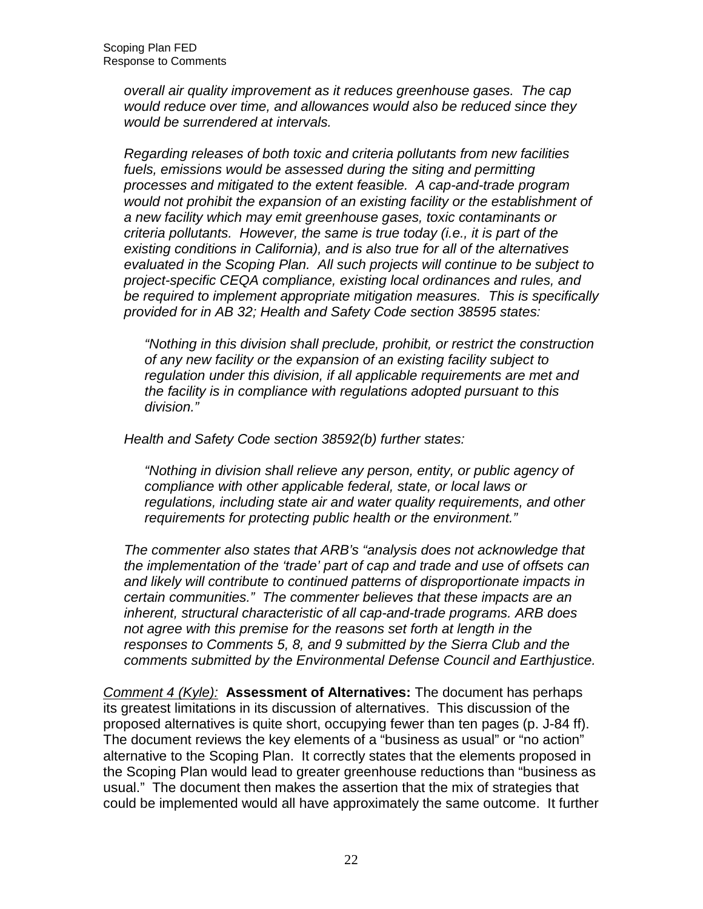*overall air quality improvement as it reduces greenhouse gases. The cap would reduce over time, and allowances would also be reduced since they would be surrendered at intervals.*

*Regarding releases of both toxic and criteria pollutants from new facilities fuels, emissions would be assessed during the siting and permitting processes and mitigated to the extent feasible. A cap-and-trade program would not prohibit the expansion of an existing facility or the establishment of a new facility which may emit greenhouse gases, toxic contaminants or criteria pollutants. However, the same is true today (i.e., it is part of the existing conditions in California), and is also true for all of the alternatives evaluated in the Scoping Plan. All such projects will continue to be subject to project-specific CEQA compliance, existing local ordinances and rules, and be required to implement appropriate mitigation measures. This is specifically provided for in AB 32; Health and Safety Code section 38595 states:*

> *"Nothing in this division shall preclude, prohibit, or restrict the construction of any new facility or the expansion of an existing facility subject to regulation under this division, if all applicable requirements are met and the facility is in compliance with regulations adopted pursuant to this division."*

*Health and Safety Code section 38592(b) further states:*

> *"Nothing in division shall relieve any person, entity, or public agency of compliance with other applicable federal, state, or local laws or regulations, including state air and water quality requirements, and other requirements for protecting public health or the environment."*

*The commenter also states that ARB's "analysis does not acknowledge that the implementation of the 'trade' part of cap and trade and use of offsets can and likely will contribute to continued patterns of disproportionate impacts in certain communities." The commenter believes that these impacts are an inherent, structural characteristic of all cap-and-trade programs. ARB does not agree with this premise for the reasons set forth at length in the responses to Comments 5, 8, and 9 submitted by the Sierra Club and the comments submitted by the Environmental Defense Council and Earthjustice.*

Comment 4 (Kyle): **Assessment of Alternatives:** The document has perhaps its greatest limitations in its discussion of alternatives. This discussion of the proposed alternatives is quite short, occupying fewer than ten pages (p. J-84 ff). The document reviews the key elements of a "business as usual" or "no action" alternative to the Scoping Plan. It correctly states that the elements proposed in the Scoping Plan would lead to greater greenhouse reductions than "business as usual." The document then makes the assertion that the mix of strategies that could be implemented would all have approximately the same outcome. It further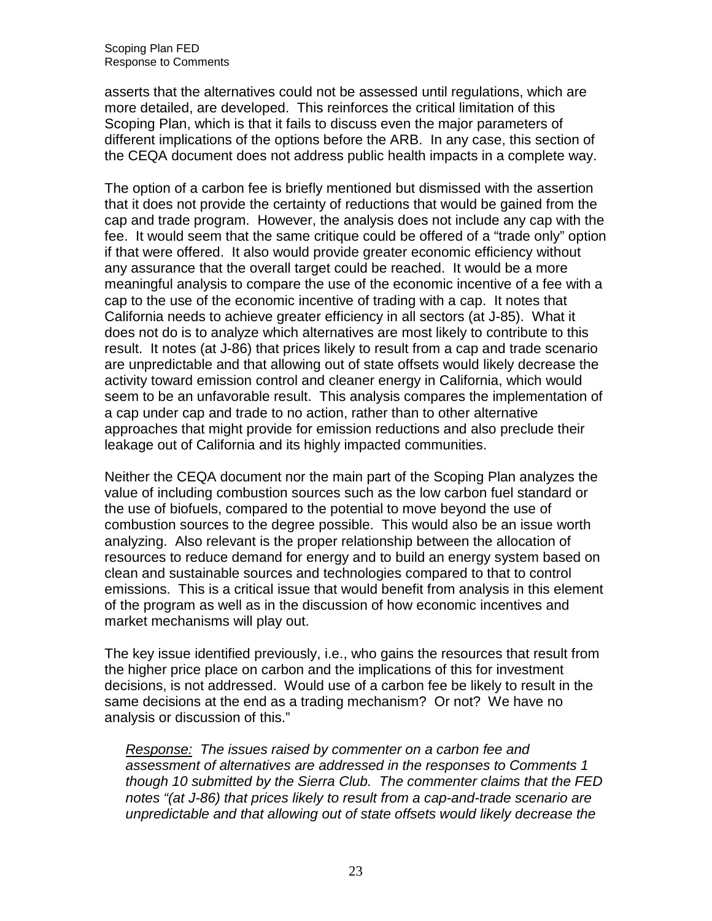asserts that the alternatives could not be assessed until regulations, which are more detailed, are developed. This reinforces the critical limitation of this Scoping Plan, which is that it fails to discuss even the major parameters of different implications of the options before the ARB. In any case, this section of the CEQA document does not address public health impacts in a complete way.

The option of a carbon fee is briefly mentioned but dismissed with the assertion that it does not provide the certainty of reductions that would be gained from the cap and trade program. However, the analysis does not include any cap with the fee. It would seem that the same critique could be offered of a "trade only" option if that were offered. It also would provide greater economic efficiency without any assurance that the overall target could be reached. It would be a more meaningful analysis to compare the use of the economic incentive of a fee with a cap to the use of the economic incentive of trading with a cap. It notes that California needs to achieve greater efficiency in all sectors (at J-85). What it does not do is to analyze which alternatives are most likely to contribute to this result. It notes (at J-86) that prices likely to result from a cap and trade scenario are unpredictable and that allowing out of state offsets would likely decrease the activity toward emission control and cleaner energy in California, which would seem to be an unfavorable result. This analysis compares the implementation of a cap under cap and trade to no action, rather than to other alternative approaches that might provide for emission reductions and also preclude their leakage out of California and its highly impacted communities.

Neither the CEQA document nor the main part of the Scoping Plan analyzes the value of including combustion sources such as the low carbon fuel standard or the use of biofuels, compared to the potential to move beyond the use of combustion sources to the degree possible. This would also be an issue worth analyzing. Also relevant is the proper relationship between the allocation of resources to reduce demand for energy and to build an energy system based on clean and sustainable sources and technologies compared to that to control emissions. This is a critical issue that would benefit from analysis in this element of the program as well as in the discussion of how economic incentives and market mechanisms will play out.

The key issue identified previously, i.e., who gains the resources that result from the higher price place on carbon and the implications of this for investment decisions, is not addressed. Would use of a carbon fee be likely to result in the same decisions at the end as a trading mechanism? Or not? We have no analysis or discussion of this."

> *Response:* *The issues raised by commenter on a carbon fee and assessment of alternatives are addressed in the responses to Comments 1 though 10 submitted by the Sierra Club. The commenter claims that the FED notes "(at J-86) that prices likely to result from a cap-and-trade scenario are unpredictable and that allowing out of state offsets would likely decrease the*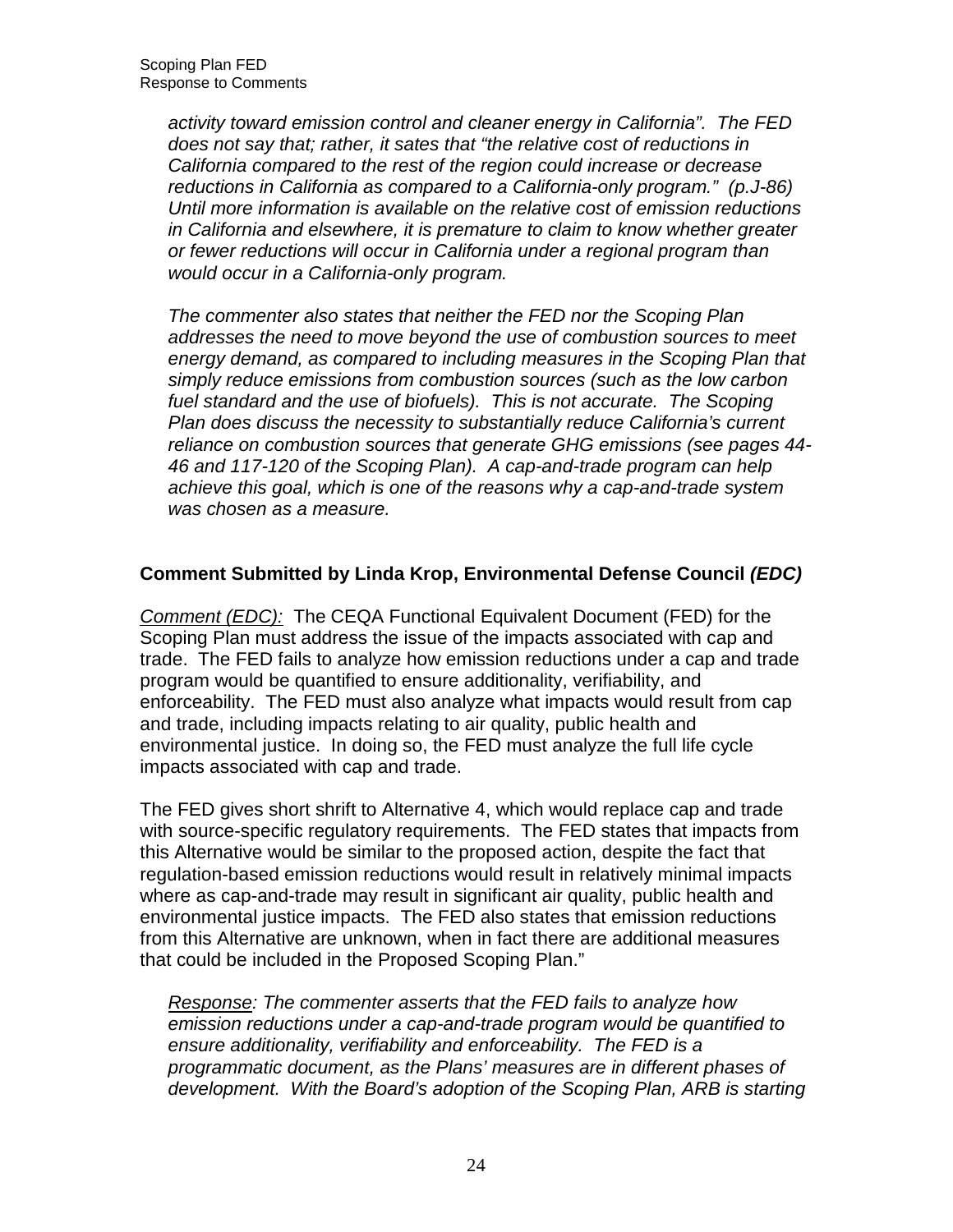*activity toward emission control and cleaner energy in California". The FED does not say that; rather, it sates that "the relative cost of reductions in California compared to the rest of the region could increase or decrease reductions in California as compared to a California-only program." (p.J-86) Until more information is available on the relative cost of emission reductions in California and elsewhere, it is premature to claim to know whether greater or fewer reductions will occur in California under a regional program than would occur in a California-only program.*

*The commenter also states that neither the FED nor the Scoping Plan addresses the need to move beyond the use of combustion sources to meet energy demand, as compared to including measures in the Scoping Plan that simply reduce emissions from combustion sources (such as the low carbon fuel standard and the use of biofuels). This is not accurate. The Scoping Plan does discuss the necessity to substantially reduce California's current reliance on combustion sources that generate GHG emissions (see pages 44-46 and 117-120 of the Scoping Plan). A cap-and-trade program can help achieve this goal, which is one of the reasons why a cap-and-trade system was chosen as a measure.*

**Comment Submitted by Linda Krop, Environmental Defense Council *(EDC)***

*Comment (EDC):* The CEQA Functional Equivalent Document (FED) for the Scoping Plan must address the issue of the impacts associated with cap and trade. The FED fails to analyze how emission reductions under a cap and trade program would be quantified to ensure additionality, verifiability, and enforceability. The FED must also analyze what impacts would result from cap and trade, including impacts relating to air quality, public health and environmental justice. In doing so, the FED must analyze the full life cycle impacts associated with cap and trade.

The FED gives short shrift to Alternative 4, which would replace cap and trade with source-specific regulatory requirements. The FED states that impacts from this Alternative would be similar to the proposed action, despite the fact that regulation-based emission reductions would result in relatively minimal impacts where as cap-and-trade may result in significant air quality, public health and environmental justice impacts. The FED also states that emission reductions from this Alternative are unknown, when in fact there are additional measures that could be included in the Proposed Scoping Plan."

*Response: The commenter asserts that the FED fails to analyze how emission reductions under a cap-and-trade program would be quantified to ensure additionality, verifiability and enforceability. The FED is a programmatic document, as the Plans' measures are in different phases of development. With the Board's adoption of the Scoping Plan, ARB is starting*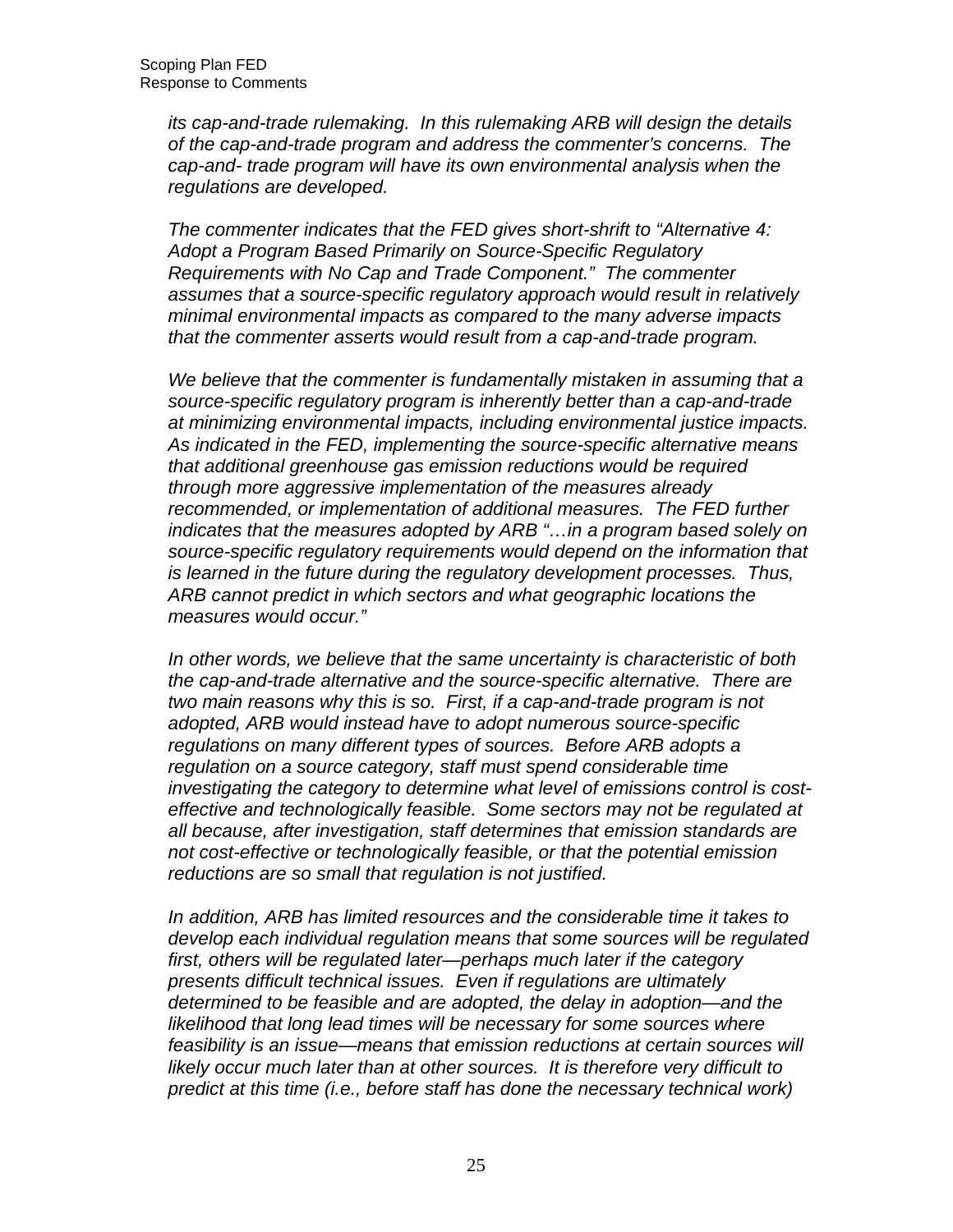*its cap-and-trade rulemaking. In this rulemaking ARB will design the details of the cap-and-trade program and address the commenter's concerns. The cap-and- trade program will have its own environmental analysis when the regulations are developed.*

*The commenter indicates that the FED gives short-shrift to "Alternative 4: Adopt a Program Based Primarily on Source-Specific Regulatory Requirements with No Cap and Trade Component." The commenter assumes that a source-specific regulatory approach would result in relatively minimal environmental impacts as compared to the many adverse impacts that the commenter asserts would result from a cap-and-trade program.*

*We believe that the commenter is fundamentally mistaken in assuming that a source-specific regulatory program is inherently better than a cap-and-trade at minimizing environmental impacts, including environmental justice impacts. As indicated in the FED, implementing the source-specific alternative means that additional greenhouse gas emission reductions would be required through more aggressive implementation of the measures already recommended, or implementation of additional measures. The FED further indicates that the measures adopted by ARB "…in a program based solely on source-specific regulatory requirements would depend on the information that is learned in the future during the regulatory development processes. Thus, ARB cannot predict in which sectors and what geographic locations the measures would occur."*

*In other words, we believe that the same uncertainty is characteristic of both the cap-and-trade alternative and the source-specific alternative. There are two main reasons why this is so. First, if a cap-and-trade program is not adopted, ARB would instead have to adopt numerous source-specific regulations on many different types of sources. Before ARB adopts a regulation on a source category, staff must spend considerable time investigating the category to determine what level of emissions control is cost-effective and technologically feasible. Some sectors may not be regulated at all because, after investigation, staff determines that emission standards are not cost-effective or technologically feasible, or that the potential emission reductions are so small that regulation is not justified.*

*In addition, ARB has limited resources and the considerable time it takes to develop each individual regulation means that some sources will be regulated first, others will be regulated later—perhaps much later if the category presents difficult technical issues. Even if regulations are ultimately determined to be feasible and are adopted, the delay in adoption—and the likelihood that long lead times will be necessary for some sources where feasibility is an issue—means that emission reductions at certain sources will likely occur much later than at other sources. It is therefore very difficult to predict at this time (i.e., before staff has done the necessary technical work)*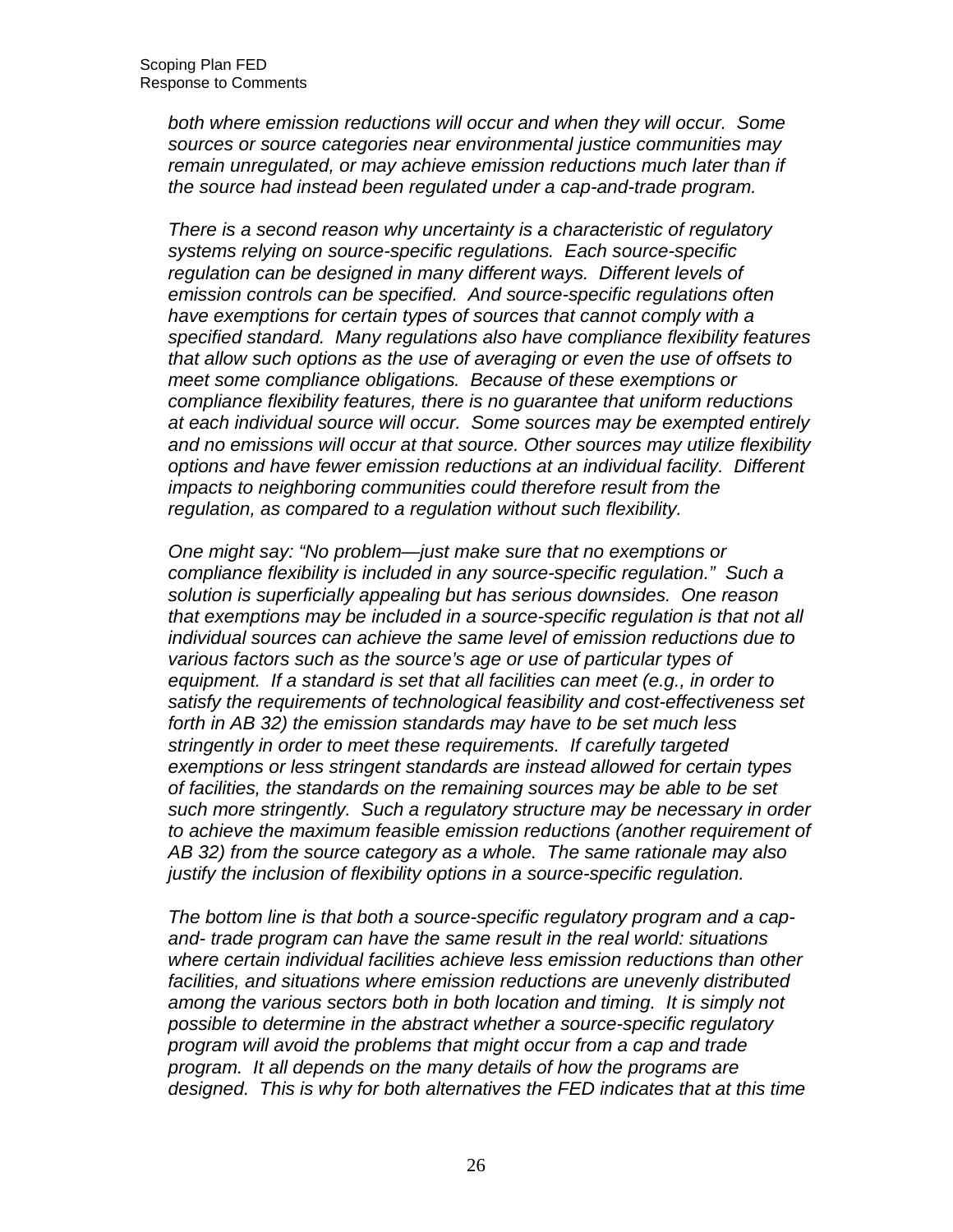*both where emission reductions will occur and when they will occur. Some sources or source categories near environmental justice communities may remain unregulated, or may achieve emission reductions much later than if the source had instead been regulated under a cap-and-trade program.*

*There is a second reason why uncertainty is a characteristic of regulatory systems relying on source-specific regulations. Each source-specific regulation can be designed in many different ways. Different levels of emission controls can be specified. And source-specific regulations often have exemptions for certain types of sources that cannot comply with a specified standard. Many regulations also have compliance flexibility features that allow such options as the use of averaging or even the use of offsets to meet some compliance obligations. Because of these exemptions or compliance flexibility features, there is no guarantee that uniform reductions at each individual source will occur. Some sources may be exempted entirely and no emissions will occur at that source. Other sources may utilize flexibility options and have fewer emission reductions at an individual facility. Different impacts to neighboring communities could therefore result from the regulation, as compared to a regulation without such flexibility.*

*One might say: "No problem—just make sure that no exemptions or compliance flexibility is included in any source-specific regulation." Such a solution is superficially appealing but has serious downsides. One reason that exemptions may be included in a source-specific regulation is that not all individual sources can achieve the same level of emission reductions due to various factors such as the source's age or use of particular types of equipment. If a standard is set that all facilities can meet (e.g., in order to satisfy the requirements of technological feasibility and cost-effectiveness set forth in AB 32) the emission standards may have to be set much less stringently in order to meet these requirements. If carefully targeted exemptions or less stringent standards are instead allowed for certain types of facilities, the standards on the remaining sources may be able to be set such more stringently. Such a regulatory structure may be necessary in order to achieve the maximum feasible emission reductions (another requirement of AB 32) from the source category as a whole. The same rationale may also justify the inclusion of flexibility options in a source-specific regulation.*

*The bottom line is that both a source-specific regulatory program and a cap-and- trade program can have the same result in the real world: situations where certain individual facilities achieve less emission reductions than other facilities, and situations where emission reductions are unevenly distributed among the various sectors both in both location and timing. It is simply not possible to determine in the abstract whether a source-specific regulatory program will avoid the problems that might occur from a cap and trade program. It all depends on the many details of how the programs are designed. This is why for both alternatives the FED indicates that at this time*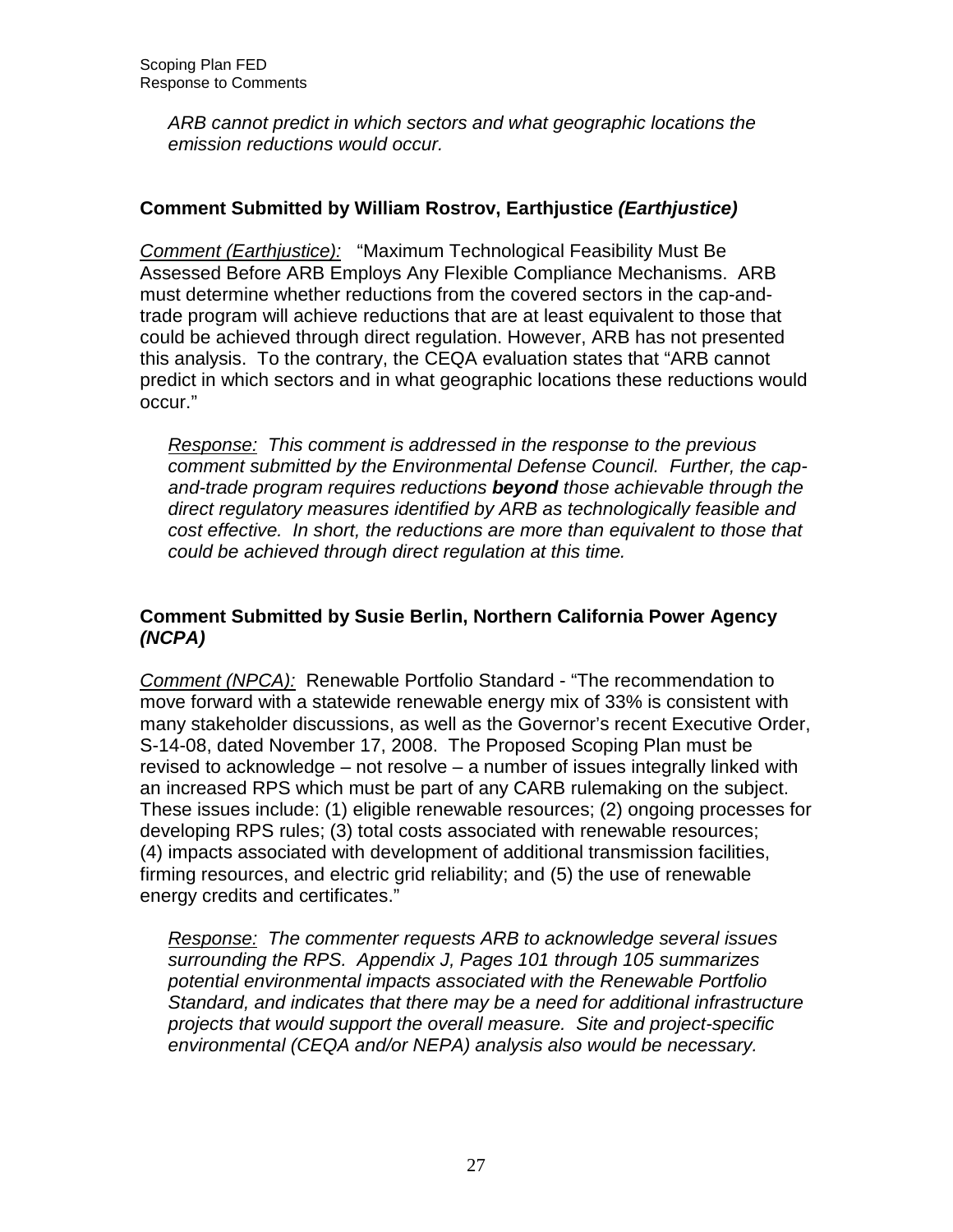*ARB cannot predict in which sectors and what geographic locations the emission reductions would occur.*

### Comment Submitted by William Rostrov, Earthjustice *(Earthjustice)*

*Comment (Earthjustice):* "Maximum Technological Feasibility Must Be Assessed Before ARB Employs Any Flexible Compliance Mechanisms. ARB must determine whether reductions from the covered sectors in the cap-and-trade program will achieve reductions that are at least equivalent to those that could be achieved through direct regulation. However, ARB has not presented this analysis. To the contrary, the CEQA evaluation states that "ARB cannot predict in which sectors and in what geographic locations these reductions would occur."

*Response: This comment is addressed in the response to the previous comment submitted by the Environmental Defense Council. Further, the cap-and-trade program requires reductions* ***beyond*** *those achievable through the direct regulatory measures identified by ARB as technologically feasible and cost effective. In short, the reductions are more than equivalent to those that could be achieved through direct regulation at this time.*

### Comment Submitted by Susie Berlin, Northern California Power Agency *(NCPA)*

*Comment (NPCA):* Renewable Portfolio Standard - "The recommendation to move forward with a statewide renewable energy mix of 33% is consistent with many stakeholder discussions, as well as the Governor's recent Executive Order, S-14-08, dated November 17, 2008. The Proposed Scoping Plan must be revised to acknowledge – not resolve – a number of issues integrally linked with an increased RPS which must be part of any CARB rulemaking on the subject. These issues include: (1) eligible renewable resources; (2) ongoing processes for developing RPS rules; (3) total costs associated with renewable resources; (4) impacts associated with development of additional transmission facilities, firming resources, and electric grid reliability; and (5) the use of renewable energy credits and certificates."

*Response: The commenter requests ARB to acknowledge several issues surrounding the RPS. Appendix J, Pages 101 through 105 summarizes potential environmental impacts associated with the Renewable Portfolio Standard, and indicates that there may be a need for additional infrastructure projects that would support the overall measure. Site and project-specific environmental (CEQA and/or NEPA) analysis also would be necessary.*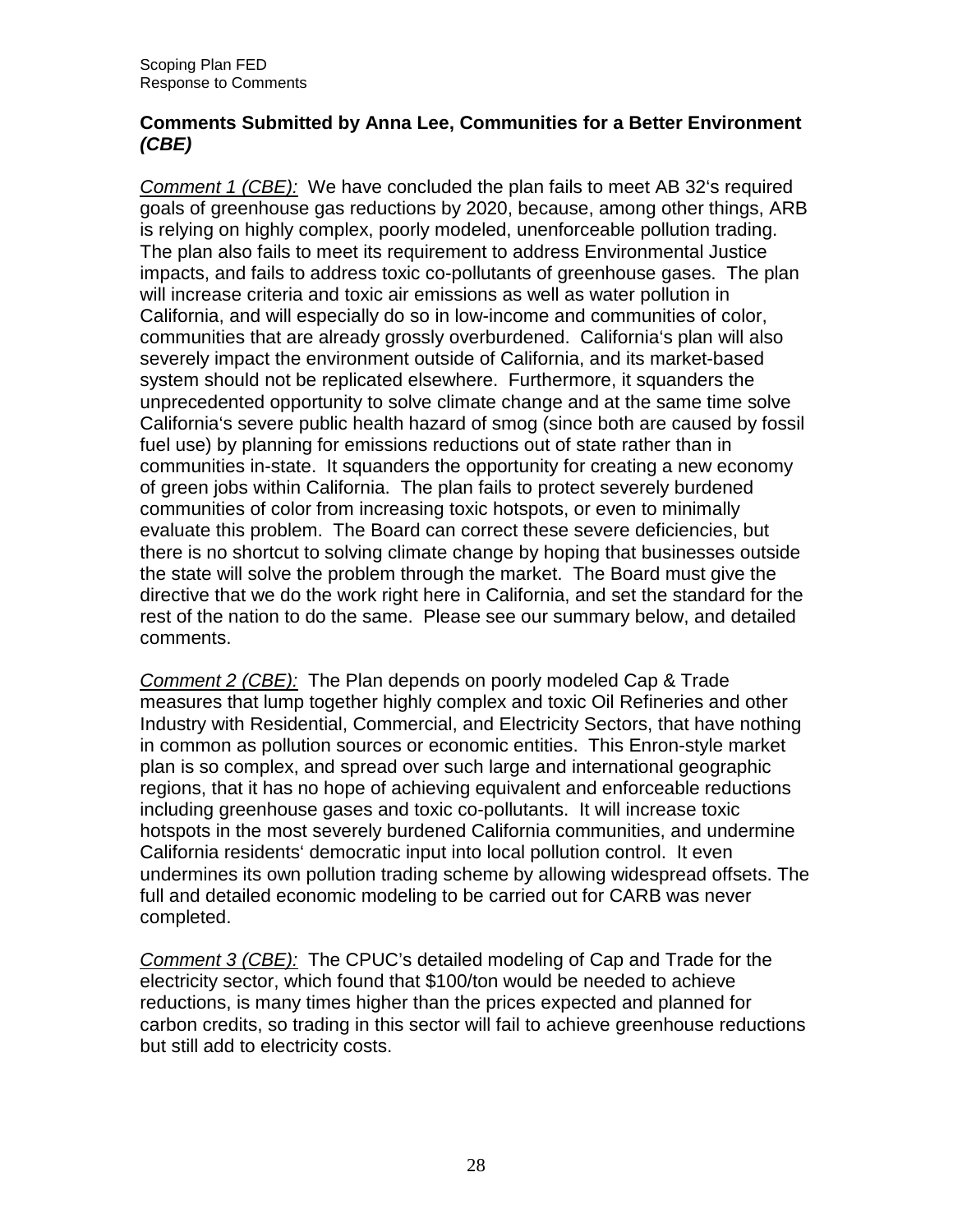## Comments Submitted by Anna Lee, Communities for a Better Environment *(CBE)*

*Comment 1 (CBE):* We have concluded the plan fails to meet AB 32's required goals of greenhouse gas reductions by 2020, because, among other things, ARB is relying on highly complex, poorly modeled, unenforceable pollution trading. The plan also fails to meet its requirement to address Environmental Justice impacts, and fails to address toxic co-pollutants of greenhouse gases. The plan will increase criteria and toxic air emissions as well as water pollution in California, and will especially do so in low-income and communities of color, communities that are already grossly overburdened. California's plan will also severely impact the environment outside of California, and its market-based system should not be replicated elsewhere. Furthermore, it squanders the unprecedented opportunity to solve climate change and at the same time solve California's severe public health hazard of smog (since both are caused by fossil fuel use) by planning for emissions reductions out of state rather than in communities in-state. It squanders the opportunity for creating a new economy of green jobs within California. The plan fails to protect severely burdened communities of color from increasing toxic hotspots, or even to minimally evaluate this problem. The Board can correct these severe deficiencies, but there is no shortcut to solving climate change by hoping that businesses outside the state will solve the problem through the market. The Board must give the directive that we do the work right here in California, and set the standard for the rest of the nation to do the same. Please see our summary below, and detailed comments.

*Comment 2 (CBE):* The Plan depends on poorly modeled Cap & Trade measures that lump together highly complex and toxic Oil Refineries and other Industry with Residential, Commercial, and Electricity Sectors, that have nothing in common as pollution sources or economic entities. This Enron-style market plan is so complex, and spread over such large and international geographic regions, that it has no hope of achieving equivalent and enforceable reductions including greenhouse gases and toxic co-pollutants. It will increase toxic hotspots in the most severely burdened California communities, and undermine California residents' democratic input into local pollution control. It even undermines its own pollution trading scheme by allowing widespread offsets. The full and detailed economic modeling to be carried out for CARB was never completed.

*Comment 3 (CBE):* The CPUC's detailed modeling of Cap and Trade for the electricity sector, which found that $100/ton would be needed to achieve reductions, is many times higher than the prices expected and planned for carbon credits, so trading in this sector will fail to achieve greenhouse reductions but still add to electricity costs.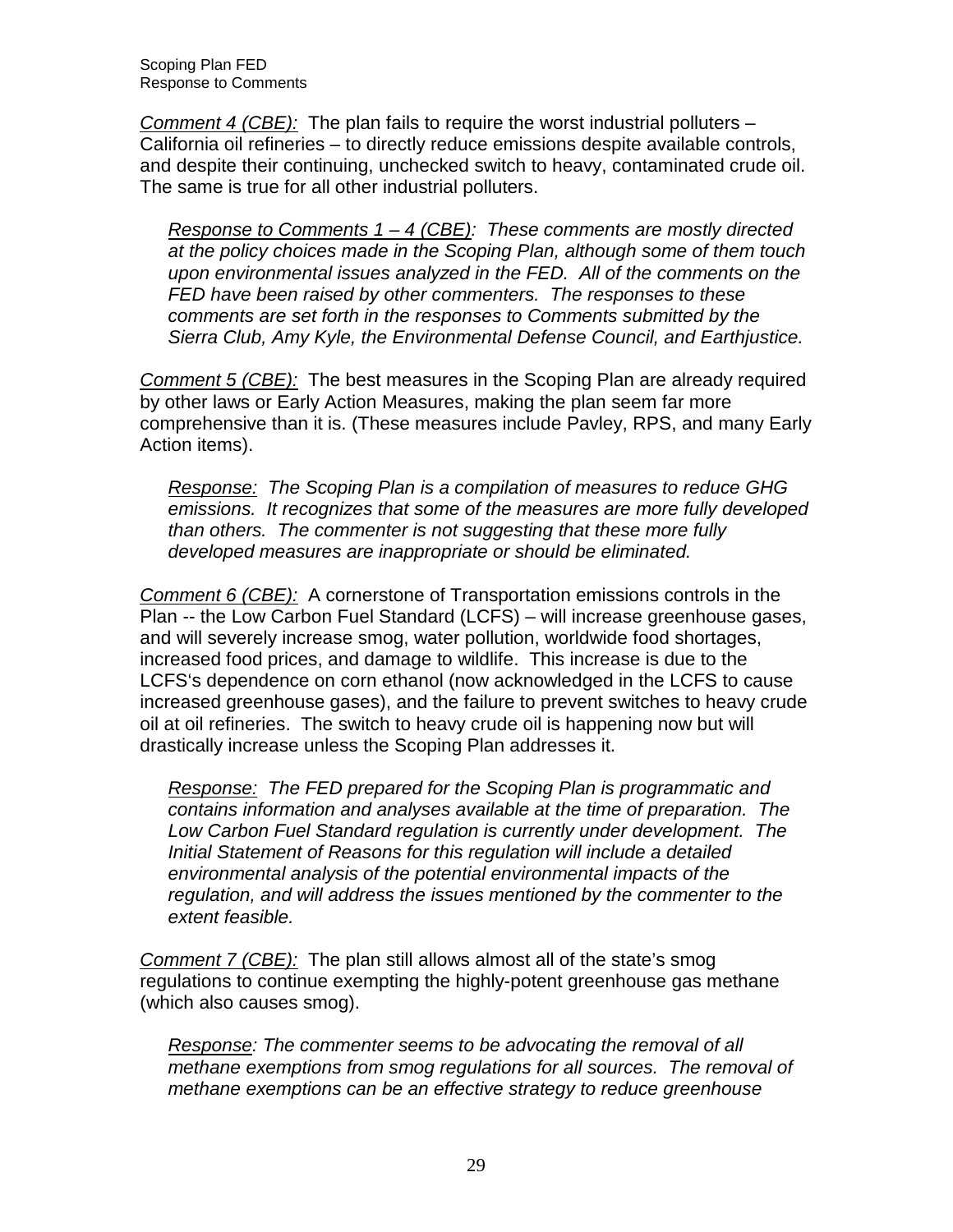*Comment 4 (CBE):* The plan fails to require the worst industrial polluters – California oil refineries – to directly reduce emissions despite available controls, and despite their continuing, unchecked switch to heavy, contaminated crude oil. The same is true for all other industrial polluters.

> *Response to Comments 1 – 4 (CBE): These comments are mostly directed at the policy choices made in the Scoping Plan, although some of them touch upon environmental issues analyzed in the FED. All of the comments on the FED have been raised by other commenters. The responses to these comments are set forth in the responses to Comments submitted by the Sierra Club, Amy Kyle, the Environmental Defense Council, and Earthjustice.*

*Comment 5 (CBE):* The best measures in the Scoping Plan are already required by other laws or Early Action Measures, making the plan seem far more comprehensive than it is. (These measures include Pavley, RPS, and many Early Action items).

> *Response: The Scoping Plan is a compilation of measures to reduce GHG emissions. It recognizes that some of the measures are more fully developed than others. The commenter is not suggesting that these more fully developed measures are inappropriate or should be eliminated.*

*Comment 6 (CBE):* A cornerstone of Transportation emissions controls in the Plan -- the Low Carbon Fuel Standard (LCFS) – will increase greenhouse gases, and will severely increase smog, water pollution, worldwide food shortages, increased food prices, and damage to wildlife. This increase is due to the LCFS's dependence on corn ethanol (now acknowledged in the LCFS to cause increased greenhouse gases), and the failure to prevent switches to heavy crude oil at oil refineries. The switch to heavy crude oil is happening now but will drastically increase unless the Scoping Plan addresses it.

> *Response: The FED prepared for the Scoping Plan is programmatic and contains information and analyses available at the time of preparation. The Low Carbon Fuel Standard regulation is currently under development. The Initial Statement of Reasons for this regulation will include a detailed environmental analysis of the potential environmental impacts of the regulation, and will address the issues mentioned by the commenter to the extent feasible.*

*Comment 7 (CBE):* The plan still allows almost all of the state's smog regulations to continue exempting the highly-potent greenhouse gas methane (which also causes smog).

> *Response: The commenter seems to be advocating the removal of all methane exemptions from smog regulations for all sources. The removal of methane exemptions can be an effective strategy to reduce greenhouse*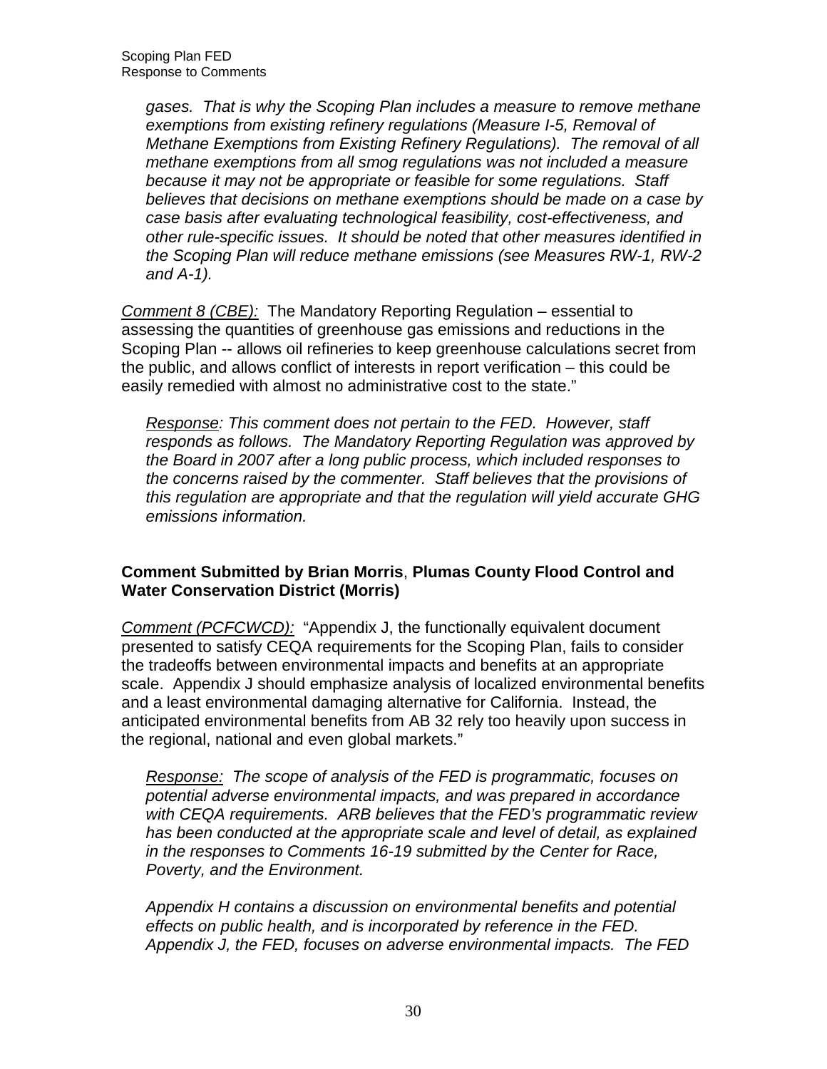*gases. That is why the Scoping Plan includes a measure to remove methane exemptions from existing refinery regulations (Measure I-5, Removal of Methane Exemptions from Existing Refinery Regulations). The removal of all methane exemptions from all smog regulations was not included a measure because it may not be appropriate or feasible for some regulations. Staff believes that decisions on methane exemptions should be made on a case by case basis after evaluating technological feasibility, cost-effectiveness, and other rule-specific issues. It should be noted that other measures identified in the Scoping Plan will reduce methane emissions (see Measures RW-1, RW-2 and A-1).*

*Comment 8 (CBE):* The Mandatory Reporting Regulation – essential to assessing the quantities of greenhouse gas emissions and reductions in the Scoping Plan -- allows oil refineries to keep greenhouse calculations secret from the public, and allows conflict of interests in report verification – this could be easily remedied with almost no administrative cost to the state."

*Response: This comment does not pertain to the FED. However, staff responds as follows. The Mandatory Reporting Regulation was approved by the Board in 2007 after a long public process, which included responses to the concerns raised by the commenter. Staff believes that the provisions of this regulation are appropriate and that the regulation will yield accurate GHG emissions information.*

**Comment Submitted by Brian Morris, Plumas County Flood Control and Water Conservation District (Morris)**

*Comment (PCFCWCD):* "Appendix J, the functionally equivalent document presented to satisfy CEQA requirements for the Scoping Plan, fails to consider the tradeoffs between environmental impacts and benefits at an appropriate scale. Appendix J should emphasize analysis of localized environmental benefits and a least environmental damaging alternative for California. Instead, the anticipated environmental benefits from AB 32 rely too heavily upon success in the regional, national and even global markets."

*Response: The scope of analysis of the FED is programmatic, focuses on potential adverse environmental impacts, and was prepared in accordance with CEQA requirements. ARB believes that the FED's programmatic review has been conducted at the appropriate scale and level of detail, as explained in the responses to Comments 16-19 submitted by the Center for Race, Poverty, and the Environment.*

*Appendix H contains a discussion on environmental benefits and potential effects on public health, and is incorporated by reference in the FED. Appendix J, the FED, focuses on adverse environmental impacts. The FED*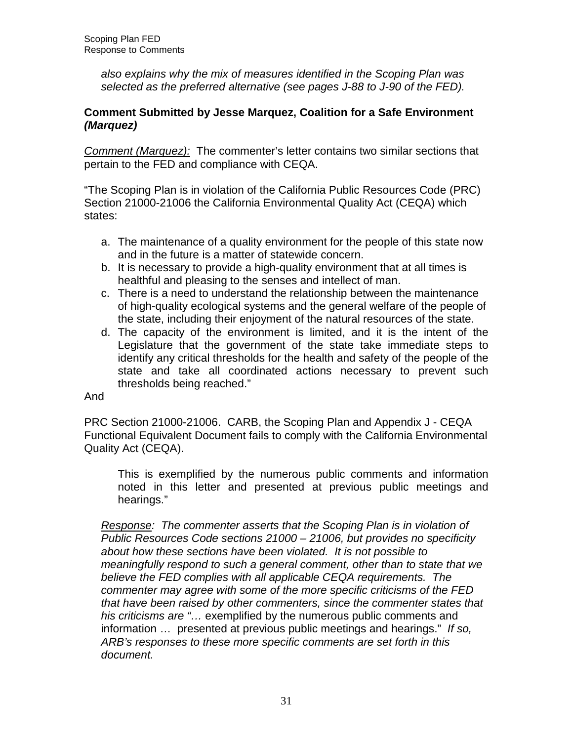*also explains why the mix of measures identified in the Scoping Plan was selected as the preferred alternative (see pages J-88 to J-90 of the FED).*

**Comment Submitted by Jesse Marquez, Coalition for a Safe Environment *(Marquez)***

*Comment (Marquez):* The commenter's letter contains two similar sections that pertain to the FED and compliance with CEQA.

"The Scoping Plan is in violation of the California Public Resources Code (PRC) Section 21000-21006 the California Environmental Quality Act (CEQA) which states:

a. The maintenance of a quality environment for the people of this state now and in the future is a matter of statewide concern.
b. It is necessary to provide a high-quality environment that at all times is healthful and pleasing to the senses and intellect of man.
c. There is a need to understand the relationship between the maintenance of high-quality ecological systems and the general welfare of the people of the state, including their enjoyment of the natural resources of the state.
d. The capacity of the environment is limited, and it is the intent of the Legislature that the government of the state take immediate steps to identify any critical thresholds for the health and safety of the people of the state and take all coordinated actions necessary to prevent such thresholds being reached."

And

PRC Section 21000-21006. CARB, the Scoping Plan and Appendix J - CEQA Functional Equivalent Document fails to comply with the California Environmental Quality Act (CEQA).

> This is exemplified by the numerous public comments and information noted in this letter and presented at previous public meetings and hearings."

*Response: The commenter asserts that the Scoping Plan is in violation of Public Resources Code sections 21000 – 21006, but provides no specificity about how these sections have been violated. It is not possible to meaningfully respond to such a general comment, other than to state that we believe the FED complies with all applicable CEQA requirements. The commenter may agree with some of the more specific criticisms of the FED that have been raised by other commenters, since the commenter states that his criticisms are "…* exemplified by the numerous public comments and information … presented at previous public meetings and hearings." *If so, ARB's responses to these more specific comments are set forth in this document.*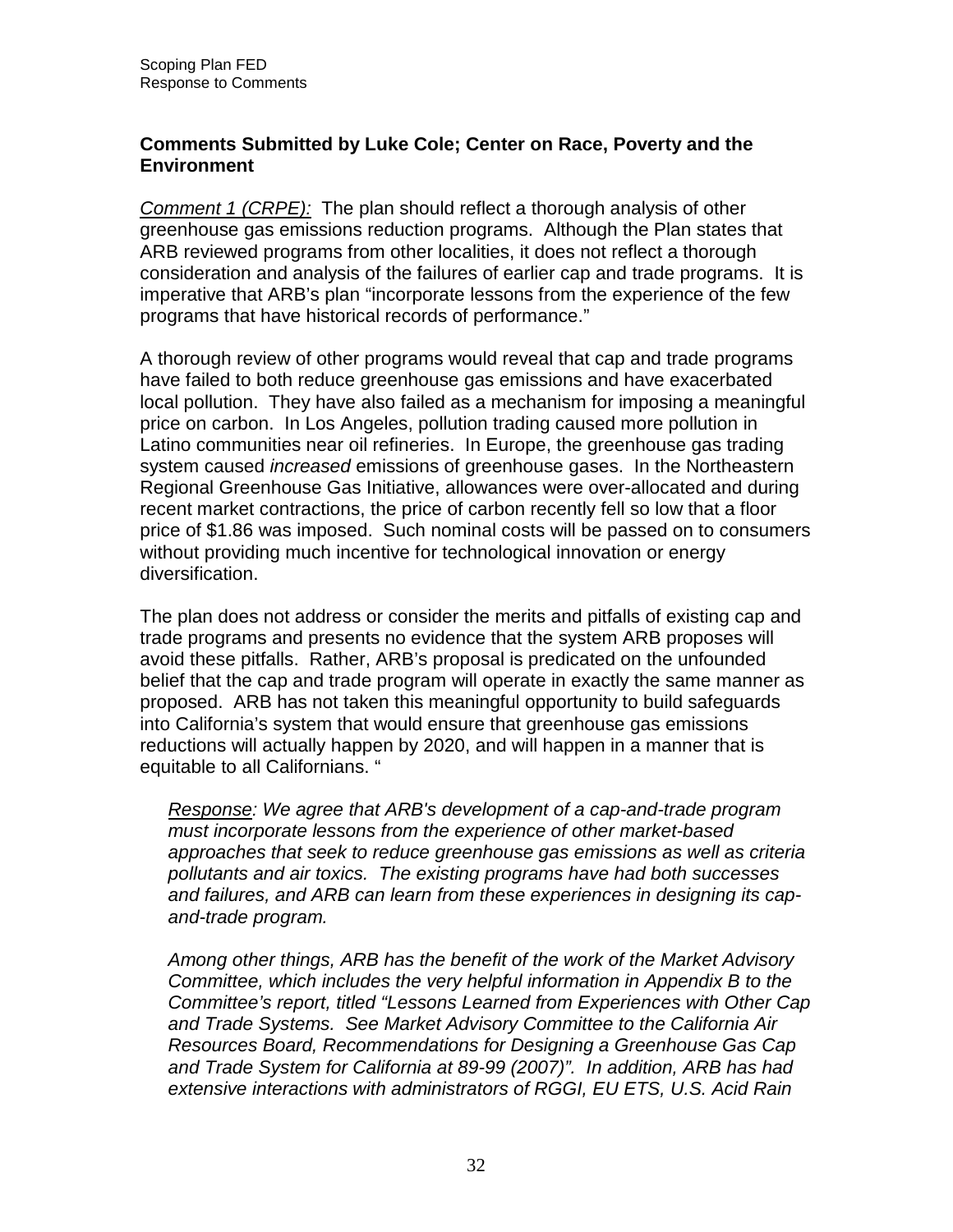**Comments Submitted by Luke Cole; Center on Race, Poverty and the Environment**

*Comment 1 (CRPE):* The plan should reflect a thorough analysis of other greenhouse gas emissions reduction programs. Although the Plan states that ARB reviewed programs from other localities, it does not reflect a thorough consideration and analysis of the failures of earlier cap and trade programs. It is imperative that ARB's plan "incorporate lessons from the experience of the few programs that have historical records of performance."

A thorough review of other programs would reveal that cap and trade programs have failed to both reduce greenhouse gas emissions and have exacerbated local pollution. They have also failed as a mechanism for imposing a meaningful price on carbon. In Los Angeles, pollution trading caused more pollution in Latino communities near oil refineries. In Europe, the greenhouse gas trading system caused *increased* emissions of greenhouse gases. In the Northeastern Regional Greenhouse Gas Initiative, allowances were over-allocated and during recent market contractions, the price of carbon recently fell so low that a floor price of $1.86 was imposed. Such nominal costs will be passed on to consumers without providing much incentive for technological innovation or energy diversification.

The plan does not address or consider the merits and pitfalls of existing cap and trade programs and presents no evidence that the system ARB proposes will avoid these pitfalls. Rather, ARB's proposal is predicated on the unfounded belief that the cap and trade program will operate in exactly the same manner as proposed. ARB has not taken this meaningful opportunity to build safeguards into California's system that would ensure that greenhouse gas emissions reductions will actually happen by 2020, and will happen in a manner that is equitable to all Californians. "

> *Response: We agree that ARB's development of a cap-and-trade program must incorporate lessons from the experience of other market-based approaches that seek to reduce greenhouse gas emissions as well as criteria pollutants and air toxics. The existing programs have had both successes and failures, and ARB can learn from these experiences in designing its cap-and-trade program.*
>
> *Among other things, ARB has the benefit of the work of the Market Advisory Committee, which includes the very helpful information in Appendix B to the Committee's report, titled "Lessons Learned from Experiences with Other Cap and Trade Systems. See Market Advisory Committee to the California Air Resources Board, Recommendations for Designing a Greenhouse Gas Cap and Trade System for California at 89-99 (2007)". In addition, ARB has had extensive interactions with administrators of RGGI, EU ETS, U.S. Acid Rain*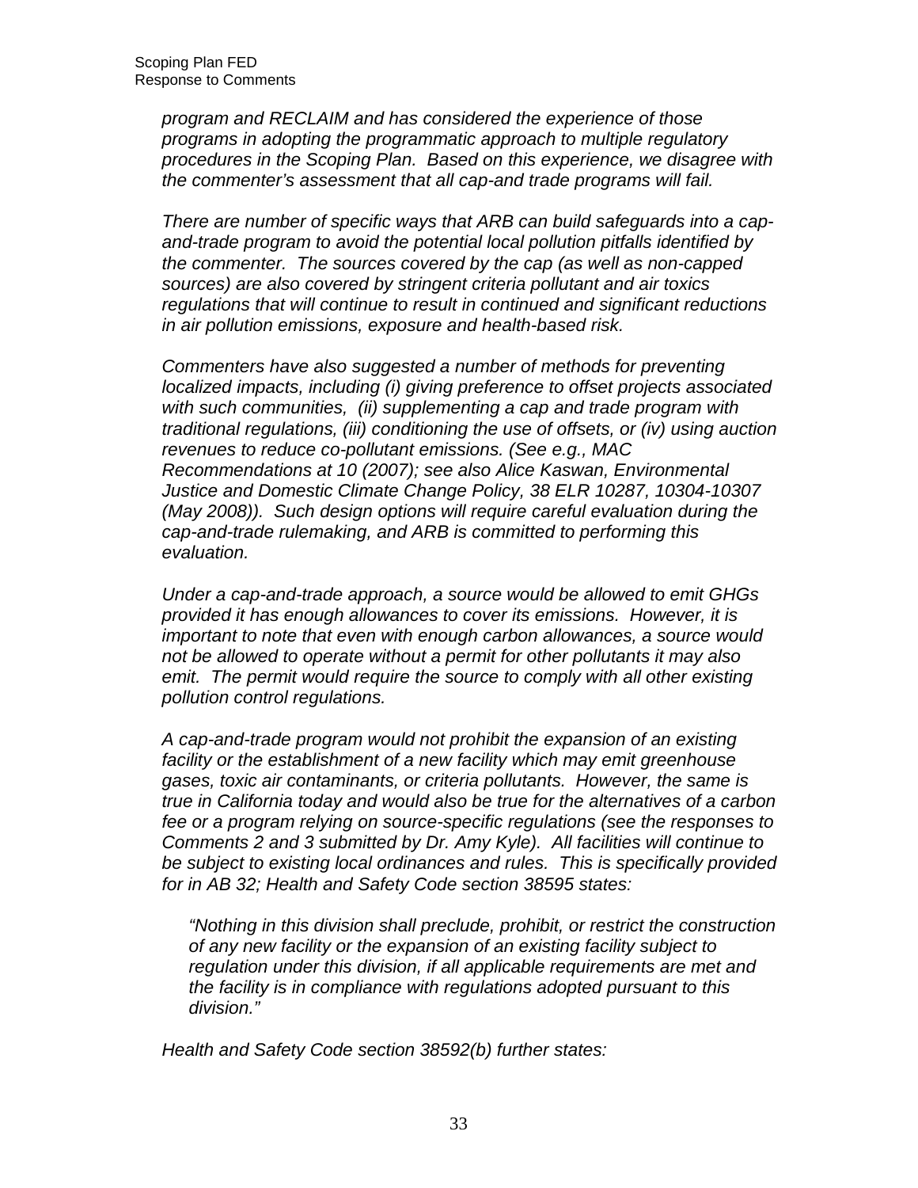*program and RECLAIM and has considered the experience of those programs in adopting the programmatic approach to multiple regulatory procedures in the Scoping Plan. Based on this experience, we disagree with the commenter's assessment that all cap-and trade programs will fail.*

*There are number of specific ways that ARB can build safeguards into a cap-and-trade program to avoid the potential local pollution pitfalls identified by the commenter. The sources covered by the cap (as well as non-capped sources) are also covered by stringent criteria pollutant and air toxics regulations that will continue to result in continued and significant reductions in air pollution emissions, exposure and health-based risk.*

*Commenters have also suggested a number of methods for preventing localized impacts, including (i) giving preference to offset projects associated with such communities, (ii) supplementing a cap and trade program with traditional regulations, (iii) conditioning the use of offsets, or (iv) using auction revenues to reduce co-pollutant emissions. (See e.g., MAC Recommendations at 10 (2007); see also Alice Kaswan, Environmental Justice and Domestic Climate Change Policy, 38 ELR 10287, 10304-10307 (May 2008)). Such design options will require careful evaluation during the cap-and-trade rulemaking, and ARB is committed to performing this evaluation.*

*Under a cap-and-trade approach, a source would be allowed to emit GHGs provided it has enough allowances to cover its emissions. However, it is important to note that even with enough carbon allowances, a source would not be allowed to operate without a permit for other pollutants it may also emit. The permit would require the source to comply with all other existing pollution control regulations.*

*A cap-and-trade program would not prohibit the expansion of an existing facility or the establishment of a new facility which may emit greenhouse gases, toxic air contaminants, or criteria pollutants. However, the same is true in California today and would also be true for the alternatives of a carbon fee or a program relying on source-specific regulations (see the responses to Comments 2 and 3 submitted by Dr. Amy Kyle). All facilities will continue to be subject to existing local ordinances and rules. This is specifically provided for in AB 32; Health and Safety Code section 38595 states:*

> *"Nothing in this division shall preclude, prohibit, or restrict the construction of any new facility or the expansion of an existing facility subject to regulation under this division, if all applicable requirements are met and the facility is in compliance with regulations adopted pursuant to this division."*

*Health and Safety Code section 38592(b) further states:*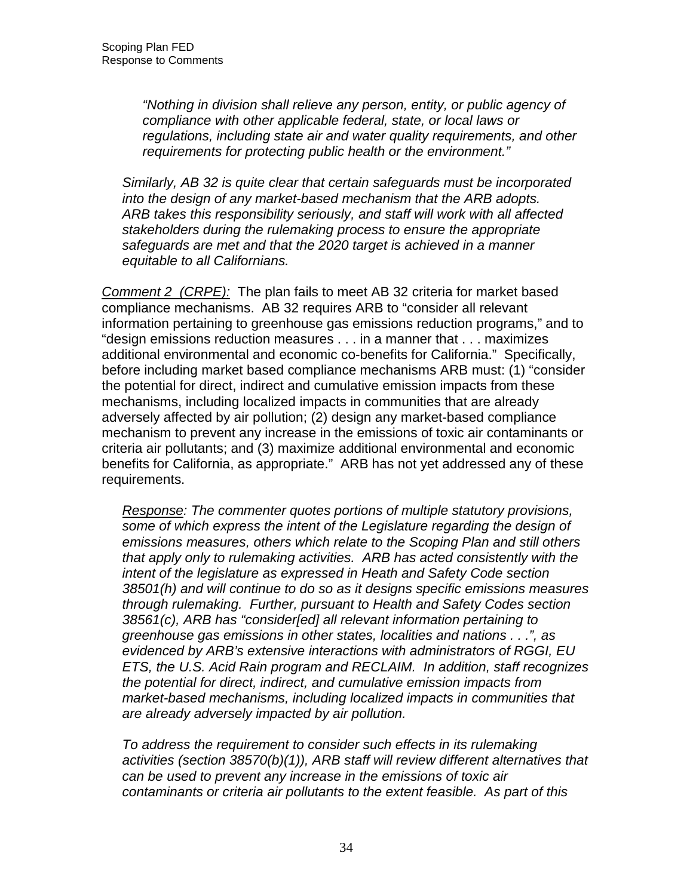*"Nothing in division shall relieve any person, entity, or public agency of compliance with other applicable federal, state, or local laws or regulations, including state air and water quality requirements, and other requirements for protecting public health or the environment."*

*Similarly, AB 32 is quite clear that certain safeguards must be incorporated into the design of any market-based mechanism that the ARB adopts. ARB takes this responsibility seriously, and staff will work with all affected stakeholders during the rulemaking process to ensure the appropriate safeguards are met and that the 2020 target is achieved in a manner equitable to all Californians.*

*Comment 2 (CRPE):* The plan fails to meet AB 32 criteria for market based compliance mechanisms. AB 32 requires ARB to "consider all relevant information pertaining to greenhouse gas emissions reduction programs," and to "design emissions reduction measures . . . in a manner that . . . maximizes additional environmental and economic co-benefits for California." Specifically, before including market based compliance mechanisms ARB must: (1) "consider the potential for direct, indirect and cumulative emission impacts from these mechanisms, including localized impacts in communities that are already adversely affected by air pollution; (2) design any market-based compliance mechanism to prevent any increase in the emissions of toxic air contaminants or criteria air pollutants; and (3) maximize additional environmental and economic benefits for California, as appropriate." ARB has not yet addressed any of these requirements.

*Response: The commenter quotes portions of multiple statutory provisions, some of which express the intent of the Legislature regarding the design of emissions measures, others which relate to the Scoping Plan and still others that apply only to rulemaking activities. ARB has acted consistently with the intent of the legislature as expressed in Heath and Safety Code section 38501(h) and will continue to do so as it designs specific emissions measures through rulemaking. Further, pursuant to Health and Safety Codes section 38561(c), ARB has "consider[ed] all relevant information pertaining to greenhouse gas emissions in other states, localities and nations . . .", as evidenced by ARB's extensive interactions with administrators of RGGI, EU ETS, the U.S. Acid Rain program and RECLAIM. In addition, staff recognizes the potential for direct, indirect, and cumulative emission impacts from market-based mechanisms, including localized impacts in communities that are already adversely impacted by air pollution.*

*To address the requirement to consider such effects in its rulemaking activities (section 38570(b)(1)), ARB staff will review different alternatives that can be used to prevent any increase in the emissions of toxic air contaminants or criteria air pollutants to the extent feasible. As part of this*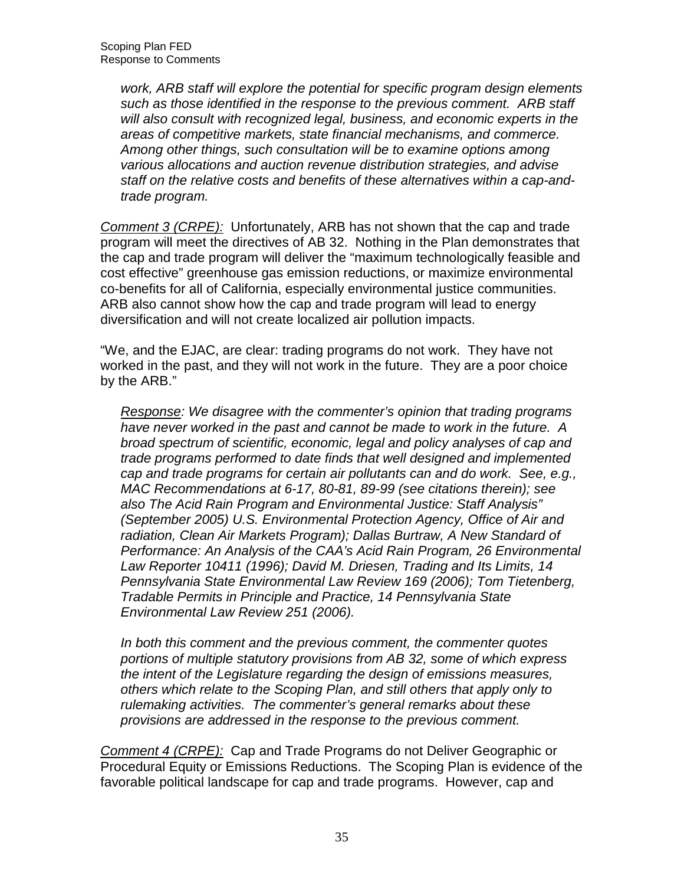*work, ARB staff will explore the potential for specific program design elements such as those identified in the response to the previous comment. ARB staff will also consult with recognized legal, business, and economic experts in the areas of competitive markets, state financial mechanisms, and commerce. Among other things, such consultation will be to examine options among various allocations and auction revenue distribution strategies, and advise staff on the relative costs and benefits of these alternatives within a cap-and-trade program.*

<u>*Comment 3 (CRPE):*</u> Unfortunately, ARB has not shown that the cap and trade program will meet the directives of AB 32. Nothing in the Plan demonstrates that the cap and trade program will deliver the "maximum technologically feasible and cost effective" greenhouse gas emission reductions, or maximize environmental co-benefits for all of California, especially environmental justice communities. ARB also cannot show how the cap and trade program will lead to energy diversification and will not create localized air pollution impacts.

"We, and the EJAC, are clear: trading programs do not work. They have not worked in the past, and they will not work in the future. They are a poor choice by the ARB."

*<u>Response</u>: We disagree with the commenter's opinion that trading programs have never worked in the past and cannot be made to work in the future. A broad spectrum of scientific, economic, legal and policy analyses of cap and trade programs performed to date finds that well designed and implemented cap and trade programs for certain air pollutants can and do work. See, e.g., MAC Recommendations at 6-17, 80-81, 89-99 (see citations therein); see also The Acid Rain Program and Environmental Justice: Staff Analysis" (September 2005) U.S. Environmental Protection Agency, Office of Air and radiation, Clean Air Markets Program); Dallas Burtraw, A New Standard of Performance: An Analysis of the CAA's Acid Rain Program, 26 Environmental Law Reporter 10411 (1996); David M. Driesen, Trading and Its Limits, 14 Pennsylvania State Environmental Law Review 169 (2006); Tom Tietenberg, Tradable Permits in Principle and Practice, 14 Pennsylvania State Environmental Law Review 251 (2006).*

*In both this comment and the previous comment, the commenter quotes portions of multiple statutory provisions from AB 32, some of which express the intent of the Legislature regarding the design of emissions measures, others which relate to the Scoping Plan, and still others that apply only to rulemaking activities. The commenter's general remarks about these provisions are addressed in the response to the previous comment.*

<u>*Comment 4 (CRPE):*</u> Cap and Trade Programs do not Deliver Geographic or Procedural Equity or Emissions Reductions. The Scoping Plan is evidence of the favorable political landscape for cap and trade programs. However, cap and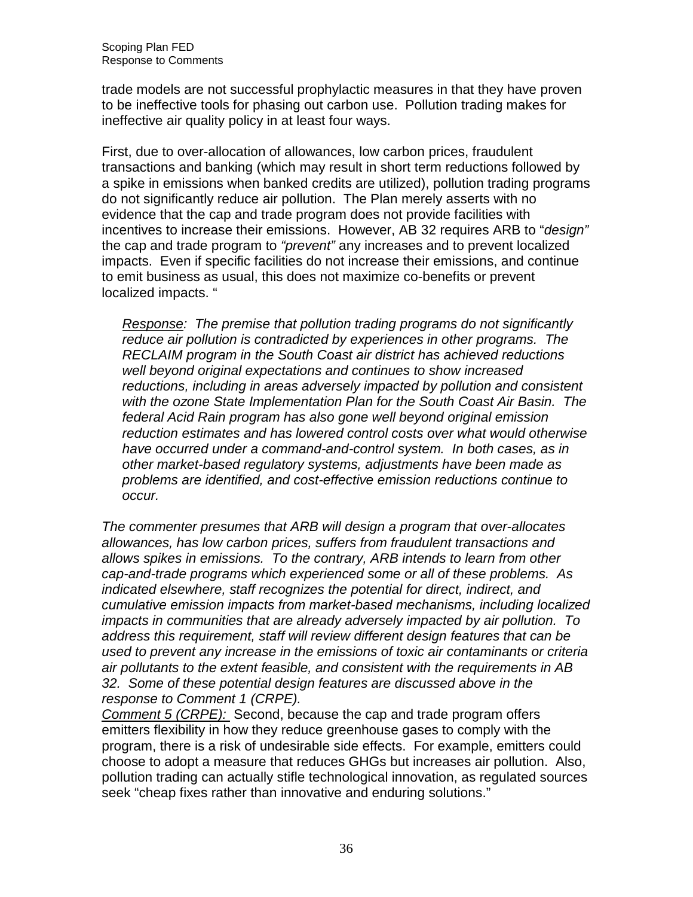trade models are not successful prophylactic measures in that they have proven to be ineffective tools for phasing out carbon use. Pollution trading makes for ineffective air quality policy in at least four ways.

First, due to over-allocation of allowances, low carbon prices, fraudulent transactions and banking (which may result in short term reductions followed by a spike in emissions when banked credits are utilized), pollution trading programs do not significantly reduce air pollution. The Plan merely asserts with no evidence that the cap and trade program does not provide facilities with incentives to increase their emissions. However, AB 32 requires ARB to "*design"* the cap and trade program to *"prevent"* any increases and to prevent localized impacts. Even if specific facilities do not increase their emissions, and continue to emit business as usual, this does not maximize co-benefits or prevent localized impacts. "

> *<u>Response</u>: The premise that pollution trading programs do not significantly reduce air pollution is contradicted by experiences in other programs. The RECLAIM program in the South Coast air district has achieved reductions well beyond original expectations and continues to show increased reductions, including in areas adversely impacted by pollution and consistent with the ozone State Implementation Plan for the South Coast Air Basin. The federal Acid Rain program has also gone well beyond original emission reduction estimates and has lowered control costs over what would otherwise have occurred under a command-and-control system. In both cases, as in other market-based regulatory systems, adjustments have been made as problems are identified, and cost-effective emission reductions continue to occur.*

*The commenter presumes that ARB will design a program that over-allocates allowances, has low carbon prices, suffers from fraudulent transactions and allows spikes in emissions. To the contrary, ARB intends to learn from other cap-and-trade programs which experienced some or all of these problems. As indicated elsewhere, staff recognizes the potential for direct, indirect, and cumulative emission impacts from market-based mechanisms, including localized impacts in communities that are already adversely impacted by air pollution. To address this requirement, staff will review different design features that can be used to prevent any increase in the emissions of toxic air contaminants or criteria air pollutants to the extent feasible, and consistent with the requirements in AB 32. Some of these potential design features are discussed above in the response to Comment 1 (CRPE).*

<u>Comment 5 (CRPE):</u> Second, because the cap and trade program offers emitters flexibility in how they reduce greenhouse gases to comply with the program, there is a risk of undesirable side effects. For example, emitters could choose to adopt a measure that reduces GHGs but increases air pollution. Also, pollution trading can actually stifle technological innovation, as regulated sources seek "cheap fixes rather than innovative and enduring solutions."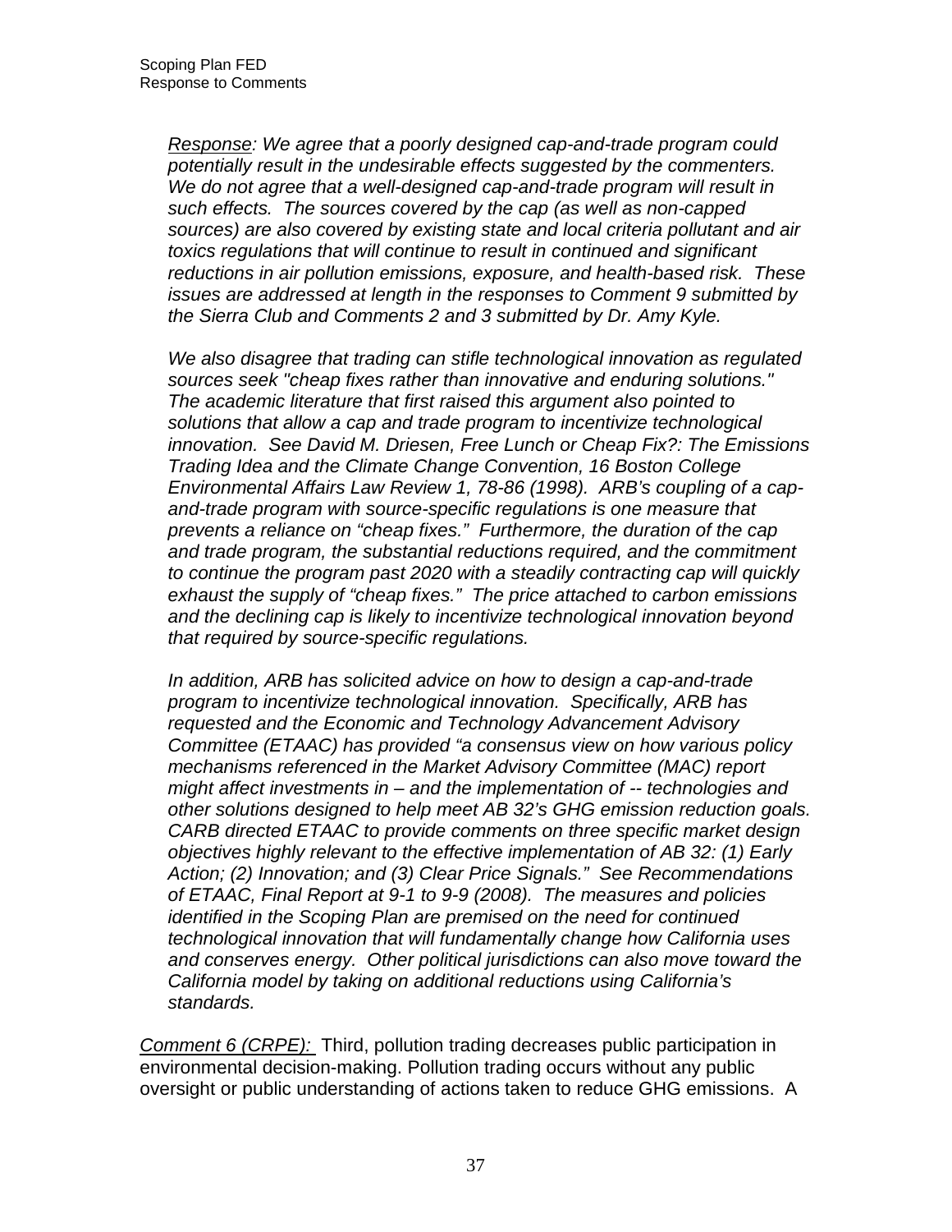*<u>Response</u>: We agree that a poorly designed cap-and-trade program could potentially result in the undesirable effects suggested by the commenters. We do not agree that a well-designed cap-and-trade program will result in such effects. The sources covered by the cap (as well as non-capped sources) are also covered by existing state and local criteria pollutant and air toxics regulations that will continue to result in continued and significant reductions in air pollution emissions, exposure, and health-based risk. These issues are addressed at length in the responses to Comment 9 submitted by the Sierra Club and Comments 2 and 3 submitted by Dr. Amy Kyle.*

*We also disagree that trading can stifle technological innovation as regulated sources seek "cheap fixes rather than innovative and enduring solutions." The academic literature that first raised this argument also pointed to solutions that allow a cap and trade program to incentivize technological innovation. See David M. Driesen, Free Lunch or Cheap Fix?: The Emissions Trading Idea and the Climate Change Convention, 16 Boston College Environmental Affairs Law Review 1, 78-86 (1998). ARB's coupling of a cap-and-trade program with source-specific regulations is one measure that prevents a reliance on "cheap fixes." Furthermore, the duration of the cap and trade program, the substantial reductions required, and the commitment to continue the program past 2020 with a steadily contracting cap will quickly exhaust the supply of "cheap fixes." The price attached to carbon emissions and the declining cap is likely to incentivize technological innovation beyond that required by source-specific regulations.*

*In addition, ARB has solicited advice on how to design a cap-and-trade program to incentivize technological innovation. Specifically, ARB has requested and the Economic and Technology Advancement Advisory Committee (ETAAC) has provided "a consensus view on how various policy mechanisms referenced in the Market Advisory Committee (MAC) report might affect investments in – and the implementation of -- technologies and other solutions designed to help meet AB 32's GHG emission reduction goals. CARB directed ETAAC to provide comments on three specific market design objectives highly relevant to the effective implementation of AB 32: (1) Early Action; (2) Innovation; and (3) Clear Price Signals." See Recommendations of ETAAC, Final Report at 9-1 to 9-9 (2008). The measures and policies identified in the Scoping Plan are premised on the need for continued technological innovation that will fundamentally change how California uses and conserves energy. Other political jurisdictions can also move toward the California model by taking on additional reductions using California's standards.*

*<u>Comment 6 (CRPE):</u>* Third, pollution trading decreases public participation in environmental decision-making. Pollution trading occurs without any public oversight or public understanding of actions taken to reduce GHG emissions. A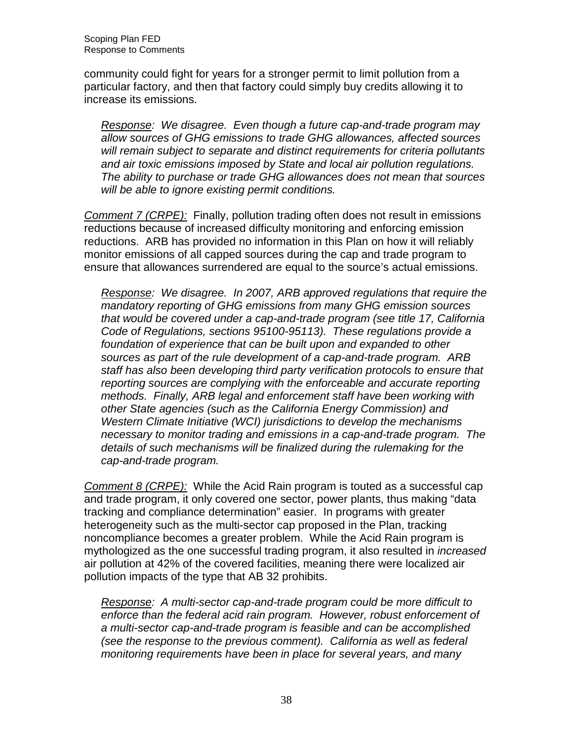community could fight for years for a stronger permit to limit pollution from a particular factory, and then that factory could simply buy credits allowing it to increase its emissions.

> *<u>Response</u>: We disagree. Even though a future cap-and-trade program may allow sources of GHG emissions to trade GHG allowances, affected sources will remain subject to separate and distinct requirements for criteria pollutants and air toxic emissions imposed by State and local air pollution regulations. The ability to purchase or trade GHG allowances does not mean that sources will be able to ignore existing permit conditions.*

*<u>Comment 7 (CRPE):</u>* Finally, pollution trading often does not result in emissions reductions because of increased difficulty monitoring and enforcing emission reductions. ARB has provided no information in this Plan on how it will reliably monitor emissions of all capped sources during the cap and trade program to ensure that allowances surrendered are equal to the source's actual emissions.

> *<u>Response</u>: We disagree. In 2007, ARB approved regulations that require the mandatory reporting of GHG emissions from many GHG emission sources that would be covered under a cap-and-trade program (see title 17, California Code of Regulations, sections 95100-95113). These regulations provide a foundation of experience that can be built upon and expanded to other sources as part of the rule development of a cap-and-trade program. ARB staff has also been developing third party verification protocols to ensure that reporting sources are complying with the enforceable and accurate reporting methods. Finally, ARB legal and enforcement staff have been working with other State agencies (such as the California Energy Commission) and Western Climate Initiative (WCI) jurisdictions to develop the mechanisms necessary to monitor trading and emissions in a cap-and-trade program. The details of such mechanisms will be finalized during the rulemaking for the cap-and-trade program.*

*<u>Comment 8 (CRPE):</u>* While the Acid Rain program is touted as a successful cap and trade program, it only covered one sector, power plants, thus making "data tracking and compliance determination" easier. In programs with greater heterogeneity such as the multi-sector cap proposed in the Plan, tracking noncompliance becomes a greater problem. While the Acid Rain program is mythologized as the one successful trading program, it also resulted in *increased* air pollution at 42% of the covered facilities, meaning there were localized air pollution impacts of the type that AB 32 prohibits.

> *<u>Response</u>: A multi-sector cap-and-trade program could be more difficult to enforce than the federal acid rain program. However, robust enforcement of a multi-sector cap-and-trade program is feasible and can be accomplished (see the response to the previous comment). California as well as federal monitoring requirements have been in place for several years, and many*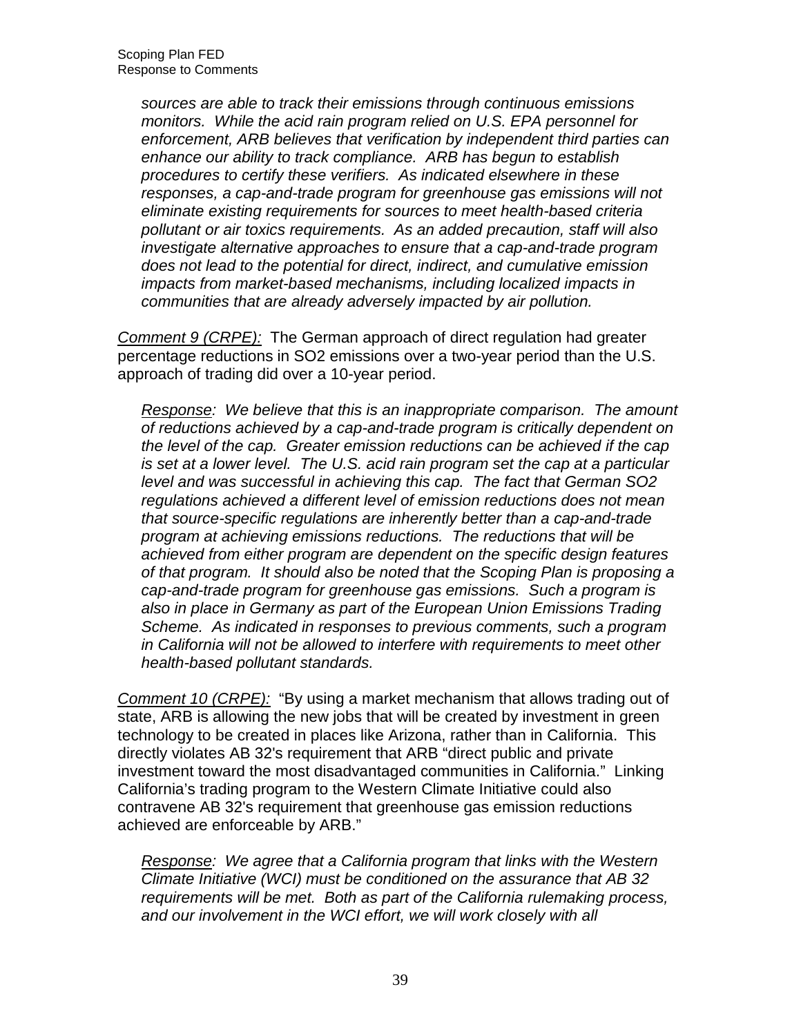*sources are able to track their emissions through continuous emissions monitors. While the acid rain program relied on U.S. EPA personnel for enforcement, ARB believes that verification by independent third parties can enhance our ability to track compliance. ARB has begun to establish procedures to certify these verifiers. As indicated elsewhere in these responses, a cap-and-trade program for greenhouse gas emissions will not eliminate existing requirements for sources to meet health-based criteria pollutant or air toxics requirements. As an added precaution, staff will also investigate alternative approaches to ensure that a cap-and-trade program does not lead to the potential for direct, indirect, and cumulative emission impacts from market-based mechanisms, including localized impacts in communities that are already adversely impacted by air pollution.*

*Comment 9 (CRPE):* The German approach of direct regulation had greater percentage reductions in SO2 emissions over a two-year period than the U.S. approach of trading did over a 10-year period.

*Response: We believe that this is an inappropriate comparison. The amount of reductions achieved by a cap-and-trade program is critically dependent on the level of the cap. Greater emission reductions can be achieved if the cap is set at a lower level. The U.S. acid rain program set the cap at a particular level and was successful in achieving this cap. The fact that German SO2 regulations achieved a different level of emission reductions does not mean that source-specific regulations are inherently better than a cap-and-trade program at achieving emissions reductions. The reductions that will be achieved from either program are dependent on the specific design features of that program. It should also be noted that the Scoping Plan is proposing a cap-and-trade program for greenhouse gas emissions. Such a program is also in place in Germany as part of the European Union Emissions Trading Scheme. As indicated in responses to previous comments, such a program in California will not be allowed to interfere with requirements to meet other health-based pollutant standards.*

*Comment 10 (CRPE):* "By using a market mechanism that allows trading out of state, ARB is allowing the new jobs that will be created by investment in green technology to be created in places like Arizona, rather than in California. This directly violates AB 32's requirement that ARB "direct public and private investment toward the most disadvantaged communities in California." Linking California's trading program to the Western Climate Initiative could also contravene AB 32's requirement that greenhouse gas emission reductions achieved are enforceable by ARB."

*Response: We agree that a California program that links with the Western Climate Initiative (WCI) must be conditioned on the assurance that AB 32 requirements will be met. Both as part of the California rulemaking process, and our involvement in the WCI effort, we will work closely with all*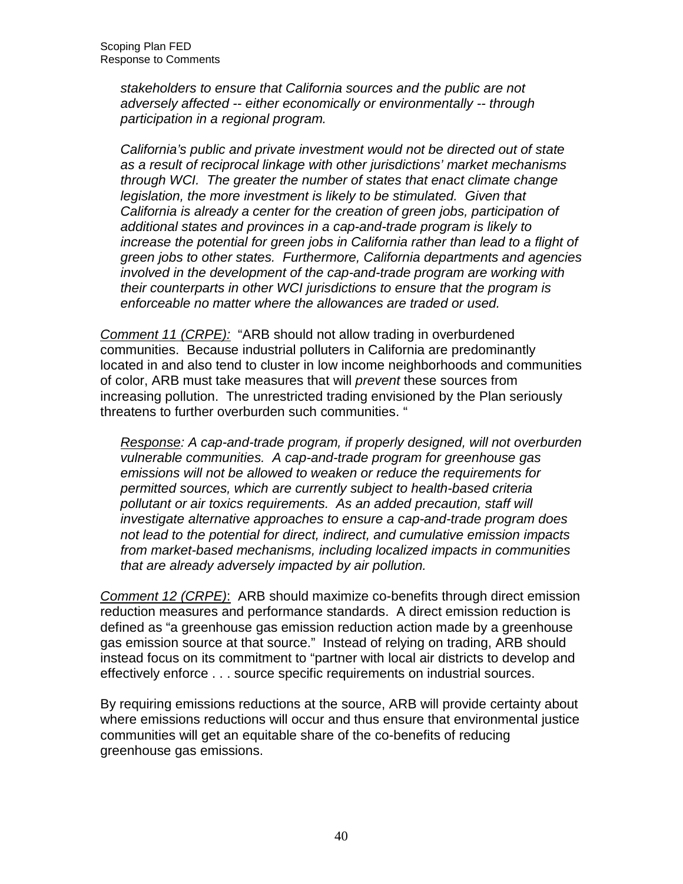*stakeholders to ensure that California sources and the public are not adversely affected -- either economically or environmentally -- through participation in a regional program.*

*California's public and private investment would not be directed out of state as a result of reciprocal linkage with other jurisdictions' market mechanisms through WCI. The greater the number of states that enact climate change legislation, the more investment is likely to be stimulated. Given that California is already a center for the creation of green jobs, participation of additional states and provinces in a cap-and-trade program is likely to increase the potential for green jobs in California rather than lead to a flight of green jobs to other states. Furthermore, California departments and agencies involved in the development of the cap-and-trade program are working with their counterparts in other WCI jurisdictions to ensure that the program is enforceable no matter where the allowances are traded or used.*

*Comment 11 (CRPE):* "ARB should not allow trading in overburdened communities. Because industrial polluters in California are predominantly located in and also tend to cluster in low income neighborhoods and communities of color, ARB must take measures that will *prevent* these sources from increasing pollution. The unrestricted trading envisioned by the Plan seriously threatens to further overburden such communities. "

*Response: A cap-and-trade program, if properly designed, will not overburden vulnerable communities. A cap-and-trade program for greenhouse gas emissions will not be allowed to weaken or reduce the requirements for permitted sources, which are currently subject to health-based criteria pollutant or air toxics requirements. As an added precaution, staff will investigate alternative approaches to ensure a cap-and-trade program does not lead to the potential for direct, indirect, and cumulative emission impacts from market-based mechanisms, including localized impacts in communities that are already adversely impacted by air pollution.*

*Comment 12 (CRPE)*: ARB should maximize co-benefits through direct emission reduction measures and performance standards. A direct emission reduction is defined as "a greenhouse gas emission reduction action made by a greenhouse gas emission source at that source." Instead of relying on trading, ARB should instead focus on its commitment to "partner with local air districts to develop and effectively enforce . . . source specific requirements on industrial sources.

By requiring emissions reductions at the source, ARB will provide certainty about where emissions reductions will occur and thus ensure that environmental justice communities will get an equitable share of the co-benefits of reducing greenhouse gas emissions.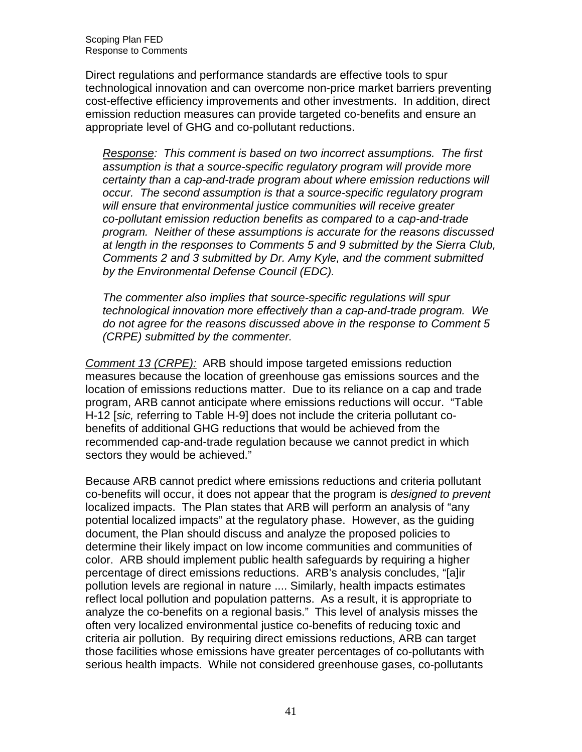Direct regulations and performance standards are effective tools to spur technological innovation and can overcome non-price market barriers preventing cost-effective efficiency improvements and other investments. In addition, direct emission reduction measures can provide targeted co-benefits and ensure an appropriate level of GHG and co-pollutant reductions.

> *<u>Response</u>: This comment is based on two incorrect assumptions. The first assumption is that a source-specific regulatory program will provide more certainty than a cap-and-trade program about where emission reductions will occur. The second assumption is that a source-specific regulatory program will ensure that environmental justice communities will receive greater co-pollutant emission reduction benefits as compared to a cap-and-trade program. Neither of these assumptions is accurate for the reasons discussed at length in the responses to Comments 5 and 9 submitted by the Sierra Club, Comments 2 and 3 submitted by Dr. Amy Kyle, and the comment submitted by the Environmental Defense Council (EDC).*
>
> *The commenter also implies that source-specific regulations will spur technological innovation more effectively than a cap-and-trade program. We do not agree for the reasons discussed above in the response to Comment 5 (CRPE) submitted by the commenter.*

*<u>Comment 13 (CRPE):</u>* ARB should impose targeted emissions reduction measures because the location of greenhouse gas emissions sources and the location of emissions reductions matter. Due to its reliance on a cap and trade program, ARB cannot anticipate where emissions reductions will occur. "Table H-12 [*sic,* referring to Table H-9] does not include the criteria pollutant co-benefits of additional GHG reductions that would be achieved from the recommended cap-and-trade regulation because we cannot predict in which sectors they would be achieved."

Because ARB cannot predict where emissions reductions and criteria pollutant co-benefits will occur, it does not appear that the program is *designed to prevent* localized impacts. The Plan states that ARB will perform an analysis of "any potential localized impacts" at the regulatory phase. However, as the guiding document, the Plan should discuss and analyze the proposed policies to determine their likely impact on low income communities and communities of color. ARB should implement public health safeguards by requiring a higher percentage of direct emissions reductions. ARB's analysis concludes, "[a]ir pollution levels are regional in nature .... Similarly, health impacts estimates reflect local pollution and population patterns. As a result, it is appropriate to analyze the co-benefits on a regional basis." This level of analysis misses the often very localized environmental justice co-benefits of reducing toxic and criteria air pollution. By requiring direct emissions reductions, ARB can target those facilities whose emissions have greater percentages of co-pollutants with serious health impacts. While not considered greenhouse gases, co-pollutants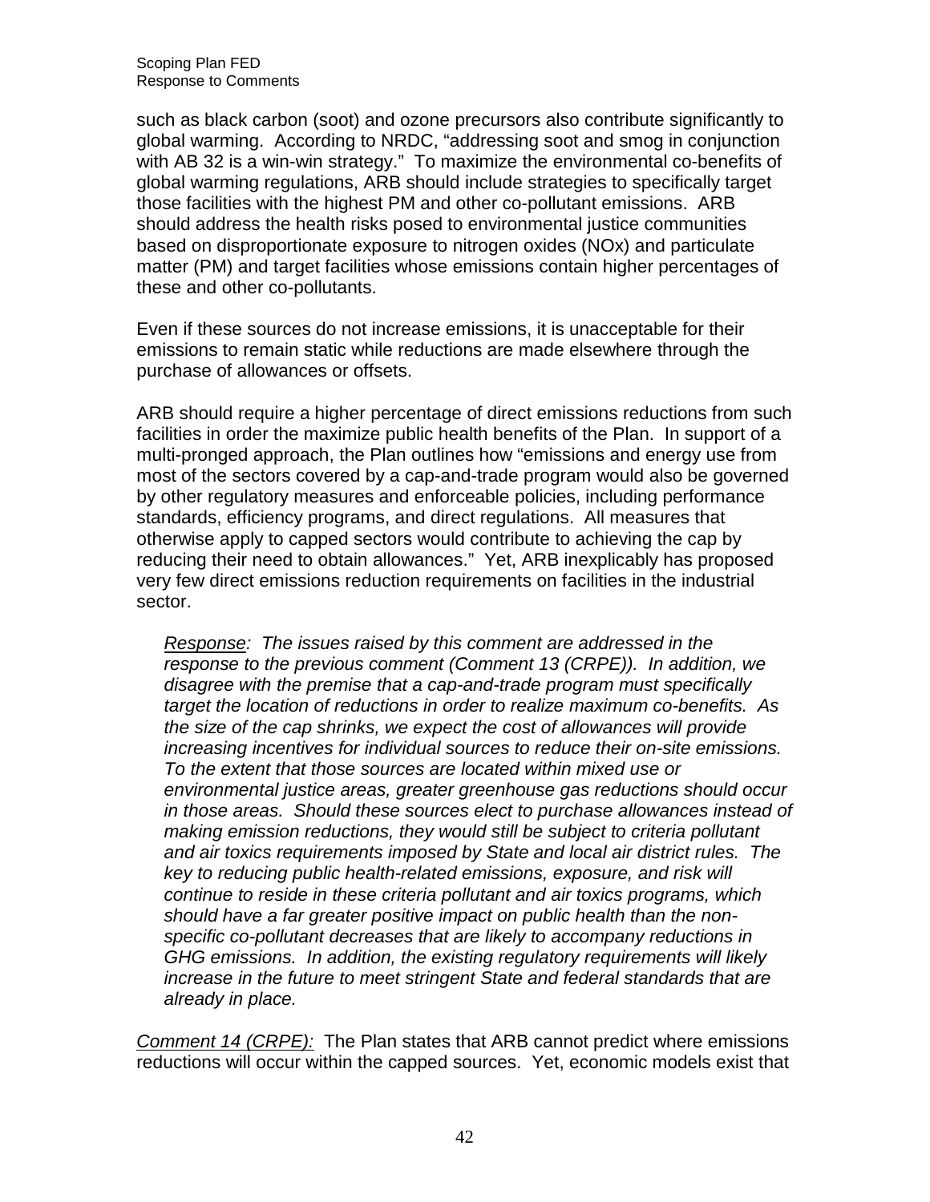such as black carbon (soot) and ozone precursors also contribute significantly to global warming. According to NRDC, "addressing soot and smog in conjunction with AB 32 is a win-win strategy." To maximize the environmental co-benefits of global warming regulations, ARB should include strategies to specifically target those facilities with the highest PM and other co-pollutant emissions. ARB should address the health risks posed to environmental justice communities based on disproportionate exposure to nitrogen oxides (NOx) and particulate matter (PM) and target facilities whose emissions contain higher percentages of these and other co-pollutants.

Even if these sources do not increase emissions, it is unacceptable for their emissions to remain static while reductions are made elsewhere through the purchase of allowances or offsets.

ARB should require a higher percentage of direct emissions reductions from such facilities in order the maximize public health benefits of the Plan. In support of a multi-pronged approach, the Plan outlines how "emissions and energy use from most of the sectors covered by a cap-and-trade program would also be governed by other regulatory measures and enforceable policies, including performance standards, efficiency programs, and direct regulations. All measures that otherwise apply to capped sectors would contribute to achieving the cap by reducing their need to obtain allowances." Yet, ARB inexplicably has proposed very few direct emissions reduction requirements on facilities in the industrial sector.

> *Response: The issues raised by this comment are addressed in the response to the previous comment (Comment 13 (CRPE)). In addition, we disagree with the premise that a cap-and-trade program must specifically target the location of reductions in order to realize maximum co-benefits. As the size of the cap shrinks, we expect the cost of allowances will provide increasing incentives for individual sources to reduce their on-site emissions. To the extent that those sources are located within mixed use or environmental justice areas, greater greenhouse gas reductions should occur in those areas. Should these sources elect to purchase allowances instead of making emission reductions, they would still be subject to criteria pollutant and air toxics requirements imposed by State and local air district rules. The key to reducing public health-related emissions, exposure, and risk will continue to reside in these criteria pollutant and air toxics programs, which should have a far greater positive impact on public health than the non-specific co-pollutant decreases that are likely to accompany reductions in GHG emissions. In addition, the existing regulatory requirements will likely increase in the future to meet stringent State and federal standards that are already in place.*

*Comment 14 (CRPE):* The Plan states that ARB cannot predict where emissions reductions will occur within the capped sources. Yet, economic models exist that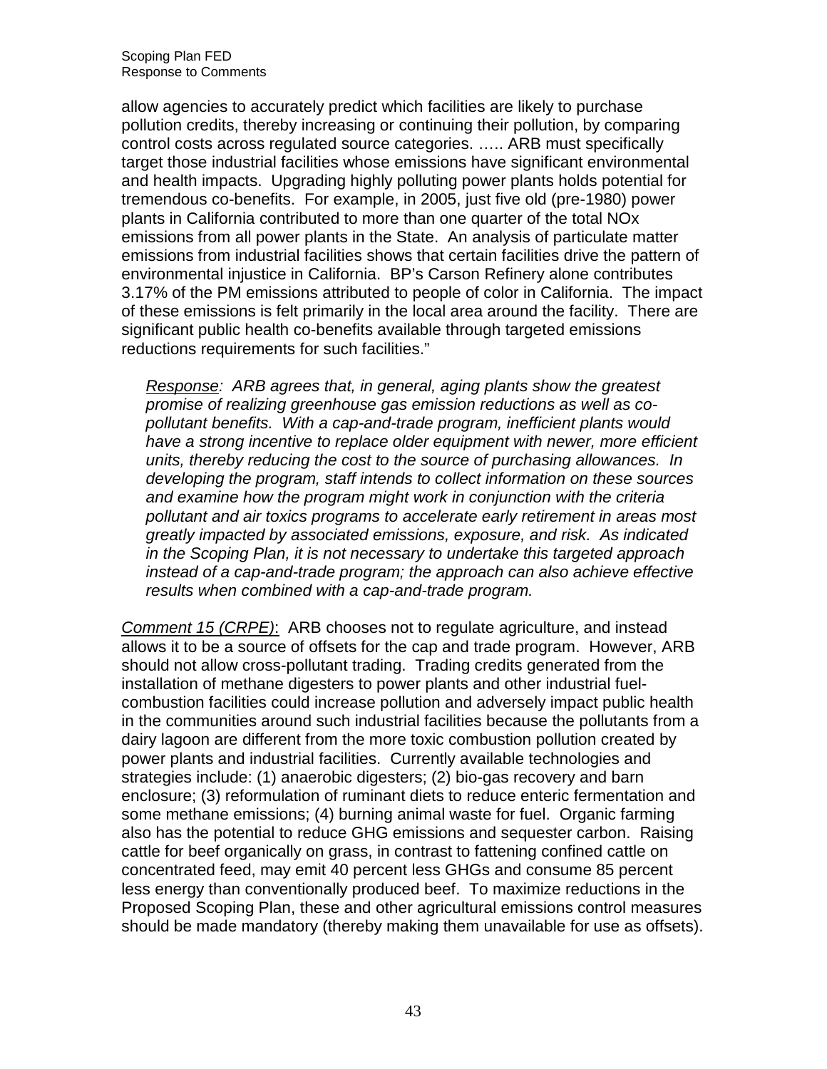allow agencies to accurately predict which facilities are likely to purchase pollution credits, thereby increasing or continuing their pollution, by comparing control costs across regulated source categories. ….. ARB must specifically target those industrial facilities whose emissions have significant environmental and health impacts. Upgrading highly polluting power plants holds potential for tremendous co-benefits. For example, in 2005, just five old (pre-1980) power plants in California contributed to more than one quarter of the total NOx emissions from all power plants in the State. An analysis of particulate matter emissions from industrial facilities shows that certain facilities drive the pattern of environmental injustice in California. BP's Carson Refinery alone contributes 3.17% of the PM emissions attributed to people of color in California. The impact of these emissions is felt primarily in the local area around the facility. There are significant public health co-benefits available through targeted emissions reductions requirements for such facilities."

> *<u>Response</u>: ARB agrees that, in general, aging plants show the greatest promise of realizing greenhouse gas emission reductions as well as co-pollutant benefits. With a cap-and-trade program, inefficient plants would have a strong incentive to replace older equipment with newer, more efficient units, thereby reducing the cost to the source of purchasing allowances. In developing the program, staff intends to collect information on these sources and examine how the program might work in conjunction with the criteria pollutant and air toxics programs to accelerate early retirement in areas most greatly impacted by associated emissions, exposure, and risk. As indicated in the Scoping Plan, it is not necessary to undertake this targeted approach instead of a cap-and-trade program; the approach can also achieve effective results when combined with a cap-and-trade program.*

*<u>Comment 15 (CRPE)</u>*: ARB chooses not to regulate agriculture, and instead allows it to be a source of offsets for the cap and trade program. However, ARB should not allow cross-pollutant trading. Trading credits generated from the installation of methane digesters to power plants and other industrial fuel-combustion facilities could increase pollution and adversely impact public health in the communities around such industrial facilities because the pollutants from a dairy lagoon are different from the more toxic combustion pollution created by power plants and industrial facilities. Currently available technologies and strategies include: (1) anaerobic digesters; (2) bio-gas recovery and barn enclosure; (3) reformulation of ruminant diets to reduce enteric fermentation and some methane emissions; (4) burning animal waste for fuel. Organic farming also has the potential to reduce GHG emissions and sequester carbon. Raising cattle for beef organically on grass, in contrast to fattening confined cattle on concentrated feed, may emit 40 percent less GHGs and consume 85 percent less energy than conventionally produced beef. To maximize reductions in the Proposed Scoping Plan, these and other agricultural emissions control measures should be made mandatory (thereby making them unavailable for use as offsets).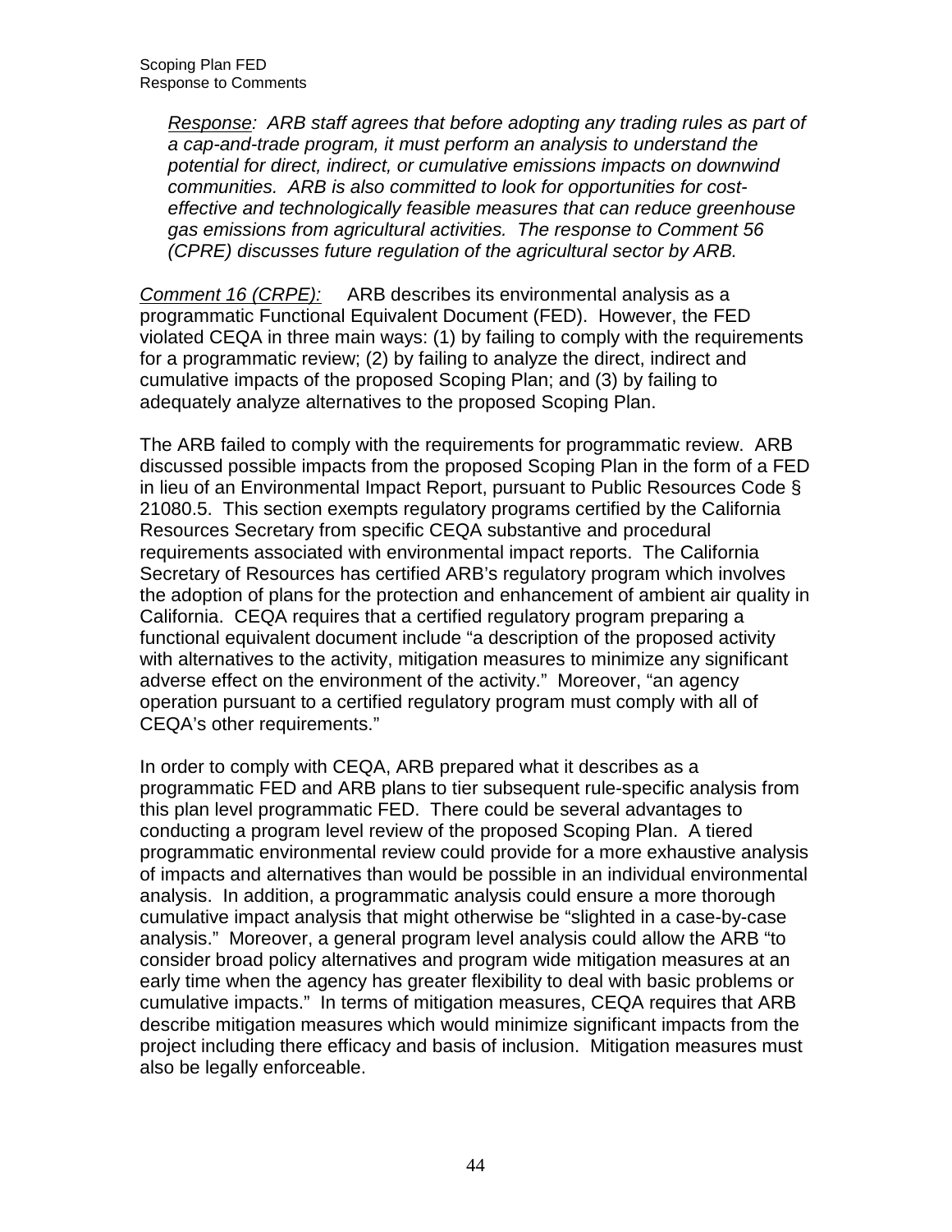*Response: ARB staff agrees that before adopting any trading rules as part of a cap-and-trade program, it must perform an analysis to understand the potential for direct, indirect, or cumulative emissions impacts on downwind communities. ARB is also committed to look for opportunities for cost-effective and technologically feasible measures that can reduce greenhouse gas emissions from agricultural activities. The response to Comment 56 (CPRE) discusses future regulation of the agricultural sector by ARB.*

*Comment 16 (CRPE):* ARB describes its environmental analysis as a programmatic Functional Equivalent Document (FED). However, the FED violated CEQA in three main ways: (1) by failing to comply with the requirements for a programmatic review; (2) by failing to analyze the direct, indirect and cumulative impacts of the proposed Scoping Plan; and (3) by failing to adequately analyze alternatives to the proposed Scoping Plan.

The ARB failed to comply with the requirements for programmatic review. ARB discussed possible impacts from the proposed Scoping Plan in the form of a FED in lieu of an Environmental Impact Report, pursuant to Public Resources Code § 21080.5. This section exempts regulatory programs certified by the California Resources Secretary from specific CEQA substantive and procedural requirements associated with environmental impact reports. The California Secretary of Resources has certified ARB's regulatory program which involves the adoption of plans for the protection and enhancement of ambient air quality in California. CEQA requires that a certified regulatory program preparing a functional equivalent document include "a description of the proposed activity with alternatives to the activity, mitigation measures to minimize any significant adverse effect on the environment of the activity." Moreover, "an agency operation pursuant to a certified regulatory program must comply with all of CEQA's other requirements."

In order to comply with CEQA, ARB prepared what it describes as a programmatic FED and ARB plans to tier subsequent rule-specific analysis from this plan level programmatic FED. There could be several advantages to conducting a program level review of the proposed Scoping Plan. A tiered programmatic environmental review could provide for a more exhaustive analysis of impacts and alternatives than would be possible in an individual environmental analysis. In addition, a programmatic analysis could ensure a more thorough cumulative impact analysis that might otherwise be "slighted in a case-by-case analysis." Moreover, a general program level analysis could allow the ARB "to consider broad policy alternatives and program wide mitigation measures at an early time when the agency has greater flexibility to deal with basic problems or cumulative impacts." In terms of mitigation measures, CEQA requires that ARB describe mitigation measures which would minimize significant impacts from the project including there efficacy and basis of inclusion. Mitigation measures must also be legally enforceable.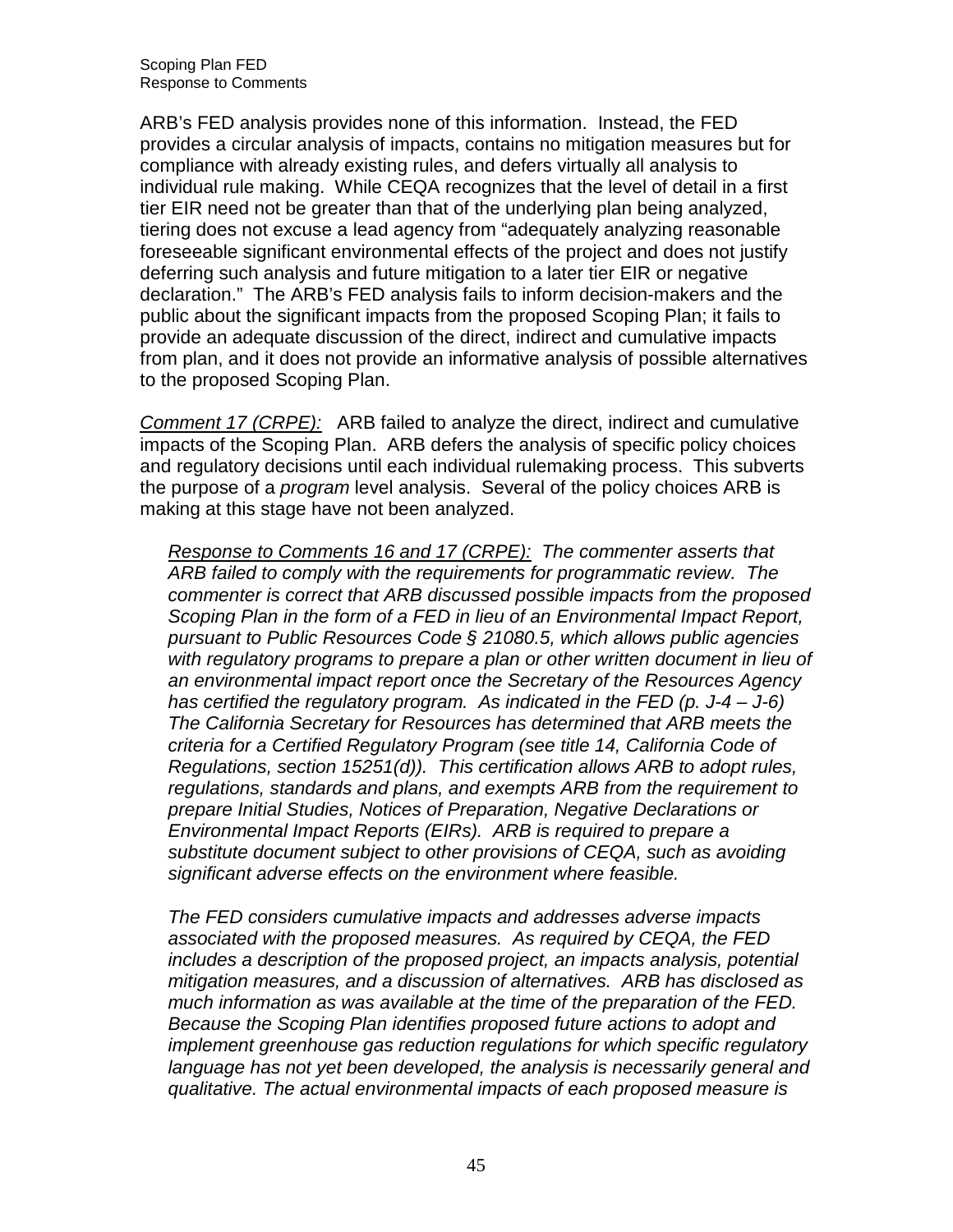ARB's FED analysis provides none of this information. Instead, the FED provides a circular analysis of impacts, contains no mitigation measures but for compliance with already existing rules, and defers virtually all analysis to individual rule making. While CEQA recognizes that the level of detail in a first tier EIR need not be greater than that of the underlying plan being analyzed, tiering does not excuse a lead agency from "adequately analyzing reasonable foreseeable significant environmental effects of the project and does not justify deferring such analysis and future mitigation to a later tier EIR or negative declaration." The ARB's FED analysis fails to inform decision-makers and the public about the significant impacts from the proposed Scoping Plan; it fails to provide an adequate discussion of the direct, indirect and cumulative impacts from plan, and it does not provide an informative analysis of possible alternatives to the proposed Scoping Plan.

*<u>Comment 17 (CRPE):</u>* ARB failed to analyze the direct, indirect and cumulative impacts of the Scoping Plan. ARB defers the analysis of specific policy choices and regulatory decisions until each individual rulemaking process. This subverts the purpose of a *program* level analysis. Several of the policy choices ARB is making at this stage have not been analyzed.

> *<u>Response to Comments 16 and 17 (CRPE):</u> The commenter asserts that ARB failed to comply with the requirements for programmatic review. The commenter is correct that ARB discussed possible impacts from the proposed Scoping Plan in the form of a FED in lieu of an Environmental Impact Report, pursuant to Public Resources Code § 21080.5, which allows public agencies with regulatory programs to prepare a plan or other written document in lieu of an environmental impact report once the Secretary of the Resources Agency has certified the regulatory program. As indicated in the FED (p. J-4 – J-6) The California Secretary for Resources has determined that ARB meets the criteria for a Certified Regulatory Program (see title 14, California Code of Regulations, section 15251(d)). This certification allows ARB to adopt rules, regulations, standards and plans, and exempts ARB from the requirement to prepare Initial Studies, Notices of Preparation, Negative Declarations or Environmental Impact Reports (EIRs). ARB is required to prepare a substitute document subject to other provisions of CEQA, such as avoiding significant adverse effects on the environment where feasible.*
>
> *The FED considers cumulative impacts and addresses adverse impacts associated with the proposed measures. As required by CEQA, the FED includes a description of the proposed project, an impacts analysis, potential mitigation measures, and a discussion of alternatives. ARB has disclosed as much information as was available at the time of the preparation of the FED. Because the Scoping Plan identifies proposed future actions to adopt and implement greenhouse gas reduction regulations for which specific regulatory language has not yet been developed, the analysis is necessarily general and qualitative. The actual environmental impacts of each proposed measure is*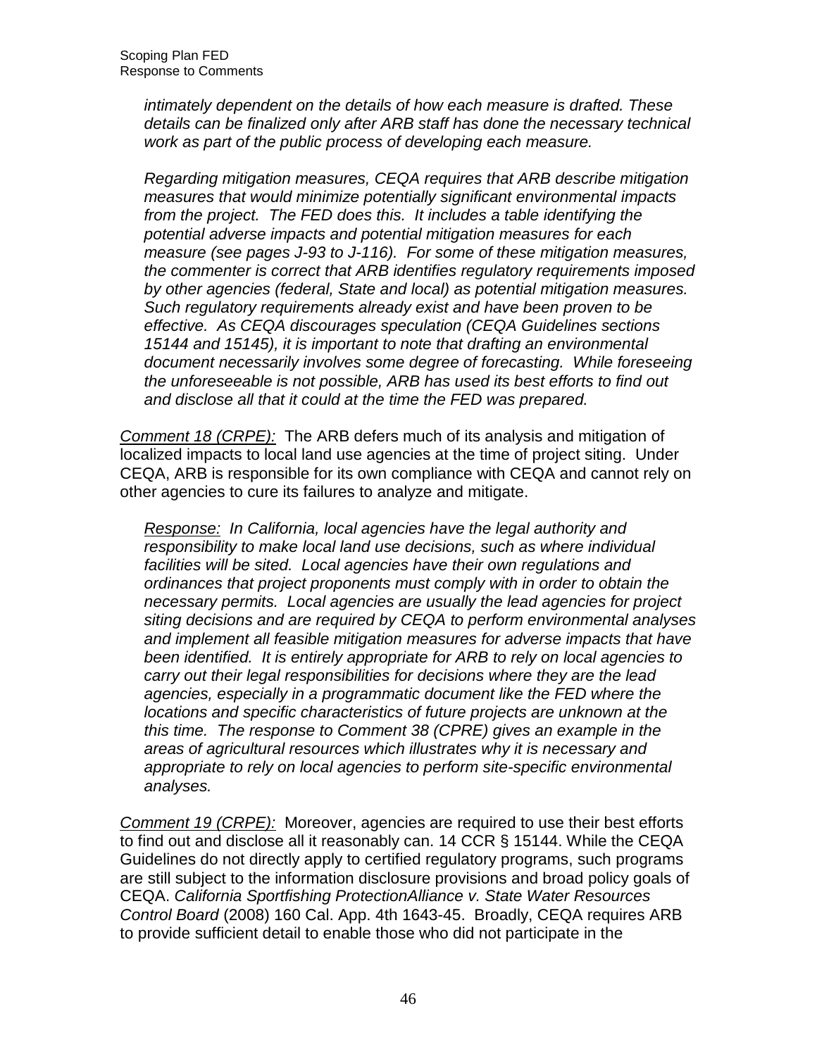*intimately dependent on the details of how each measure is drafted. These details can be finalized only after ARB staff has done the necessary technical work as part of the public process of developing each measure.*

*Regarding mitigation measures, CEQA requires that ARB describe mitigation measures that would minimize potentially significant environmental impacts from the project. The FED does this. It includes a table identifying the potential adverse impacts and potential mitigation measures for each measure (see pages J-93 to J-116). For some of these mitigation measures, the commenter is correct that ARB identifies regulatory requirements imposed by other agencies (federal, State and local) as potential mitigation measures. Such regulatory requirements already exist and have been proven to be effective. As CEQA discourages speculation (CEQA Guidelines sections 15144 and 15145), it is important to note that drafting an environmental document necessarily involves some degree of forecasting. While foreseeing the unforeseeable is not possible, ARB has used its best efforts to find out and disclose all that it could at the time the FED was prepared.*

*Comment 18 (CRPE):* The ARB defers much of its analysis and mitigation of localized impacts to local land use agencies at the time of project siting. Under CEQA, ARB is responsible for its own compliance with CEQA and cannot rely on other agencies to cure its failures to analyze and mitigate.

*Response: In California, local agencies have the legal authority and responsibility to make local land use decisions, such as where individual facilities will be sited. Local agencies have their own regulations and ordinances that project proponents must comply with in order to obtain the necessary permits. Local agencies are usually the lead agencies for project siting decisions and are required by CEQA to perform environmental analyses and implement all feasible mitigation measures for adverse impacts that have been identified. It is entirely appropriate for ARB to rely on local agencies to carry out their legal responsibilities for decisions where they are the lead agencies, especially in a programmatic document like the FED where the locations and specific characteristics of future projects are unknown at the this time. The response to Comment 38 (CPRE) gives an example in the areas of agricultural resources which illustrates why it is necessary and appropriate to rely on local agencies to perform site-specific environmental analyses.*

*Comment 19 (CRPE):* Moreover, agencies are required to use their best efforts to find out and disclose all it reasonably can. 14 CCR § 15144. While the CEQA Guidelines do not directly apply to certified regulatory programs, such programs are still subject to the information disclosure provisions and broad policy goals of CEQA. *California Sportfishing ProtectionAlliance v. State Water Resources Control Board* (2008) 160 Cal. App. 4th 1643-45. Broadly, CEQA requires ARB to provide sufficient detail to enable those who did not participate in the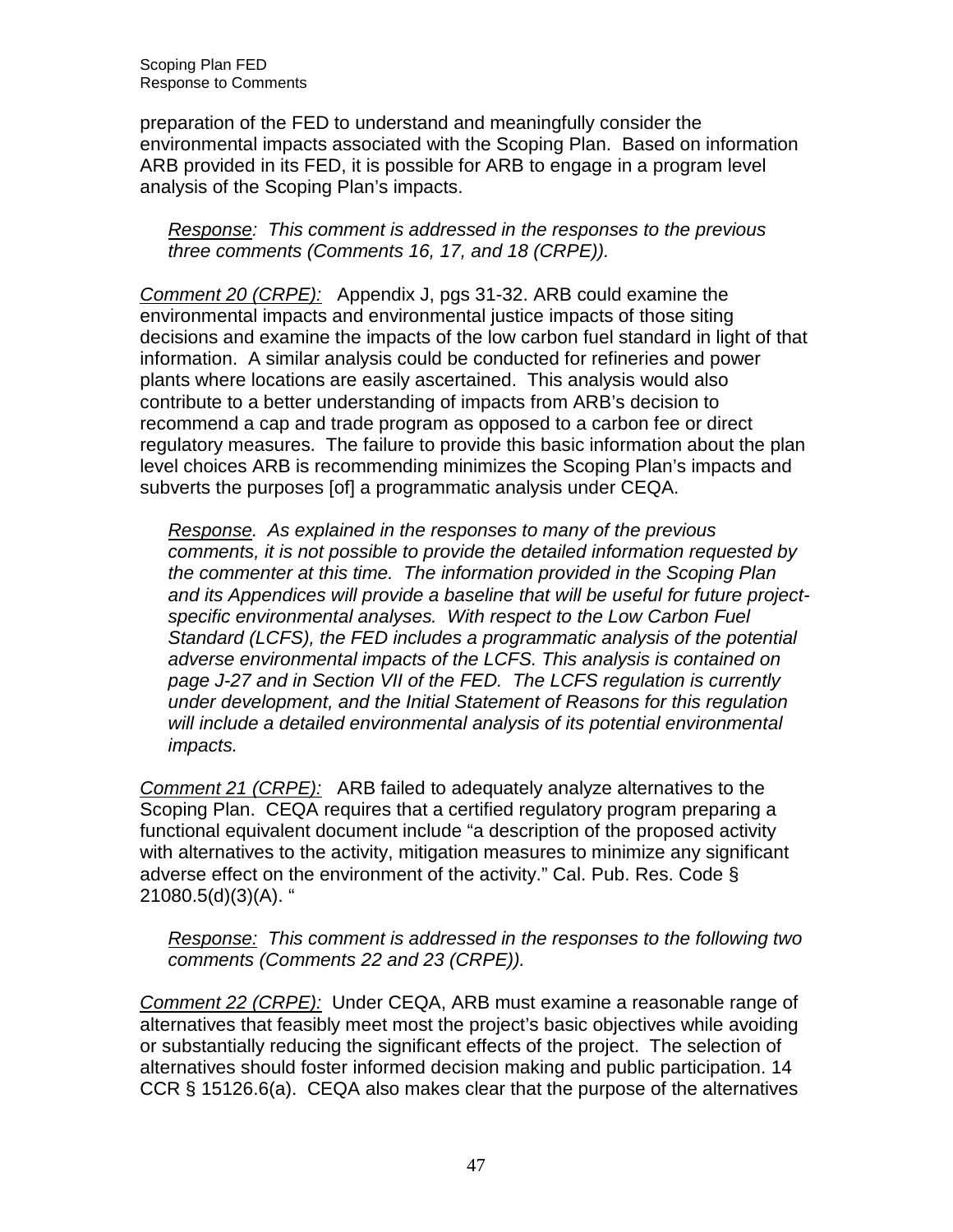preparation of the FED to understand and meaningfully consider the environmental impacts associated with the Scoping Plan. Based on information ARB provided in its FED, it is possible for ARB to engage in a program level analysis of the Scoping Plan's impacts.

> *Response: This comment is addressed in the responses to the previous three comments (Comments 16, 17, and 18 (CRPE)).*

*Comment 20 (CRPE):* Appendix J, pgs 31-32. ARB could examine the environmental impacts and environmental justice impacts of those siting decisions and examine the impacts of the low carbon fuel standard in light of that information. A similar analysis could be conducted for refineries and power plants where locations are easily ascertained. This analysis would also contribute to a better understanding of impacts from ARB's decision to recommend a cap and trade program as opposed to a carbon fee or direct regulatory measures. The failure to provide this basic information about the plan level choices ARB is recommending minimizes the Scoping Plan's impacts and subverts the purposes [of] a programmatic analysis under CEQA.

> *Response. As explained in the responses to many of the previous comments, it is not possible to provide the detailed information requested by the commenter at this time. The information provided in the Scoping Plan and its Appendices will provide a baseline that will be useful for future project-specific environmental analyses. With respect to the Low Carbon Fuel Standard (LCFS), the FED includes a programmatic analysis of the potential adverse environmental impacts of the LCFS. This analysis is contained on page J-27 and in Section VII of the FED. The LCFS regulation is currently under development, and the Initial Statement of Reasons for this regulation will include a detailed environmental analysis of its potential environmental impacts.*

*Comment 21 (CRPE):* ARB failed to adequately analyze alternatives to the Scoping Plan. CEQA requires that a certified regulatory program preparing a functional equivalent document include "a description of the proposed activity with alternatives to the activity, mitigation measures to minimize any significant adverse effect on the environment of the activity." Cal. Pub. Res. Code § 21080.5(d)(3)(A). "

> *Response: This comment is addressed in the responses to the following two comments (Comments 22 and 23 (CRPE)).*

*Comment 22 (CRPE):* Under CEQA, ARB must examine a reasonable range of alternatives that feasibly meet most the project's basic objectives while avoiding or substantially reducing the significant effects of the project. The selection of alternatives should foster informed decision making and public participation. 14 CCR § 15126.6(a). CEQA also makes clear that the purpose of the alternatives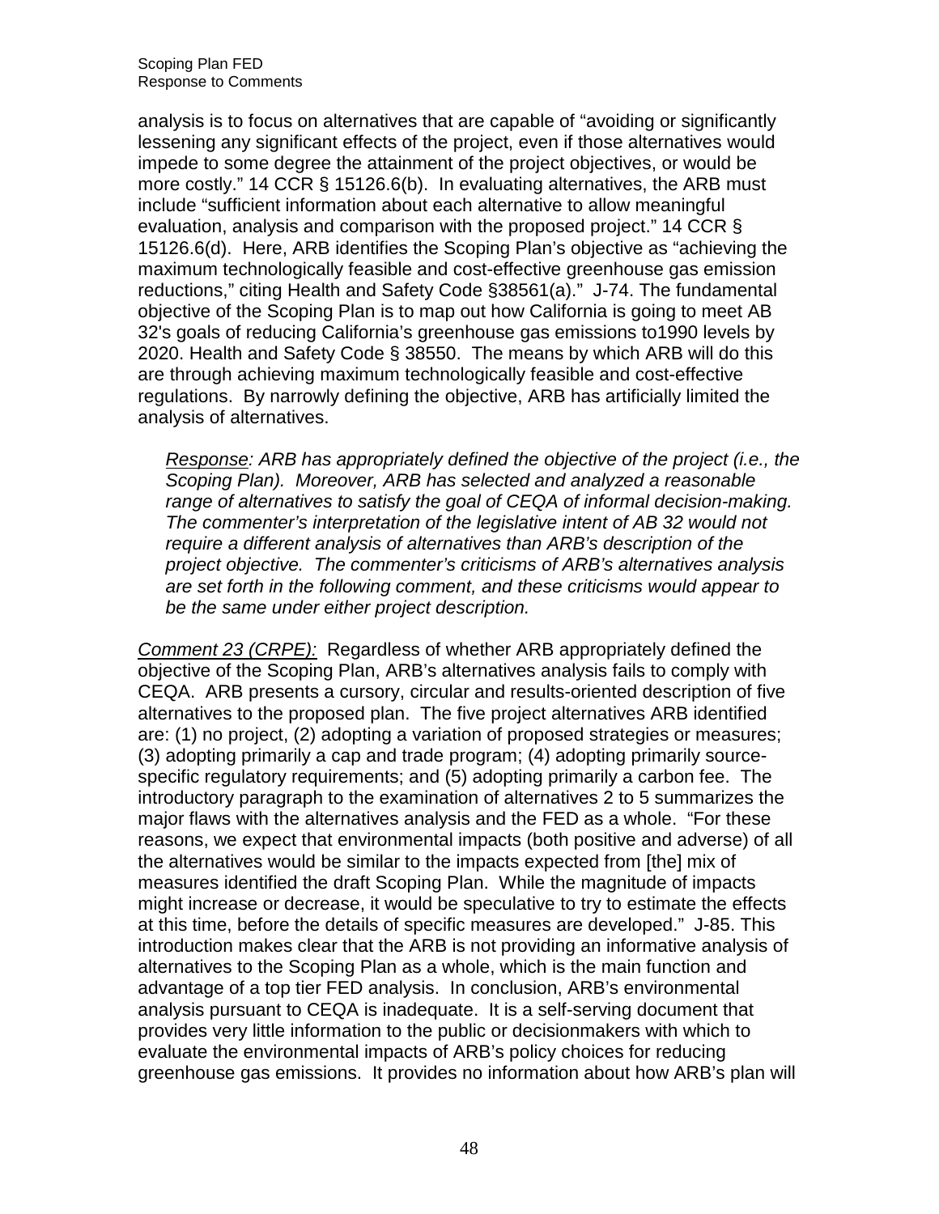analysis is to focus on alternatives that are capable of "avoiding or significantly lessening any significant effects of the project, even if those alternatives would impede to some degree the attainment of the project objectives, or would be more costly." 14 CCR § 15126.6(b). In evaluating alternatives, the ARB must include "sufficient information about each alternative to allow meaningful evaluation, analysis and comparison with the proposed project." 14 CCR § 15126.6(d). Here, ARB identifies the Scoping Plan's objective as "achieving the maximum technologically feasible and cost-effective greenhouse gas emission reductions," citing Health and Safety Code §38561(a)." J-74. The fundamental objective of the Scoping Plan is to map out how California is going to meet AB 32's goals of reducing California's greenhouse gas emissions to1990 levels by 2020. Health and Safety Code § 38550. The means by which ARB will do this are through achieving maximum technologically feasible and cost-effective regulations. By narrowly defining the objective, ARB has artificially limited the analysis of alternatives.

> *Response: ARB has appropriately defined the objective of the project (i.e., the Scoping Plan). Moreover, ARB has selected and analyzed a reasonable range of alternatives to satisfy the goal of CEQA of informal decision-making. The commenter's interpretation of the legislative intent of AB 32 would not require a different analysis of alternatives than ARB's description of the project objective. The commenter's criticisms of ARB's alternatives analysis are set forth in the following comment, and these criticisms would appear to be the same under either project description.*

*Comment 23 (CRPE):* Regardless of whether ARB appropriately defined the objective of the Scoping Plan, ARB's alternatives analysis fails to comply with CEQA. ARB presents a cursory, circular and results-oriented description of five alternatives to the proposed plan. The five project alternatives ARB identified are: (1) no project, (2) adopting a variation of proposed strategies or measures; (3) adopting primarily a cap and trade program; (4) adopting primarily source-specific regulatory requirements; and (5) adopting primarily a carbon fee. The introductory paragraph to the examination of alternatives 2 to 5 summarizes the major flaws with the alternatives analysis and the FED as a whole. "For these reasons, we expect that environmental impacts (both positive and adverse) of all the alternatives would be similar to the impacts expected from [the] mix of measures identified the draft Scoping Plan. While the magnitude of impacts might increase or decrease, it would be speculative to try to estimate the effects at this time, before the details of specific measures are developed." J-85. This introduction makes clear that the ARB is not providing an informative analysis of alternatives to the Scoping Plan as a whole, which is the main function and advantage of a top tier FED analysis. In conclusion, ARB's environmental analysis pursuant to CEQA is inadequate. It is a self-serving document that provides very little information to the public or decisionmakers with which to evaluate the environmental impacts of ARB's policy choices for reducing greenhouse gas emissions. It provides no information about how ARB's plan will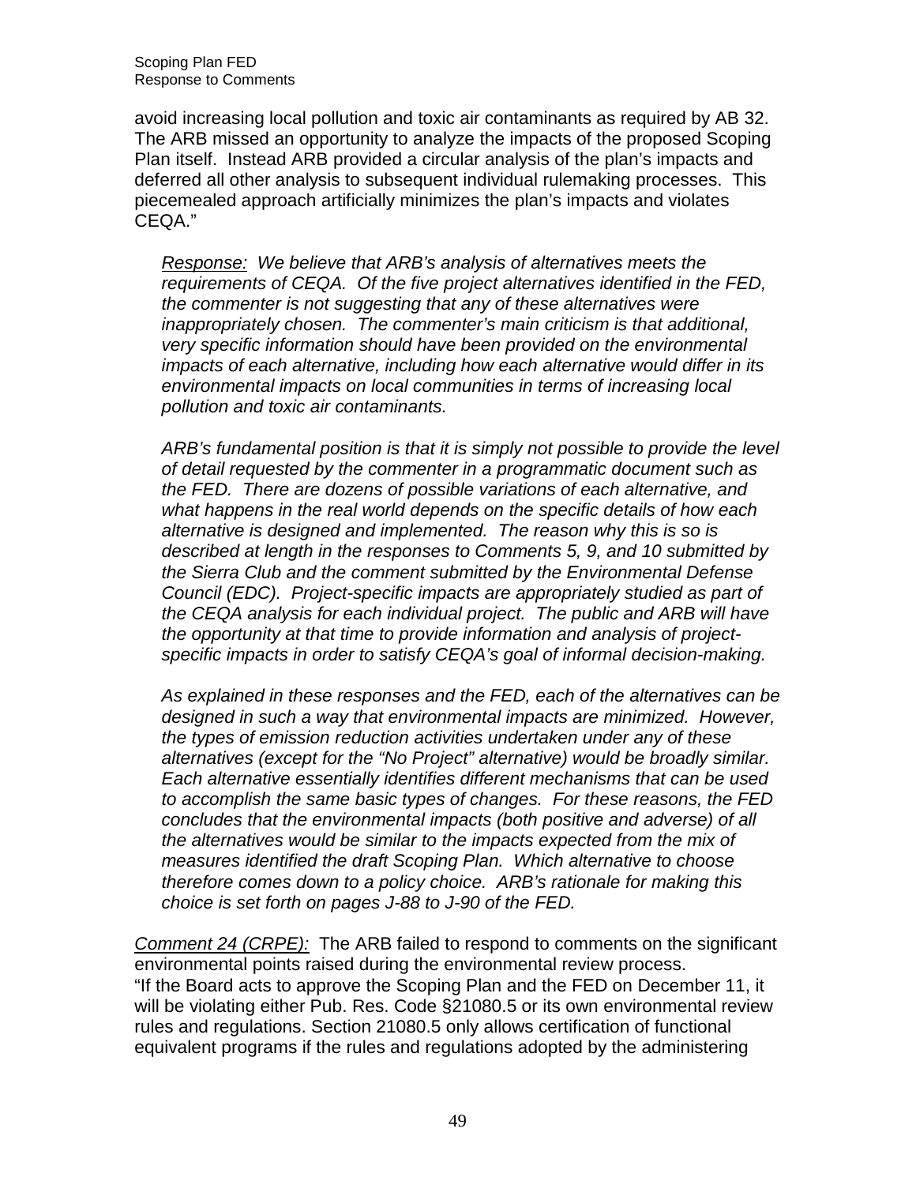avoid increasing local pollution and toxic air contaminants as required by AB 32. The ARB missed an opportunity to analyze the impacts of the proposed Scoping Plan itself. Instead ARB provided a circular analysis of the plan's impacts and deferred all other analysis to subsequent individual rulemaking processes. This piecemealed approach artificially minimizes the plan's impacts and violates CEQA."

> *Response: We believe that ARB's analysis of alternatives meets the requirements of CEQA. Of the five project alternatives identified in the FED, the commenter is not suggesting that any of these alternatives were inappropriately chosen. The commenter's main criticism is that additional, very specific information should have been provided on the environmental impacts of each alternative, including how each alternative would differ in its environmental impacts on local communities in terms of increasing local pollution and toxic air contaminants.*
>
> *ARB's fundamental position is that it is simply not possible to provide the level of detail requested by the commenter in a programmatic document such as the FED. There are dozens of possible variations of each alternative, and what happens in the real world depends on the specific details of how each alternative is designed and implemented. The reason why this is so is described at length in the responses to Comments 5, 9, and 10 submitted by the Sierra Club and the comment submitted by the Environmental Defense Council (EDC). Project-specific impacts are appropriately studied as part of the CEQA analysis for each individual project. The public and ARB will have the opportunity at that time to provide information and analysis of project-specific impacts in order to satisfy CEQA's goal of informal decision-making.*
>
> *As explained in these responses and the FED, each of the alternatives can be designed in such a way that environmental impacts are minimized. However, the types of emission reduction activities undertaken under any of these alternatives (except for the "No Project" alternative) would be broadly similar. Each alternative essentially identifies different mechanisms that can be used to accomplish the same basic types of changes. For these reasons, the FED concludes that the environmental impacts (both positive and adverse) of all the alternatives would be similar to the impacts expected from the mix of measures identified the draft Scoping Plan. Which alternative to choose therefore comes down to a policy choice. ARB's rationale for making this choice is set forth on pages J-88 to J-90 of the FED.*

*Comment 24 (CRPE):* The ARB failed to respond to comments on the significant environmental points raised during the environmental review process.
"If the Board acts to approve the Scoping Plan and the FED on December 11, it will be violating either Pub. Res. Code §21080.5 or its own environmental review rules and regulations. Section 21080.5 only allows certification of functional equivalent programs if the rules and regulations adopted by the administering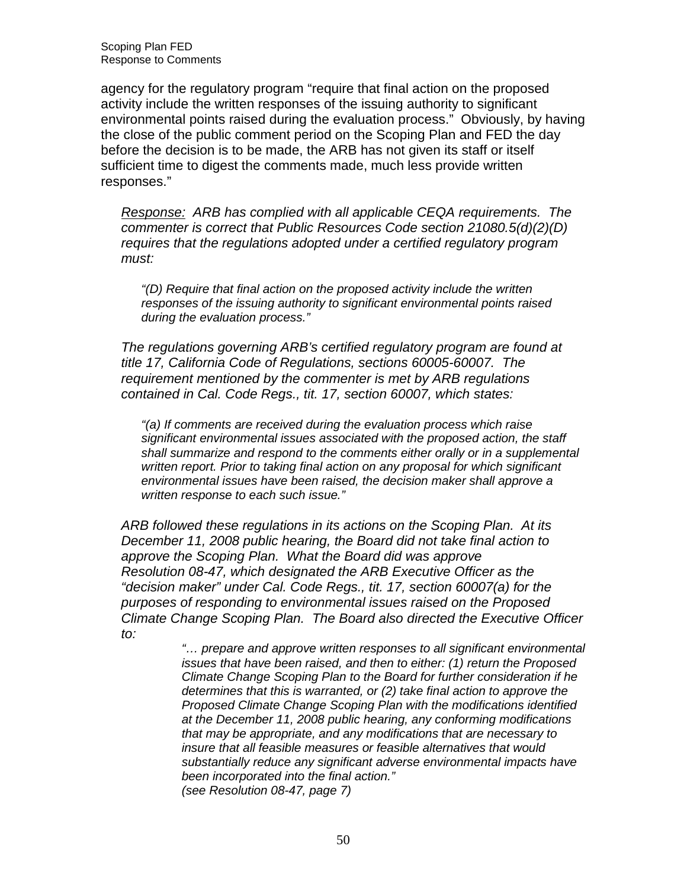agency for the regulatory program "require that final action on the proposed activity include the written responses of the issuing authority to significant environmental points raised during the evaluation process." Obviously, by having the close of the public comment period on the Scoping Plan and FED the day before the decision is to be made, the ARB has not given its staff or itself sufficient time to digest the comments made, much less provide written responses."

> *<u>Response:</u> ARB has complied with all applicable CEQA requirements. The commenter is correct that Public Resources Code section 21080.5(d)(2)(D) requires that the regulations adopted under a certified regulatory program must:*
>
> > *"(D) Require that final action on the proposed activity include the written responses of the issuing authority to significant environmental points raised during the evaluation process."*
>
> *The regulations governing ARB's certified regulatory program are found at title 17, California Code of Regulations, sections 60005-60007. The requirement mentioned by the commenter is met by ARB regulations contained in Cal. Code Regs., tit. 17, section 60007, which states:*
>
> > *"(a) If comments are received during the evaluation process which raise significant environmental issues associated with the proposed action, the staff shall summarize and respond to the comments either orally or in a supplemental written report. Prior to taking final action on any proposal for which significant environmental issues have been raised, the decision maker shall approve a written response to each such issue."*
>
> *ARB followed these regulations in its actions on the Scoping Plan. At its December 11, 2008 public hearing, the Board did not take final action to approve the Scoping Plan. What the Board did was approve Resolution 08-47, which designated the ARB Executive Officer as the "decision maker" under Cal. Code Regs., tit. 17, section 60007(a) for the purposes of responding to environmental issues raised on the Proposed Climate Change Scoping Plan. The Board also directed the Executive Officer to:*
>
> > *"… prepare and approve written responses to all significant environmental issues that have been raised, and then to either: (1) return the Proposed Climate Change Scoping Plan to the Board for further consideration if he determines that this is warranted, or (2) take final action to approve the Proposed Climate Change Scoping Plan with the modifications identified at the December 11, 2008 public hearing, any conforming modifications that may be appropriate, and any modifications that are necessary to insure that all feasible measures or feasible alternatives that would substantially reduce any significant adverse environmental impacts have been incorporated into the final action."*
> > *(see Resolution 08-47, page 7)*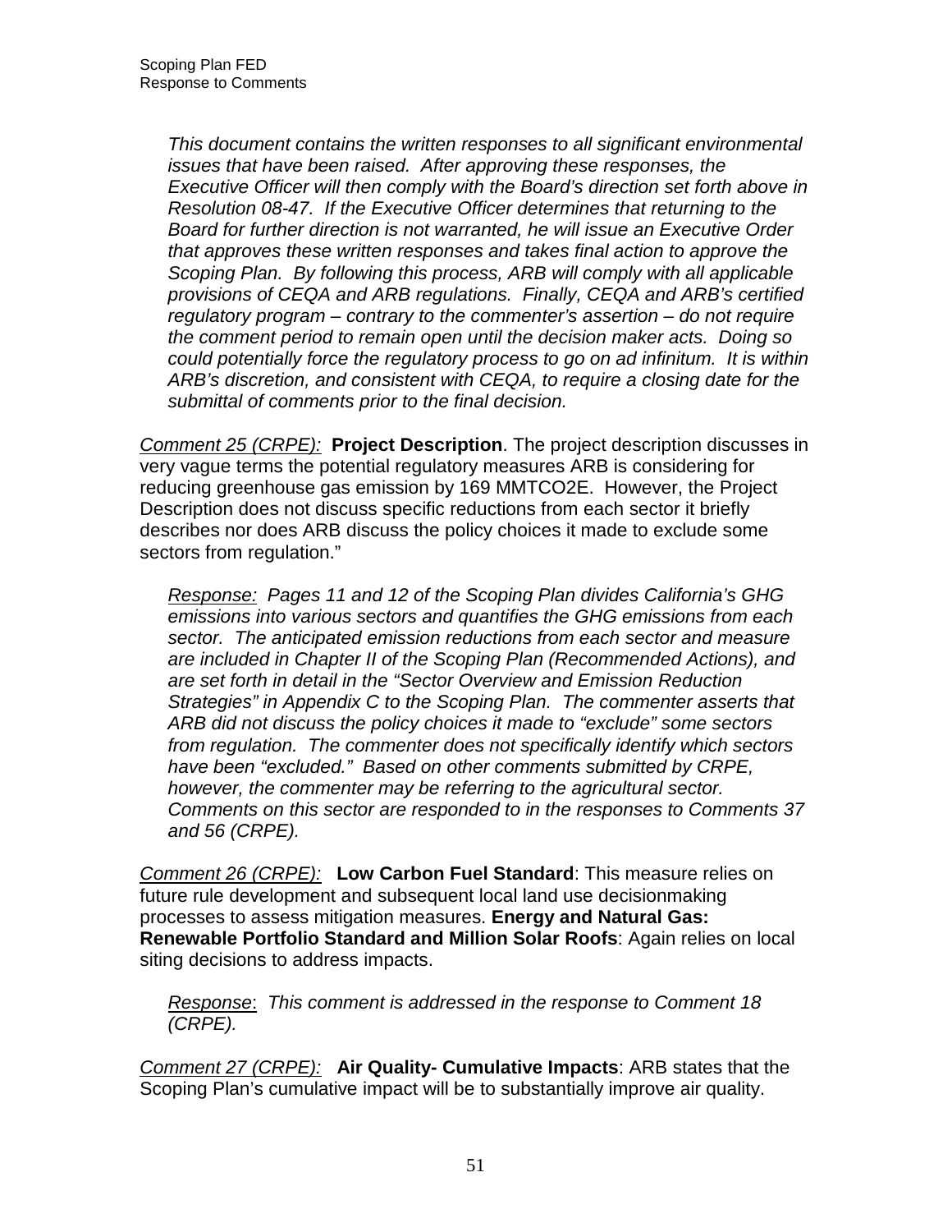*This document contains the written responses to all significant environmental issues that have been raised. After approving these responses, the Executive Officer will then comply with the Board's direction set forth above in Resolution 08-47. If the Executive Officer determines that returning to the Board for further direction is not warranted, he will issue an Executive Order that approves these written responses and takes final action to approve the Scoping Plan. By following this process, ARB will comply with all applicable provisions of CEQA and ARB regulations. Finally, CEQA and ARB's certified regulatory program – contrary to the commenter's assertion – do not require the comment period to remain open until the decision maker acts. Doing so could potentially force the regulatory process to go on ad infinitum. It is within ARB's discretion, and consistent with CEQA, to require a closing date for the submittal of comments prior to the final decision.*

<u>*Comment 25 (CRPE):*</u> **Project Description**. The project description discusses in very vague terms the potential regulatory measures ARB is considering for reducing greenhouse gas emission by 169 MMTCO2E. However, the Project Description does not discuss specific reductions from each sector it briefly describes nor does ARB discuss the policy choices it made to exclude some sectors from regulation."

<u>*Response:*</u> *Pages 11 and 12 of the Scoping Plan divides California's GHG emissions into various sectors and quantifies the GHG emissions from each sector. The anticipated emission reductions from each sector and measure are included in Chapter II of the Scoping Plan (Recommended Actions), and are set forth in detail in the "Sector Overview and Emission Reduction Strategies" in Appendix C to the Scoping Plan. The commenter asserts that ARB did not discuss the policy choices it made to "exclude" some sectors from regulation. The commenter does not specifically identify which sectors have been "excluded." Based on other comments submitted by CRPE, however, the commenter may be referring to the agricultural sector. Comments on this sector are responded to in the responses to Comments 37 and 56 (CRPE).*

<u>*Comment 26 (CRPE):*</u> **Low Carbon Fuel Standard**: This measure relies on future rule development and subsequent local land use decisionmaking processes to assess mitigation measures. **Energy and Natural Gas: Renewable Portfolio Standard and Million Solar Roofs**: Again relies on local siting decisions to address impacts.

<u>*Response*</u>: *This comment is addressed in the response to Comment 18 (CRPE).*

<u>*Comment 27 (CRPE):*</u> **Air Quality- Cumulative Impacts**: ARB states that the Scoping Plan's cumulative impact will be to substantially improve air quality.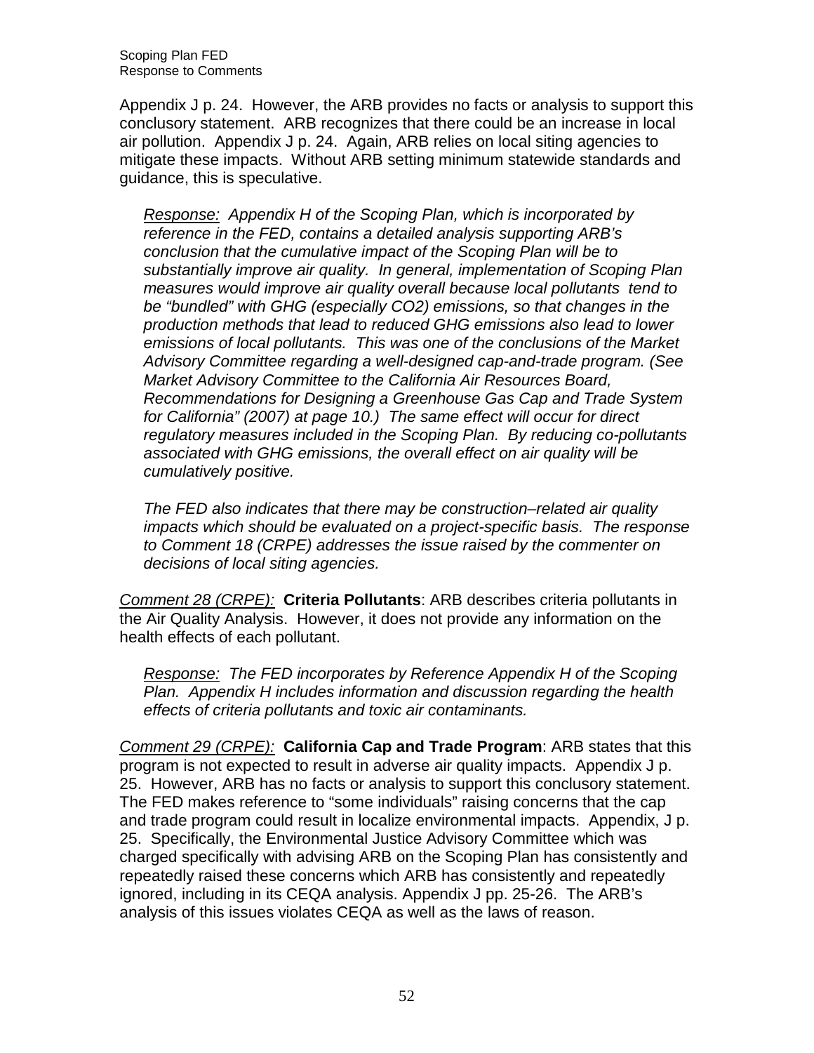Appendix J p. 24. However, the ARB provides no facts or analysis to support this conclusory statement. ARB recognizes that there could be an increase in local air pollution. Appendix J p. 24. Again, ARB relies on local siting agencies to mitigate these impacts. Without ARB setting minimum statewide standards and guidance, this is speculative.

> *<u>Response:</u> Appendix H of the Scoping Plan, which is incorporated by reference in the FED, contains a detailed analysis supporting ARB's conclusion that the cumulative impact of the Scoping Plan will be to substantially improve air quality. In general, implementation of Scoping Plan measures would improve air quality overall because local pollutants tend to be "bundled" with GHG (especially CO2) emissions, so that changes in the production methods that lead to reduced GHG emissions also lead to lower emissions of local pollutants. This was one of the conclusions of the Market Advisory Committee regarding a well-designed cap-and-trade program. (See Market Advisory Committee to the California Air Resources Board, Recommendations for Designing a Greenhouse Gas Cap and Trade System for California" (2007) at page 10.) The same effect will occur for direct regulatory measures included in the Scoping Plan. By reducing co-pollutants associated with GHG emissions, the overall effect on air quality will be cumulatively positive.*
>
> *The FED also indicates that there may be construction–related air quality impacts which should be evaluated on a project-specific basis. The response to Comment 18 (CRPE) addresses the issue raised by the commenter on decisions of local siting agencies.*

*<u>Comment 28 (CRPE):</u>* **Criteria Pollutants**: ARB describes criteria pollutants in the Air Quality Analysis. However, it does not provide any information on the health effects of each pollutant.

> *<u>Response:</u> The FED incorporates by Reference Appendix H of the Scoping Plan. Appendix H includes information and discussion regarding the health effects of criteria pollutants and toxic air contaminants.*

*<u>Comment 29 (CRPE):</u>* **California Cap and Trade Program**: ARB states that this program is not expected to result in adverse air quality impacts. Appendix J p. 25. However, ARB has no facts or analysis to support this conclusory statement. The FED makes reference to "some individuals" raising concerns that the cap and trade program could result in localize environmental impacts. Appendix, J p. 25. Specifically, the Environmental Justice Advisory Committee which was charged specifically with advising ARB on the Scoping Plan has consistently and repeatedly raised these concerns which ARB has consistently and repeatedly ignored, including in its CEQA analysis. Appendix J pp. 25-26. The ARB's analysis of this issues violates CEQA as well as the laws of reason.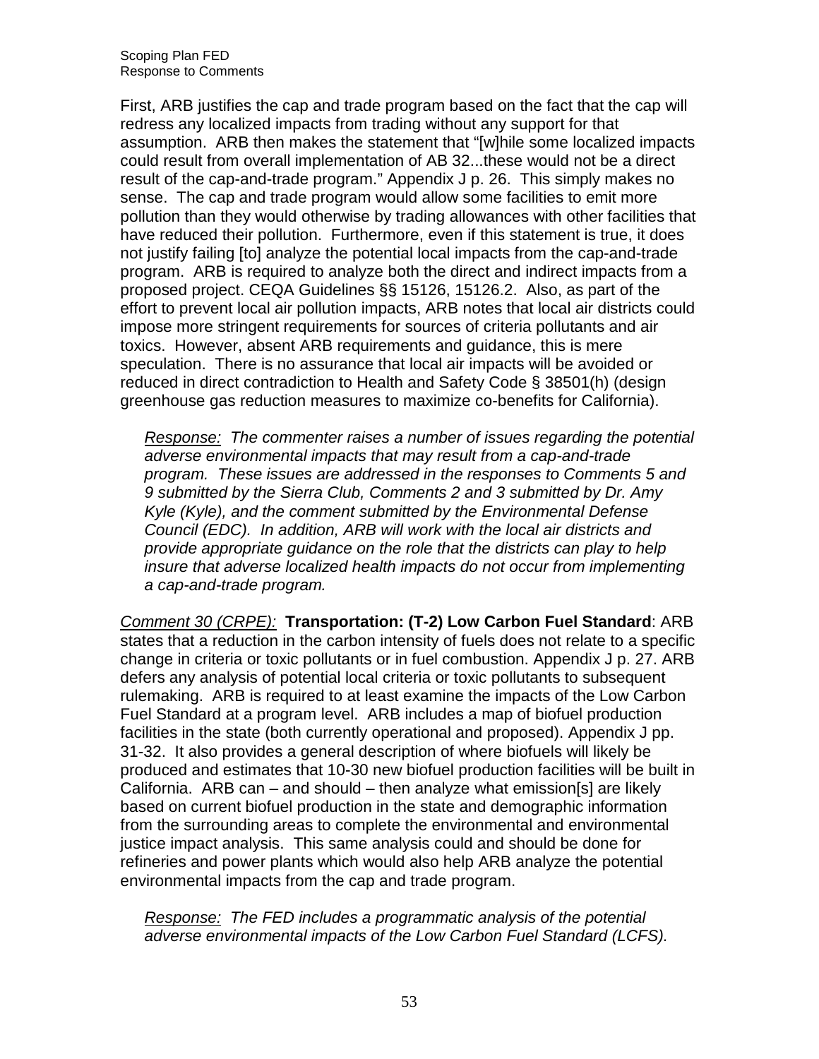First, ARB justifies the cap and trade program based on the fact that the cap will redress any localized impacts from trading without any support for that assumption. ARB then makes the statement that "[w]hile some localized impacts could result from overall implementation of AB 32...these would not be a direct result of the cap-and-trade program." Appendix J p. 26. This simply makes no sense. The cap and trade program would allow some facilities to emit more pollution than they would otherwise by trading allowances with other facilities that have reduced their pollution. Furthermore, even if this statement is true, it does not justify failing [to] analyze the potential local impacts from the cap-and-trade program. ARB is required to analyze both the direct and indirect impacts from a proposed project. CEQA Guidelines §§ 15126, 15126.2. Also, as part of the effort to prevent local air pollution impacts, ARB notes that local air districts could impose more stringent requirements for sources of criteria pollutants and air toxics. However, absent ARB requirements and guidance, this is mere speculation. There is no assurance that local air impacts will be avoided or reduced in direct contradiction to Health and Safety Code § 38501(h) (design greenhouse gas reduction measures to maximize co-benefits for California).

> *Response: The commenter raises a number of issues regarding the potential adverse environmental impacts that may result from a cap-and-trade program. These issues are addressed in the responses to Comments 5 and 9 submitted by the Sierra Club, Comments 2 and 3 submitted by Dr. Amy Kyle (Kyle), and the comment submitted by the Environmental Defense Council (EDC). In addition, ARB will work with the local air districts and provide appropriate guidance on the role that the districts can play to help insure that adverse localized health impacts do not occur from implementing a cap-and-trade program.*

*Comment 30 (CRPE):* **Transportation: (T-2) Low Carbon Fuel Standard**: ARB states that a reduction in the carbon intensity of fuels does not relate to a specific change in criteria or toxic pollutants or in fuel combustion. Appendix J p. 27. ARB defers any analysis of potential local criteria or toxic pollutants to subsequent rulemaking. ARB is required to at least examine the impacts of the Low Carbon Fuel Standard at a program level. ARB includes a map of biofuel production facilities in the state (both currently operational and proposed). Appendix J pp. 31-32. It also provides a general description of where biofuels will likely be produced and estimates that 10-30 new biofuel production facilities will be built in California. ARB can – and should – then analyze what emission[s] are likely based on current biofuel production in the state and demographic information from the surrounding areas to complete the environmental and environmental justice impact analysis. This same analysis could and should be done for refineries and power plants which would also help ARB analyze the potential environmental impacts from the cap and trade program.

> *Response: The FED includes a programmatic analysis of the potential adverse environmental impacts of the Low Carbon Fuel Standard (LCFS).*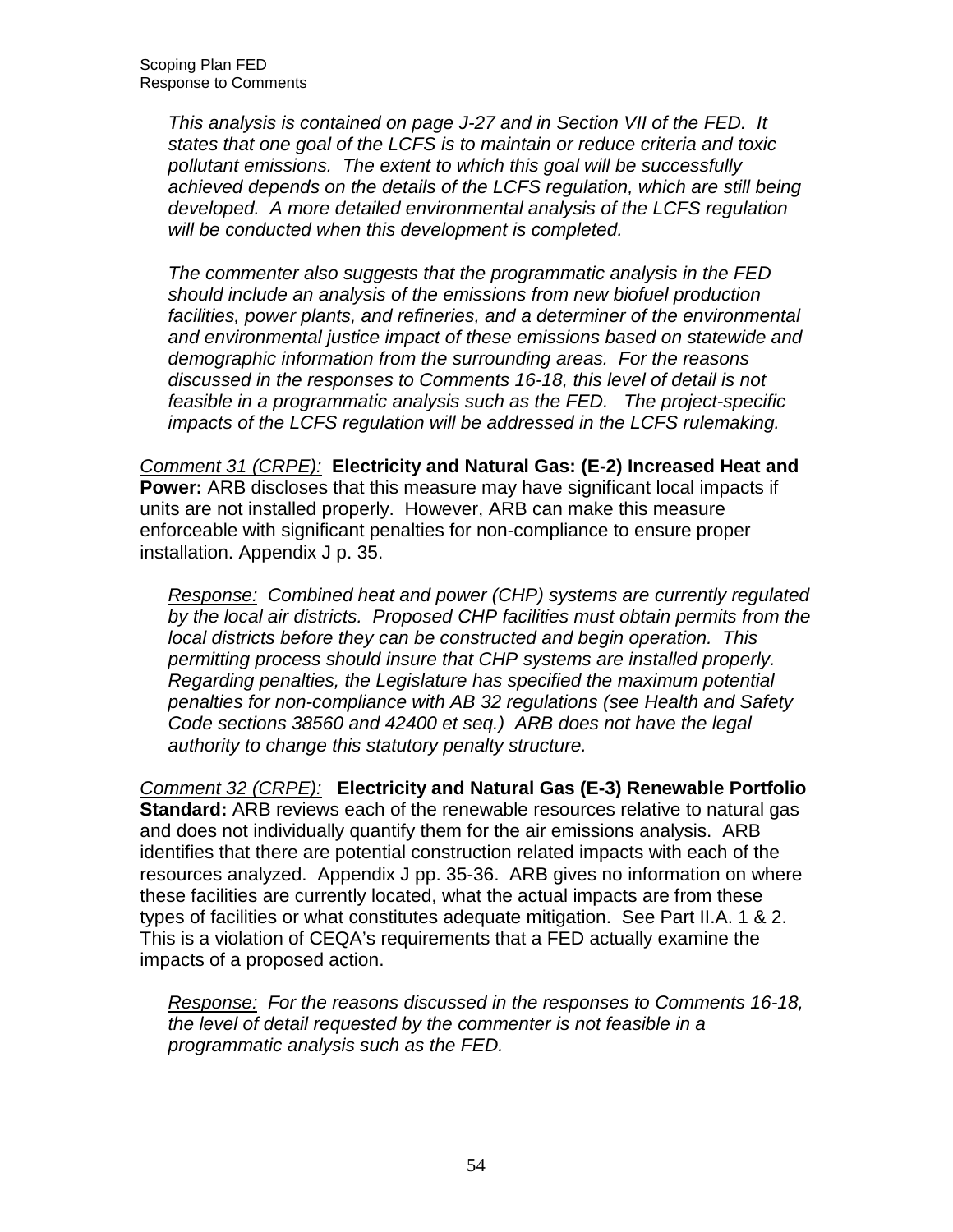*This analysis is contained on page J-27 and in Section VII of the FED. It states that one goal of the LCFS is to maintain or reduce criteria and toxic pollutant emissions. The extent to which this goal will be successfully achieved depends on the details of the LCFS regulation, which are still being developed. A more detailed environmental analysis of the LCFS regulation will be conducted when this development is completed.*

*The commenter also suggests that the programmatic analysis in the FED should include an analysis of the emissions from new biofuel production facilities, power plants, and refineries, and a determiner of the environmental and environmental justice impact of these emissions based on statewide and demographic information from the surrounding areas. For the reasons discussed in the responses to Comments 16-18, this level of detail is not feasible in a programmatic analysis such as the FED. The project-specific impacts of the LCFS regulation will be addressed in the LCFS rulemaking.*

Comment 31 (CRPE): **Electricity and Natural Gas: (E-2) Increased Heat and Power:** ARB discloses that this measure may have significant local impacts if units are not installed properly. However, ARB can make this measure enforceable with significant penalties for non-compliance to ensure proper installation. Appendix J p. 35.

*Response: Combined heat and power (CHP) systems are currently regulated by the local air districts. Proposed CHP facilities must obtain permits from the local districts before they can be constructed and begin operation. This permitting process should insure that CHP systems are installed properly. Regarding penalties, the Legislature has specified the maximum potential penalties for non-compliance with AB 32 regulations (see Health and Safety Code sections 38560 and 42400 et seq.) ARB does not have the legal authority to change this statutory penalty structure.*

Comment 32 (CRPE): **Electricity and Natural Gas (E-3) Renewable Portfolio Standard:** ARB reviews each of the renewable resources relative to natural gas and does not individually quantify them for the air emissions analysis. ARB identifies that there are potential construction related impacts with each of the resources analyzed. Appendix J pp. 35-36. ARB gives no information on where these facilities are currently located, what the actual impacts are from these types of facilities or what constitutes adequate mitigation. See Part II.A. 1 & 2. This is a violation of CEQA's requirements that a FED actually examine the impacts of a proposed action.

*Response: For the reasons discussed in the responses to Comments 16-18, the level of detail requested by the commenter is not feasible in a programmatic analysis such as the FED.*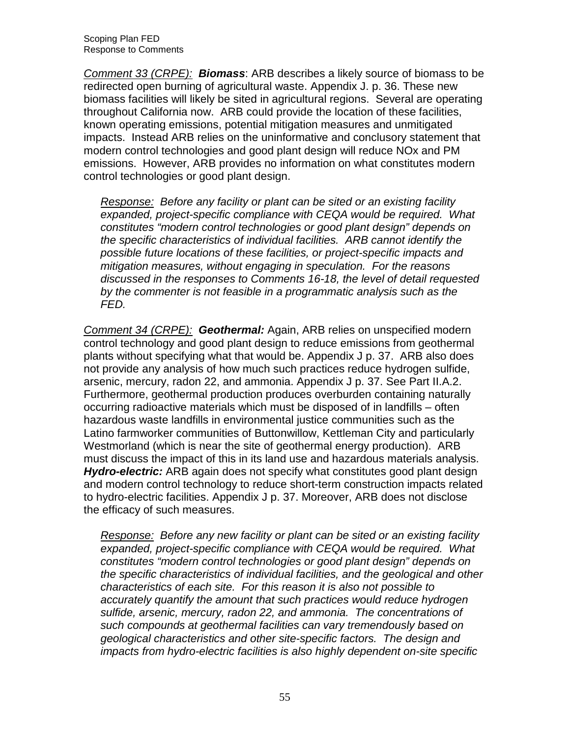*Comment 33 (CRPE):* ***Biomass***: ARB describes a likely source of biomass to be redirected open burning of agricultural waste. Appendix J. p. 36. These new biomass facilities will likely be sited in agricultural regions. Several are operating throughout California now. ARB could provide the location of these facilities, known operating emissions, potential mitigation measures and unmitigated impacts. Instead ARB relies on the uninformative and conclusory statement that modern control technologies and good plant design will reduce NOx and PM emissions. However, ARB provides no information on what constitutes modern control technologies or good plant design.

> *Response: Before any facility or plant can be sited or an existing facility expanded, project-specific compliance with CEQA would be required. What constitutes "modern control technologies or good plant design" depends on the specific characteristics of individual facilities. ARB cannot identify the possible future locations of these facilities, or project-specific impacts and mitigation measures, without engaging in speculation. For the reasons discussed in the responses to Comments 16-18, the level of detail requested by the commenter is not feasible in a programmatic analysis such as the FED.*

*Comment 34 (CRPE):* ***Geothermal:*** Again, ARB relies on unspecified modern control technology and good plant design to reduce emissions from geothermal plants without specifying what that would be. Appendix J p. 37. ARB also does not provide any analysis of how much such practices reduce hydrogen sulfide, arsenic, mercury, radon 22, and ammonia. Appendix J p. 37. See Part II.A.2. Furthermore, geothermal production produces overburden containing naturally occurring radioactive materials which must be disposed of in landfills – often hazardous waste landfills in environmental justice communities such as the Latino farmworker communities of Buttonwillow, Kettleman City and particularly Westmorland (which is near the site of geothermal energy production). ARB must discuss the impact of this in its land use and hazardous materials analysis. ***Hydro-electric:*** ARB again does not specify what constitutes good plant design and modern control technology to reduce short-term construction impacts related to hydro-electric facilities. Appendix J p. 37. Moreover, ARB does not disclose the efficacy of such measures.

> *Response: Before any new facility or plant can be sited or an existing facility expanded, project-specific compliance with CEQA would be required. What constitutes "modern control technologies or good plant design" depends on the specific characteristics of individual facilities, and the geological and other characteristics of each site. For this reason it is also not possible to accurately quantify the amount that such practices would reduce hydrogen sulfide, arsenic, mercury, radon 22, and ammonia. The concentrations of such compounds at geothermal facilities can vary tremendously based on geological characteristics and other site-specific factors. The design and impacts from hydro-electric facilities is also highly dependent on-site specific*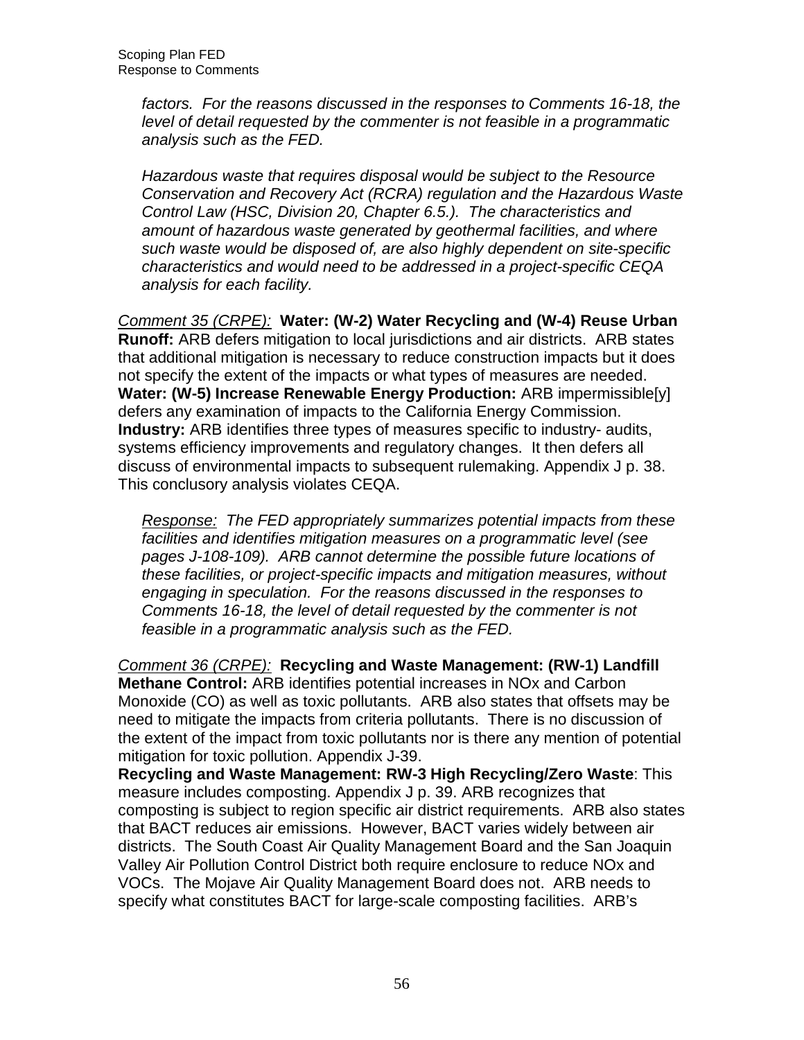*factors. For the reasons discussed in the responses to Comments 16-18, the level of detail requested by the commenter is not feasible in a programmatic analysis such as the FED.*

*Hazardous waste that requires disposal would be subject to the Resource Conservation and Recovery Act (RCRA) regulation and the Hazardous Waste Control Law (HSC, Division 20, Chapter 6.5.). The characteristics and amount of hazardous waste generated by geothermal facilities, and where such waste would be disposed of, are also highly dependent on site-specific characteristics and would need to be addressed in a project-specific CEQA analysis for each facility.*

*Comment 35 (CRPE):* **Water: (W-2) Water Recycling and (W-4) Reuse Urban Runoff:** ARB defers mitigation to local jurisdictions and air districts. ARB states that additional mitigation is necessary to reduce construction impacts but it does not specify the extent of the impacts or what types of measures are needed. **Water: (W-5) Increase Renewable Energy Production:** ARB impermissible[y] defers any examination of impacts to the California Energy Commission. **Industry:** ARB identifies three types of measures specific to industry- audits, systems efficiency improvements and regulatory changes. It then defers all discuss of environmental impacts to subsequent rulemaking. Appendix J p. 38. This conclusory analysis violates CEQA.

*Response: The FED appropriately summarizes potential impacts from these facilities and identifies mitigation measures on a programmatic level (see pages J-108-109). ARB cannot determine the possible future locations of these facilities, or project-specific impacts and mitigation measures, without engaging in speculation. For the reasons discussed in the responses to Comments 16-18, the level of detail requested by the commenter is not feasible in a programmatic analysis such as the FED.*

*Comment 36 (CRPE):* **Recycling and Waste Management: (RW-1) Landfill Methane Control:** ARB identifies potential increases in NOx and Carbon Monoxide (CO) as well as toxic pollutants. ARB also states that offsets may be need to mitigate the impacts from criteria pollutants. There is no discussion of the extent of the impact from toxic pollutants nor is there any mention of potential mitigation for toxic pollution. Appendix J-39.
**Recycling and Waste Management: RW-3 High Recycling/Zero Waste**: This measure includes composting. Appendix J p. 39. ARB recognizes that composting is subject to region specific air district requirements. ARB also states that BACT reduces air emissions. However, BACT varies widely between air districts. The South Coast Air Quality Management Board and the San Joaquin Valley Air Pollution Control District both require enclosure to reduce NOx and VOCs. The Mojave Air Quality Management Board does not. ARB needs to specify what constitutes BACT for large-scale composting facilities. ARB's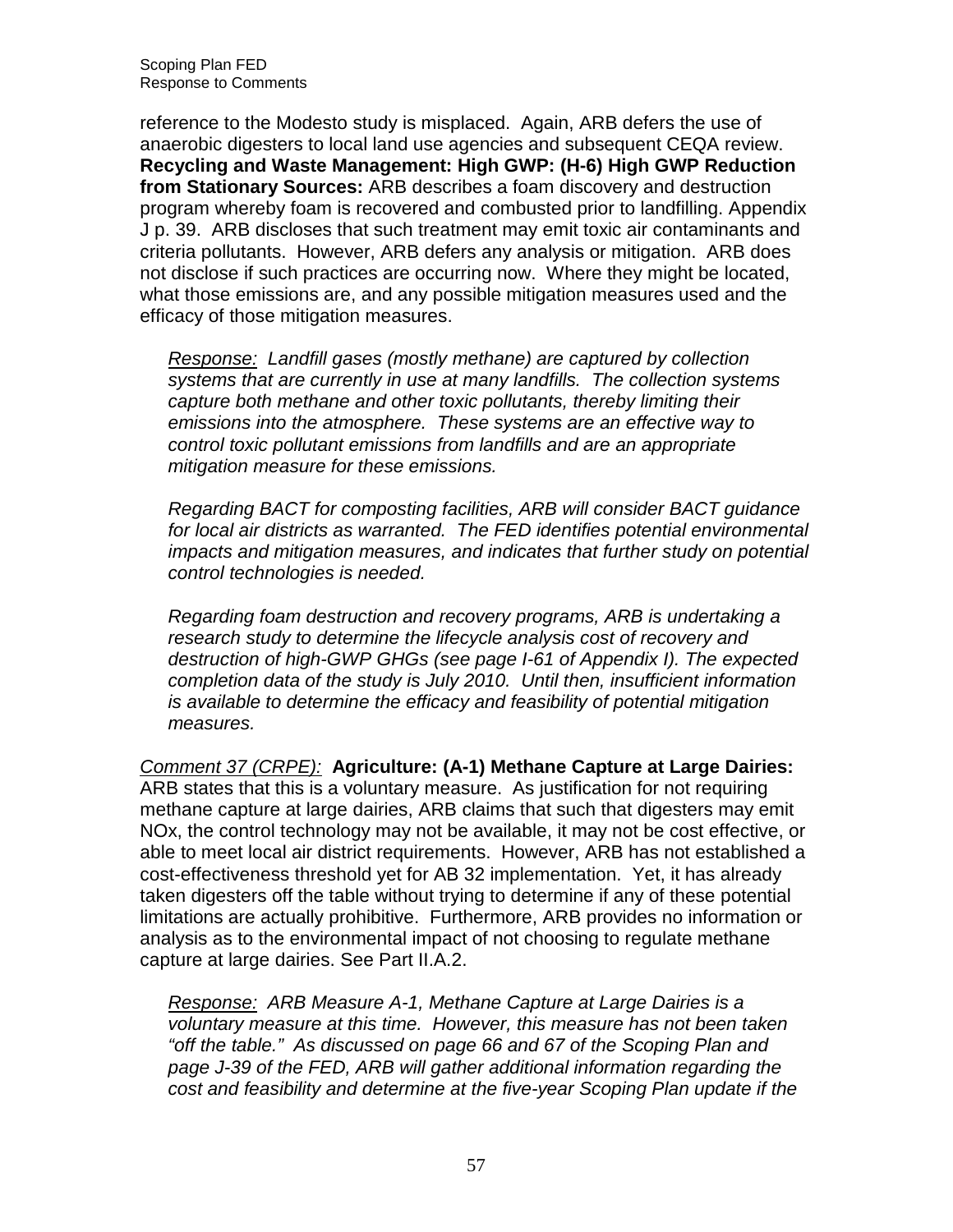reference to the Modesto study is misplaced. Again, ARB defers the use of anaerobic digesters to local land use agencies and subsequent CEQA review. **Recycling and Waste Management: High GWP: (H-6) High GWP Reduction from Stationary Sources:** ARB describes a foam discovery and destruction program whereby foam is recovered and combusted prior to landfilling. Appendix J p. 39. ARB discloses that such treatment may emit toxic air contaminants and criteria pollutants. However, ARB defers any analysis or mitigation. ARB does not disclose if such practices are occurring now. Where they might be located, what those emissions are, and any possible mitigation measures used and the efficacy of those mitigation measures.

> *<u>Response:</u> Landfill gases (mostly methane) are captured by collection systems that are currently in use at many landfills. The collection systems capture both methane and other toxic pollutants, thereby limiting their emissions into the atmosphere. These systems are an effective way to control toxic pollutant emissions from landfills and are an appropriate mitigation measure for these emissions.*
>
> *Regarding BACT for composting facilities, ARB will consider BACT guidance for local air districts as warranted. The FED identifies potential environmental impacts and mitigation measures, and indicates that further study on potential control technologies is needed.*
>
> *Regarding foam destruction and recovery programs, ARB is undertaking a research study to determine the lifecycle analysis cost of recovery and destruction of high-GWP GHGs (see page I-61 of Appendix I). The expected completion data of the study is July 2010. Until then, insufficient information is available to determine the efficacy and feasibility of potential mitigation measures.*

*<u>Comment 37 (CRPE):</u>* **Agriculture: (A-1) Methane Capture at Large Dairies:** ARB states that this is a voluntary measure. As justification for not requiring methane capture at large dairies, ARB claims that such that digesters may emit NOx, the control technology may not be available, it may not be cost effective, or able to meet local air district requirements. However, ARB has not established a cost-effectiveness threshold yet for AB 32 implementation. Yet, it has already taken digesters off the table without trying to determine if any of these potential limitations are actually prohibitive. Furthermore, ARB provides no information or analysis as to the environmental impact of not choosing to regulate methane capture at large dairies. See Part II.A.2.

> *<u>Response:</u> ARB Measure A-1, Methane Capture at Large Dairies is a voluntary measure at this time. However, this measure has not been taken "off the table." As discussed on page 66 and 67 of the Scoping Plan and page J-39 of the FED, ARB will gather additional information regarding the cost and feasibility and determine at the five-year Scoping Plan update if the*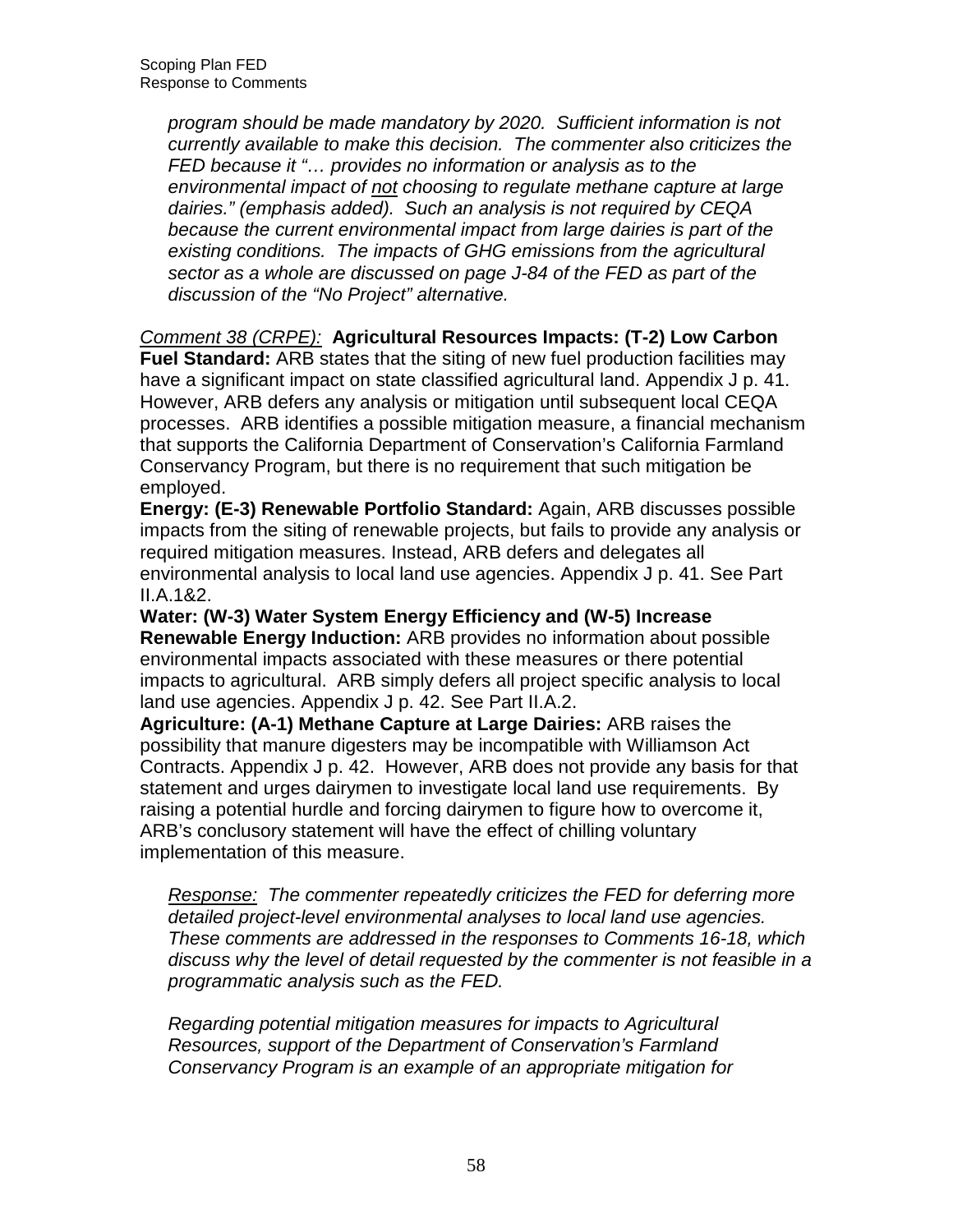*program should be made mandatory by 2020. Sufficient information is not currently available to make this decision. The commenter also criticizes the FED because it "… provides no information or analysis as to the environmental impact of <u>not</u> choosing to regulate methane capture at large dairies." (emphasis added). Such an analysis is not required by CEQA because the current environmental impact from large dairies is part of the existing conditions. The impacts of GHG emissions from the agricultural sector as a whole are discussed on page J-84 of the FED as part of the discussion of the "No Project" alternative.*

*<u>Comment 38 (CRPE):</u>* **Agricultural Resources Impacts: (T-2) Low Carbon Fuel Standard:** ARB states that the siting of new fuel production facilities may have a significant impact on state classified agricultural land. Appendix J p. 41. However, ARB defers any analysis or mitigation until subsequent local CEQA processes. ARB identifies a possible mitigation measure, a financial mechanism that supports the California Department of Conservation's California Farmland Conservancy Program, but there is no requirement that such mitigation be employed.

**Energy: (E-3) Renewable Portfolio Standard:** Again, ARB discusses possible impacts from the siting of renewable projects, but fails to provide any analysis or required mitigation measures. Instead, ARB defers and delegates all environmental analysis to local land use agencies. Appendix J p. 41. See Part II.A.1&2.

**Water: (W-3) Water System Energy Efficiency and (W-5) Increase Renewable Energy Induction:** ARB provides no information about possible environmental impacts associated with these measures or there potential impacts to agricultural. ARB simply defers all project specific analysis to local land use agencies. Appendix J p. 42. See Part II.A.2.

**Agriculture: (A-1) Methane Capture at Large Dairies:** ARB raises the possibility that manure digesters may be incompatible with Williamson Act Contracts. Appendix J p. 42. However, ARB does not provide any basis for that statement and urges dairymen to investigate local land use requirements. By raising a potential hurdle and forcing dairymen to figure how to overcome it, ARB's conclusory statement will have the effect of chilling voluntary implementation of this measure.

*<u>Response:</u> The commenter repeatedly criticizes the FED for deferring more detailed project-level environmental analyses to local land use agencies. These comments are addressed in the responses to Comments 16-18, which discuss why the level of detail requested by the commenter is not feasible in a programmatic analysis such as the FED.*

*Regarding potential mitigation measures for impacts to Agricultural Resources, support of the Department of Conservation's Farmland Conservancy Program is an example of an appropriate mitigation for*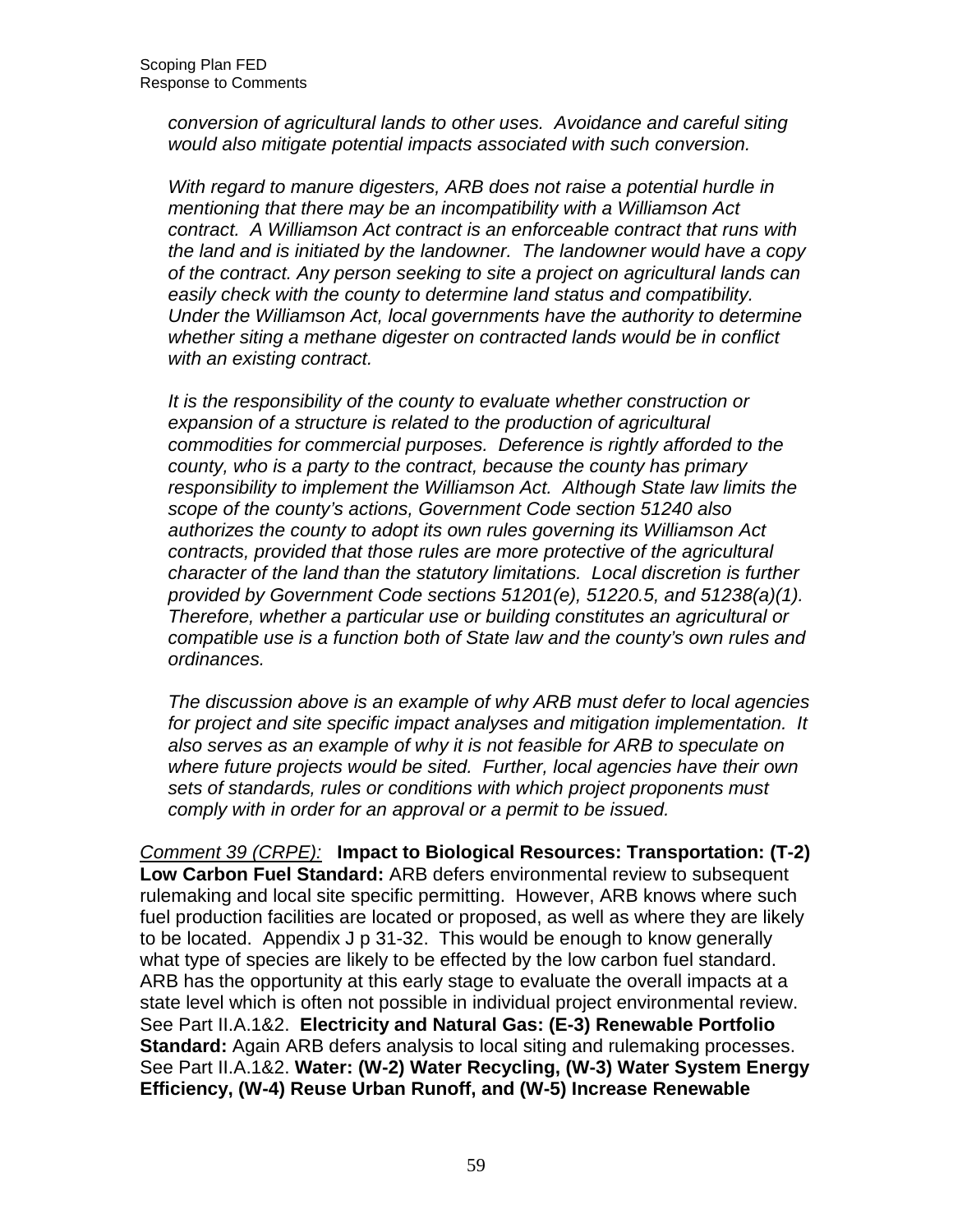*conversion of agricultural lands to other uses. Avoidance and careful siting would also mitigate potential impacts associated with such conversion.*

*With regard to manure digesters, ARB does not raise a potential hurdle in mentioning that there may be an incompatibility with a Williamson Act contract. A Williamson Act contract is an enforceable contract that runs with the land and is initiated by the landowner. The landowner would have a copy of the contract. Any person seeking to site a project on agricultural lands can easily check with the county to determine land status and compatibility. Under the Williamson Act, local governments have the authority to determine whether siting a methane digester on contracted lands would be in conflict with an existing contract.*

*It is the responsibility of the county to evaluate whether construction or expansion of a structure is related to the production of agricultural commodities for commercial purposes. Deference is rightly afforded to the county, who is a party to the contract, because the county has primary responsibility to implement the Williamson Act. Although State law limits the scope of the county's actions, Government Code section 51240 also authorizes the county to adopt its own rules governing its Williamson Act contracts, provided that those rules are more protective of the agricultural character of the land than the statutory limitations. Local discretion is further provided by Government Code sections 51201(e), 51220.5, and 51238(a)(1). Therefore, whether a particular use or building constitutes an agricultural or compatible use is a function both of State law and the county's own rules and ordinances.*

*The discussion above is an example of why ARB must defer to local agencies for project and site specific impact analyses and mitigation implementation. It also serves as an example of why it is not feasible for ARB to speculate on where future projects would be sited. Further, local agencies have their own sets of standards, rules or conditions with which project proponents must comply with in order for an approval or a permit to be issued.*

*Comment 39 (CRPE):* **Impact to Biological Resources: Transportation: (T-2) Low Carbon Fuel Standard:** ARB defers environmental review to subsequent rulemaking and local site specific permitting. However, ARB knows where such fuel production facilities are located or proposed, as well as where they are likely to be located. Appendix J p 31-32. This would be enough to know generally what type of species are likely to be effected by the low carbon fuel standard. ARB has the opportunity at this early stage to evaluate the overall impacts at a state level which is often not possible in individual project environmental review. See Part II.A.1&2. **Electricity and Natural Gas: (E-3) Renewable Portfolio Standard:** Again ARB defers analysis to local siting and rulemaking processes. See Part II.A.1&2. **Water: (W-2) Water Recycling, (W-3) Water System Energy Efficiency, (W-4) Reuse Urban Runoff, and (W-5) Increase Renewable**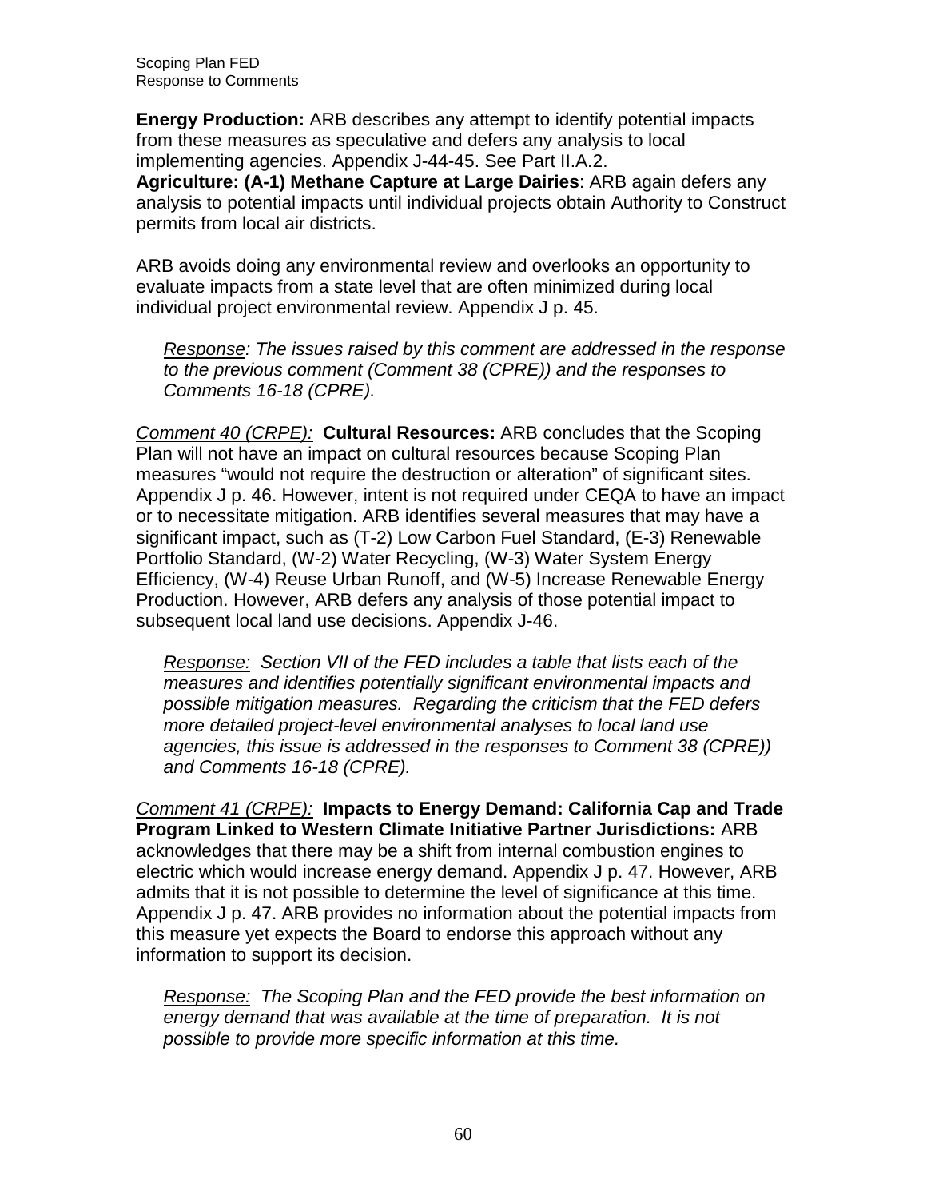**Energy Production:** ARB describes any attempt to identify potential impacts from these measures as speculative and defers any analysis to local implementing agencies. Appendix J-44-45. See Part II.A.2.
**Agriculture: (A-1) Methane Capture at Large Dairies**: ARB again defers any analysis to potential impacts until individual projects obtain Authority to Construct permits from local air districts.

ARB avoids doing any environmental review and overlooks an opportunity to evaluate impacts from a state level that are often minimized during local individual project environmental review. Appendix J p. 45.

> *Response: The issues raised by this comment are addressed in the response to the previous comment (Comment 38 (CPRE)) and the responses to Comments 16-18 (CPRE).*

*Comment 40 (CRPE):* **Cultural Resources:** ARB concludes that the Scoping Plan will not have an impact on cultural resources because Scoping Plan measures "would not require the destruction or alteration" of significant sites. Appendix J p. 46. However, intent is not required under CEQA to have an impact or to necessitate mitigation. ARB identifies several measures that may have a significant impact, such as (T-2) Low Carbon Fuel Standard, (E-3) Renewable Portfolio Standard, (W-2) Water Recycling, (W-3) Water System Energy Efficiency, (W-4) Reuse Urban Runoff, and (W-5) Increase Renewable Energy Production. However, ARB defers any analysis of those potential impact to subsequent local land use decisions. Appendix J-46.

> *Response: Section VII of the FED includes a table that lists each of the measures and identifies potentially significant environmental impacts and possible mitigation measures. Regarding the criticism that the FED defers more detailed project-level environmental analyses to local land use agencies, this issue is addressed in the responses to Comment 38 (CPRE)) and Comments 16-18 (CPRE).*

*Comment 41 (CRPE):* **Impacts to Energy Demand: California Cap and Trade Program Linked to Western Climate Initiative Partner Jurisdictions:** ARB acknowledges that there may be a shift from internal combustion engines to electric which would increase energy demand. Appendix J p. 47. However, ARB admits that it is not possible to determine the level of significance at this time. Appendix J p. 47. ARB provides no information about the potential impacts from this measure yet expects the Board to endorse this approach without any information to support its decision.

> *Response: The Scoping Plan and the FED provide the best information on energy demand that was available at the time of preparation. It is not possible to provide more specific information at this time.*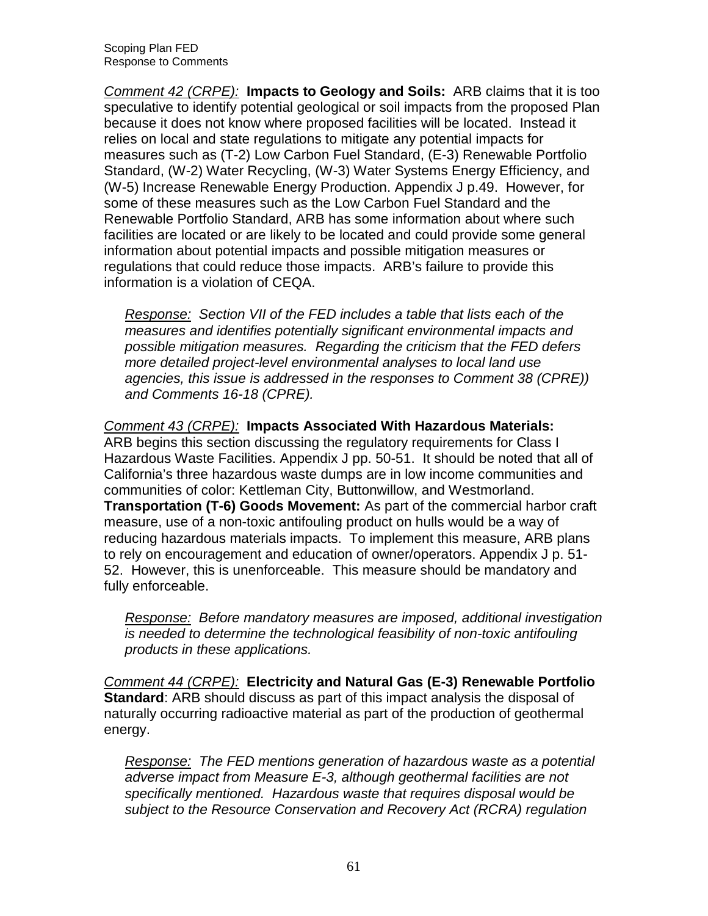*Comment 42 (CRPE):* **Impacts to Geology and Soils:** ARB claims that it is too speculative to identify potential geological or soil impacts from the proposed Plan because it does not know where proposed facilities will be located. Instead it relies on local and state regulations to mitigate any potential impacts for measures such as (T-2) Low Carbon Fuel Standard, (E-3) Renewable Portfolio Standard, (W-2) Water Recycling, (W-3) Water Systems Energy Efficiency, and (W-5) Increase Renewable Energy Production. Appendix J p.49. However, for some of these measures such as the Low Carbon Fuel Standard and the Renewable Portfolio Standard, ARB has some information about where such facilities are located or are likely to be located and could provide some general information about potential impacts and possible mitigation measures or regulations that could reduce those impacts. ARB's failure to provide this information is a violation of CEQA.

> *Response: Section VII of the FED includes a table that lists each of the measures and identifies potentially significant environmental impacts and possible mitigation measures. Regarding the criticism that the FED defers more detailed project-level environmental analyses to local land use agencies, this issue is addressed in the responses to Comment 38 (CPRE)) and Comments 16-18 (CPRE).*

*Comment 43 (CRPE):* **Impacts Associated With Hazardous Materials:** ARB begins this section discussing the regulatory requirements for Class I Hazardous Waste Facilities. Appendix J pp. 50-51. It should be noted that all of California's three hazardous waste dumps are in low income communities and communities of color: Kettleman City, Buttonwillow, and Westmorland. **Transportation (T-6) Goods Movement:** As part of the commercial harbor craft measure, use of a non-toxic antifouling product on hulls would be a way of reducing hazardous materials impacts. To implement this measure, ARB plans to rely on encouragement and education of owner/operators. Appendix J p. 51-52. However, this is unenforceable. This measure should be mandatory and fully enforceable.

> *Response: Before mandatory measures are imposed, additional investigation is needed to determine the technological feasibility of non-toxic antifouling products in these applications.*

*Comment 44 (CRPE):* **Electricity and Natural Gas (E-3) Renewable Portfolio Standard**: ARB should discuss as part of this impact analysis the disposal of naturally occurring radioactive material as part of the production of geothermal energy.

> *Response: The FED mentions generation of hazardous waste as a potential adverse impact from Measure E-3, although geothermal facilities are not specifically mentioned. Hazardous waste that requires disposal would be subject to the Resource Conservation and Recovery Act (RCRA) regulation*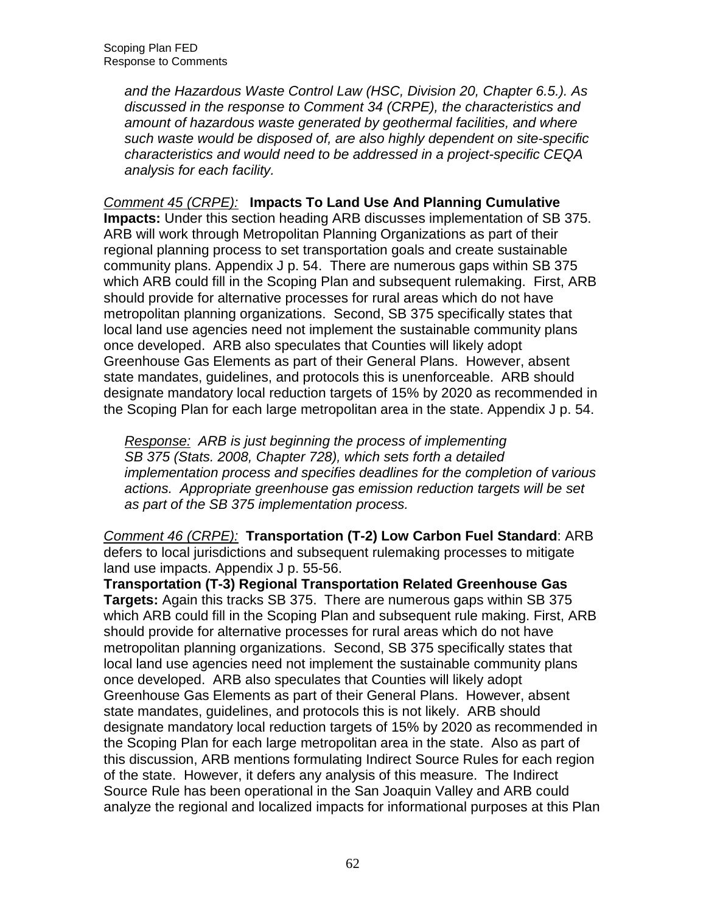*and the Hazardous Waste Control Law (HSC, Division 20, Chapter 6.5.). As discussed in the response to Comment 34 (CRPE), the characteristics and amount of hazardous waste generated by geothermal facilities, and where such waste would be disposed of, are also highly dependent on site-specific characteristics and would need to be addressed in a project-specific CEQA analysis for each facility.*

*Comment 45 (CRPE):* **Impacts To Land Use And Planning Cumulative Impacts:** Under this section heading ARB discusses implementation of SB 375. ARB will work through Metropolitan Planning Organizations as part of their regional planning process to set transportation goals and create sustainable community plans. Appendix J p. 54. There are numerous gaps within SB 375 which ARB could fill in the Scoping Plan and subsequent rulemaking. First, ARB should provide for alternative processes for rural areas which do not have metropolitan planning organizations. Second, SB 375 specifically states that local land use agencies need not implement the sustainable community plans once developed. ARB also speculates that Counties will likely adopt Greenhouse Gas Elements as part of their General Plans. However, absent state mandates, guidelines, and protocols this is unenforceable. ARB should designate mandatory local reduction targets of 15% by 2020 as recommended in the Scoping Plan for each large metropolitan area in the state. Appendix J p. 54.

*Response: ARB is just beginning the process of implementing SB 375 (Stats. 2008, Chapter 728), which sets forth a detailed implementation process and specifies deadlines for the completion of various actions. Appropriate greenhouse gas emission reduction targets will be set as part of the SB 375 implementation process.*

*Comment 46 (CRPE):* **Transportation (T-2) Low Carbon Fuel Standard**: ARB defers to local jurisdictions and subsequent rulemaking processes to mitigate land use impacts. Appendix J p. 55-56.

**Transportation (T-3) Regional Transportation Related Greenhouse Gas Targets:** Again this tracks SB 375. There are numerous gaps within SB 375 which ARB could fill in the Scoping Plan and subsequent rule making. First, ARB should provide for alternative processes for rural areas which do not have metropolitan planning organizations. Second, SB 375 specifically states that local land use agencies need not implement the sustainable community plans once developed. ARB also speculates that Counties will likely adopt Greenhouse Gas Elements as part of their General Plans. However, absent state mandates, guidelines, and protocols this is not likely. ARB should designate mandatory local reduction targets of 15% by 2020 as recommended in the Scoping Plan for each large metropolitan area in the state. Also as part of this discussion, ARB mentions formulating Indirect Source Rules for each region of the state. However, it defers any analysis of this measure. The Indirect Source Rule has been operational in the San Joaquin Valley and ARB could analyze the regional and localized impacts for informational purposes at this Plan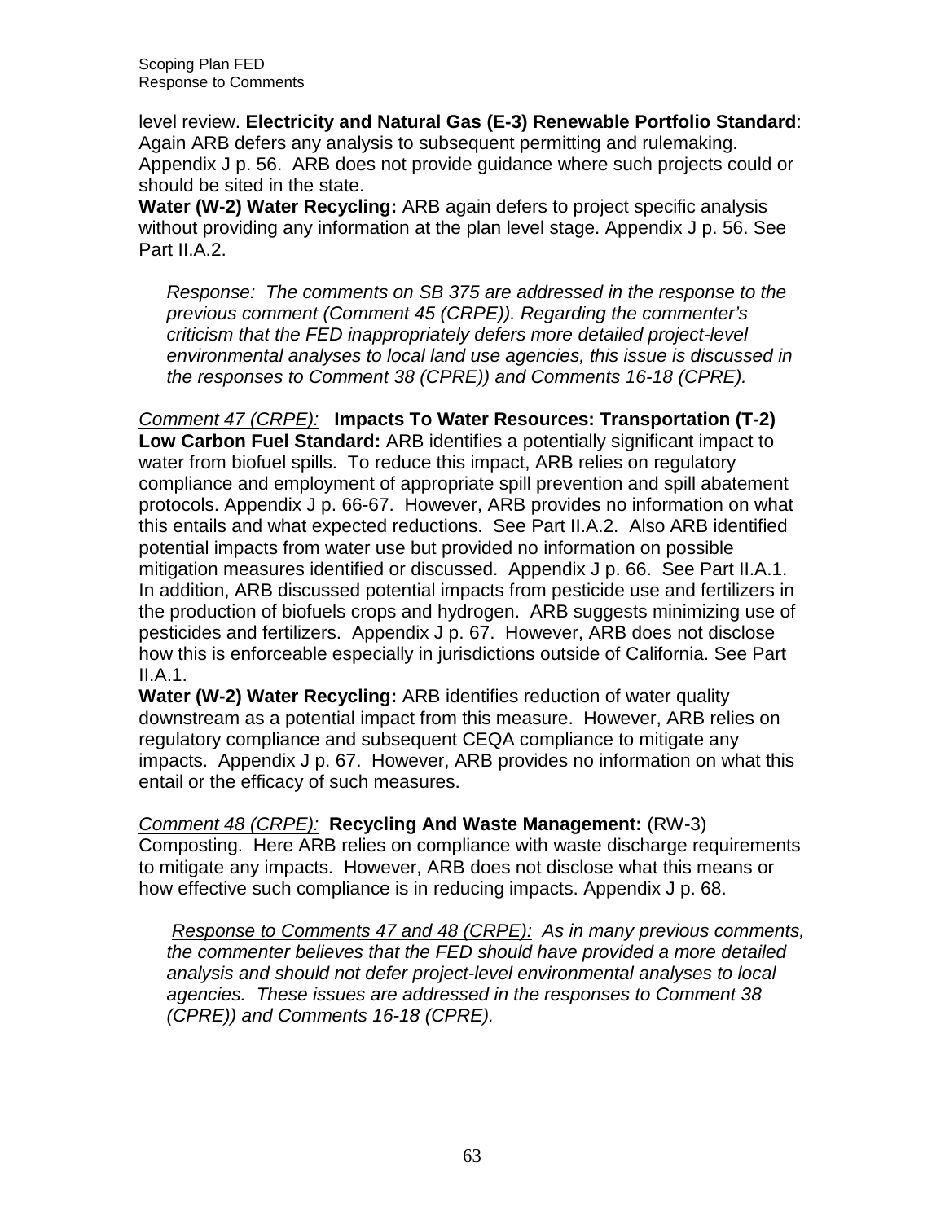level review. **Electricity and Natural Gas (E-3) Renewable Portfolio Standard**: Again ARB defers any analysis to subsequent permitting and rulemaking. Appendix J p. 56. ARB does not provide guidance where such projects could or should be sited in the state.
**Water (W-2) Water Recycling:** ARB again defers to project specific analysis without providing any information at the plan level stage. Appendix J p. 56. See Part II.A.2.

> *Response: The comments on SB 375 are addressed in the response to the previous comment (Comment 45 (CRPE)). Regarding the commenter's criticism that the FED inappropriately defers more detailed project-level environmental analyses to local land use agencies, this issue is discussed in the responses to Comment 38 (CPRE)) and Comments 16-18 (CPRE).*

*Comment 47 (CRPE):* **Impacts To Water Resources: Transportation (T-2) Low Carbon Fuel Standard:** ARB identifies a potentially significant impact to water from biofuel spills. To reduce this impact, ARB relies on regulatory compliance and employment of appropriate spill prevention and spill abatement protocols. Appendix J p. 66-67. However, ARB provides no information on what this entails and what expected reductions. See Part II.A.2. Also ARB identified potential impacts from water use but provided no information on possible mitigation measures identified or discussed. Appendix J p. 66. See Part II.A.1. In addition, ARB discussed potential impacts from pesticide use and fertilizers in the production of biofuels crops and hydrogen. ARB suggests minimizing use of pesticides and fertilizers. Appendix J p. 67. However, ARB does not disclose how this is enforceable especially in jurisdictions outside of California. See Part II.A.1.
**Water (W-2) Water Recycling:** ARB identifies reduction of water quality downstream as a potential impact from this measure. However, ARB relies on regulatory compliance and subsequent CEQA compliance to mitigate any impacts. Appendix J p. 67. However, ARB provides no information on what this entail or the efficacy of such measures.

*Comment 48 (CRPE):* **Recycling And Waste Management:** (RW-3) Composting. Here ARB relies on compliance with waste discharge requirements to mitigate any impacts. However, ARB does not disclose what this means or how effective such compliance is in reducing impacts. Appendix J p. 68.

> *Response to Comments 47 and 48 (CRPE): As in many previous comments, the commenter believes that the FED should have provided a more detailed analysis and should not defer project-level environmental analyses to local agencies. These issues are addressed in the responses to Comment 38 (CPRE)) and Comments 16-18 (CPRE).*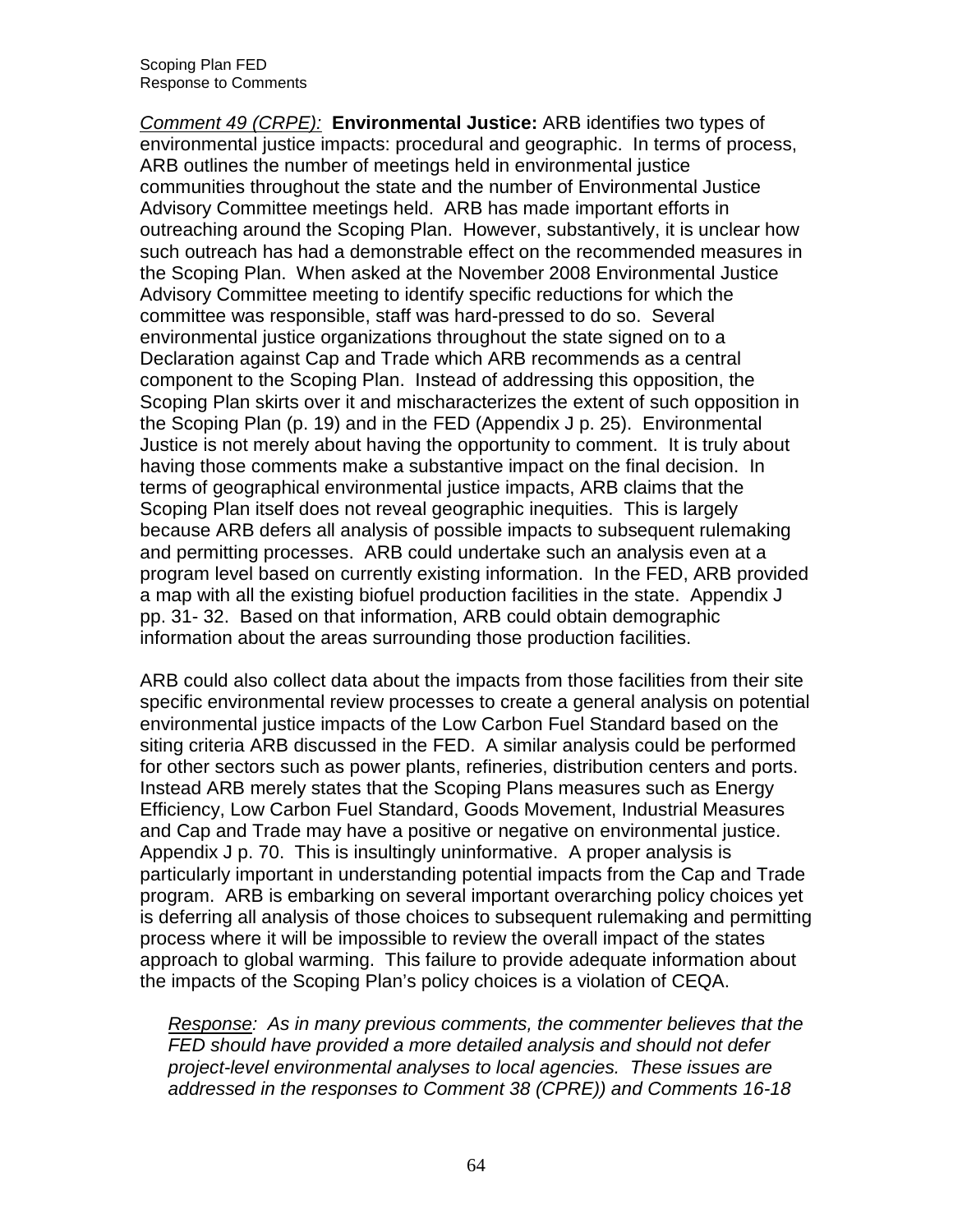*Comment 49 (CRPE):* **Environmental Justice:** ARB identifies two types of environmental justice impacts: procedural and geographic. In terms of process, ARB outlines the number of meetings held in environmental justice communities throughout the state and the number of Environmental Justice Advisory Committee meetings held. ARB has made important efforts in outreaching around the Scoping Plan. However, substantively, it is unclear how such outreach has had a demonstrable effect on the recommended measures in the Scoping Plan. When asked at the November 2008 Environmental Justice Advisory Committee meeting to identify specific reductions for which the committee was responsible, staff was hard-pressed to do so. Several environmental justice organizations throughout the state signed on to a Declaration against Cap and Trade which ARB recommends as a central component to the Scoping Plan. Instead of addressing this opposition, the Scoping Plan skirts over it and mischaracterizes the extent of such opposition in the Scoping Plan (p. 19) and in the FED (Appendix J p. 25). Environmental Justice is not merely about having the opportunity to comment. It is truly about having those comments make a substantive impact on the final decision. In terms of geographical environmental justice impacts, ARB claims that the Scoping Plan itself does not reveal geographic inequities. This is largely because ARB defers all analysis of possible impacts to subsequent rulemaking and permitting processes. ARB could undertake such an analysis even at a program level based on currently existing information. In the FED, ARB provided a map with all the existing biofuel production facilities in the state. Appendix J pp. 31- 32. Based on that information, ARB could obtain demographic information about the areas surrounding those production facilities.

ARB could also collect data about the impacts from those facilities from their site specific environmental review processes to create a general analysis on potential environmental justice impacts of the Low Carbon Fuel Standard based on the siting criteria ARB discussed in the FED. A similar analysis could be performed for other sectors such as power plants, refineries, distribution centers and ports. Instead ARB merely states that the Scoping Plans measures such as Energy Efficiency, Low Carbon Fuel Standard, Goods Movement, Industrial Measures and Cap and Trade may have a positive or negative on environmental justice. Appendix J p. 70. This is insultingly uninformative. A proper analysis is particularly important in understanding potential impacts from the Cap and Trade program. ARB is embarking on several important overarching policy choices yet is deferring all analysis of those choices to subsequent rulemaking and permitting process where it will be impossible to review the overall impact of the states approach to global warming. This failure to provide adequate information about the impacts of the Scoping Plan's policy choices is a violation of CEQA.

> *Response: As in many previous comments, the commenter believes that the FED should have provided a more detailed analysis and should not defer project-level environmental analyses to local agencies. These issues are addressed in the responses to Comment 38 (CPRE)) and Comments 16-18*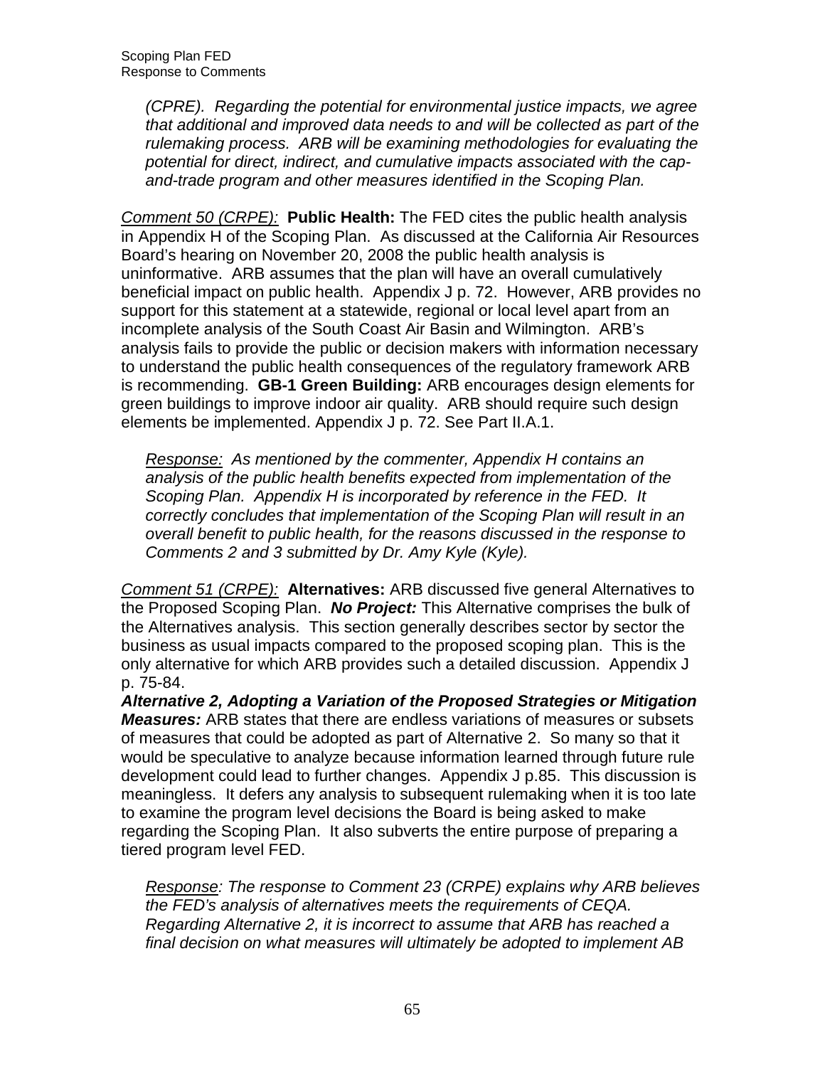*(CPRE). Regarding the potential for environmental justice impacts, we agree that additional and improved data needs to and will be collected as part of the rulemaking process. ARB will be examining methodologies for evaluating the potential for direct, indirect, and cumulative impacts associated with the cap-and-trade program and other measures identified in the Scoping Plan.*

*Comment 50 (CRPE):* **Public Health:** The FED cites the public health analysis in Appendix H of the Scoping Plan. As discussed at the California Air Resources Board's hearing on November 20, 2008 the public health analysis is uninformative. ARB assumes that the plan will have an overall cumulatively beneficial impact on public health. Appendix J p. 72. However, ARB provides no support for this statement at a statewide, regional or local level apart from an incomplete analysis of the South Coast Air Basin and Wilmington. ARB's analysis fails to provide the public or decision makers with information necessary to understand the public health consequences of the regulatory framework ARB is recommending. **GB-1 Green Building:** ARB encourages design elements for green buildings to improve indoor air quality. ARB should require such design elements be implemented. Appendix J p. 72. See Part II.A.1.

*Response: As mentioned by the commenter, Appendix H contains an analysis of the public health benefits expected from implementation of the Scoping Plan. Appendix H is incorporated by reference in the FED. It correctly concludes that implementation of the Scoping Plan will result in an overall benefit to public health, for the reasons discussed in the response to Comments 2 and 3 submitted by Dr. Amy Kyle (Kyle).*

*Comment 51 (CRPE):* **Alternatives:** ARB discussed five general Alternatives to the Proposed Scoping Plan. ***No Project:*** This Alternative comprises the bulk of the Alternatives analysis. This section generally describes sector by sector the business as usual impacts compared to the proposed scoping plan. This is the only alternative for which ARB provides such a detailed discussion. Appendix J p. 75-84.
***Alternative 2, Adopting a Variation of the Proposed Strategies or Mitigation Measures:*** ARB states that there are endless variations of measures or subsets of measures that could be adopted as part of Alternative 2. So many so that it would be speculative to analyze because information learned through future rule development could lead to further changes. Appendix J p.85. This discussion is meaningless. It defers any analysis to subsequent rulemaking when it is too late to examine the program level decisions the Board is being asked to make regarding the Scoping Plan. It also subverts the entire purpose of preparing a tiered program level FED.

*Response: The response to Comment 23 (CRPE) explains why ARB believes the FED's analysis of alternatives meets the requirements of CEQA. Regarding Alternative 2, it is incorrect to assume that ARB has reached a final decision on what measures will ultimately be adopted to implement AB*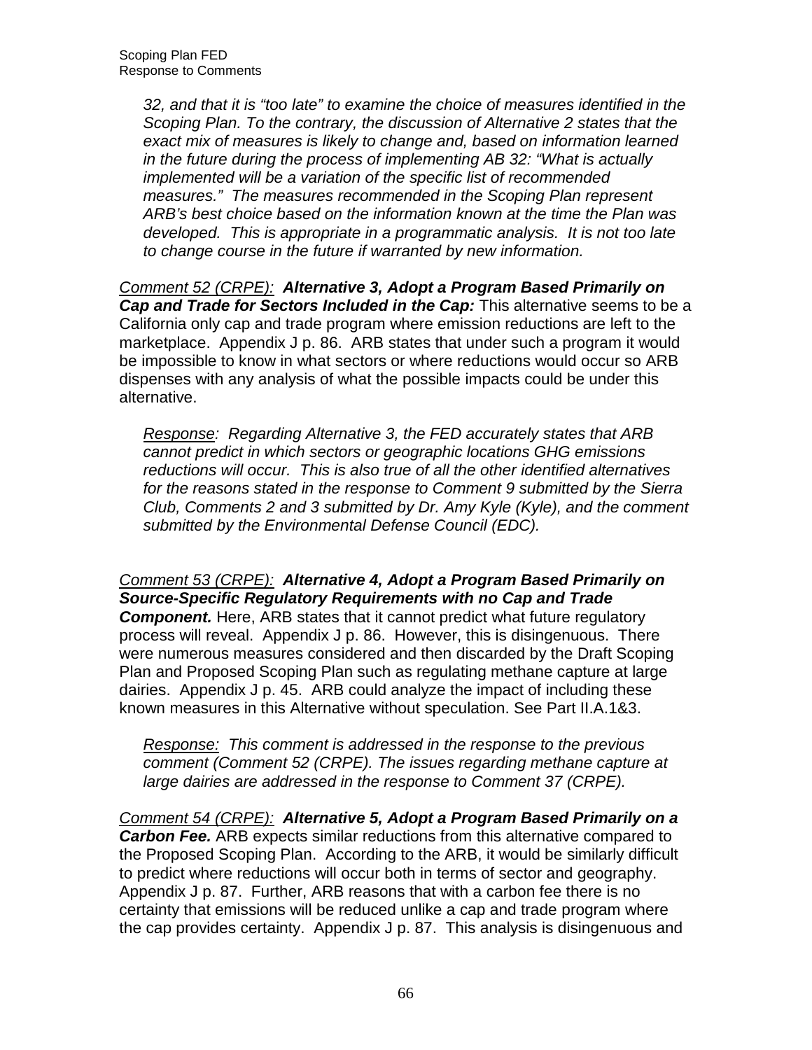*32, and that it is "too late" to examine the choice of measures identified in the Scoping Plan. To the contrary, the discussion of Alternative 2 states that the exact mix of measures is likely to change and, based on information learned in the future during the process of implementing AB 32: "What is actually implemented will be a variation of the specific list of recommended measures." The measures recommended in the Scoping Plan represent ARB's best choice based on the information known at the time the Plan was developed. This is appropriate in a programmatic analysis. It is not too late to change course in the future if warranted by new information.*

*Comment 52 (CRPE):* ***Alternative 3, Adopt a Program Based Primarily on Cap and Trade for Sectors Included in the Cap:*** This alternative seems to be a California only cap and trade program where emission reductions are left to the marketplace. Appendix J p. 86. ARB states that under such a program it would be impossible to know in what sectors or where reductions would occur so ARB dispenses with any analysis of what the possible impacts could be under this alternative.

*Response: Regarding Alternative 3, the FED accurately states that ARB cannot predict in which sectors or geographic locations GHG emissions reductions will occur. This is also true of all the other identified alternatives for the reasons stated in the response to Comment 9 submitted by the Sierra Club, Comments 2 and 3 submitted by Dr. Amy Kyle (Kyle), and the comment submitted by the Environmental Defense Council (EDC).*

*Comment 53 (CRPE):* ***Alternative 4, Adopt a Program Based Primarily on Source-Specific Regulatory Requirements with no Cap and Trade Component.*** Here, ARB states that it cannot predict what future regulatory process will reveal. Appendix J p. 86. However, this is disingenuous. There were numerous measures considered and then discarded by the Draft Scoping Plan and Proposed Scoping Plan such as regulating methane capture at large dairies. Appendix J p. 45. ARB could analyze the impact of including these known measures in this Alternative without speculation. See Part II.A.1&3.

*Response: This comment is addressed in the response to the previous comment (Comment 52 (CRPE). The issues regarding methane capture at large dairies are addressed in the response to Comment 37 (CRPE).*

*Comment 54 (CRPE):* ***Alternative 5, Adopt a Program Based Primarily on a Carbon Fee.*** ARB expects similar reductions from this alternative compared to the Proposed Scoping Plan. According to the ARB, it would be similarly difficult to predict where reductions will occur both in terms of sector and geography. Appendix J p. 87. Further, ARB reasons that with a carbon fee there is no certainty that emissions will be reduced unlike a cap and trade program where the cap provides certainty. Appendix J p. 87. This analysis is disingenuous and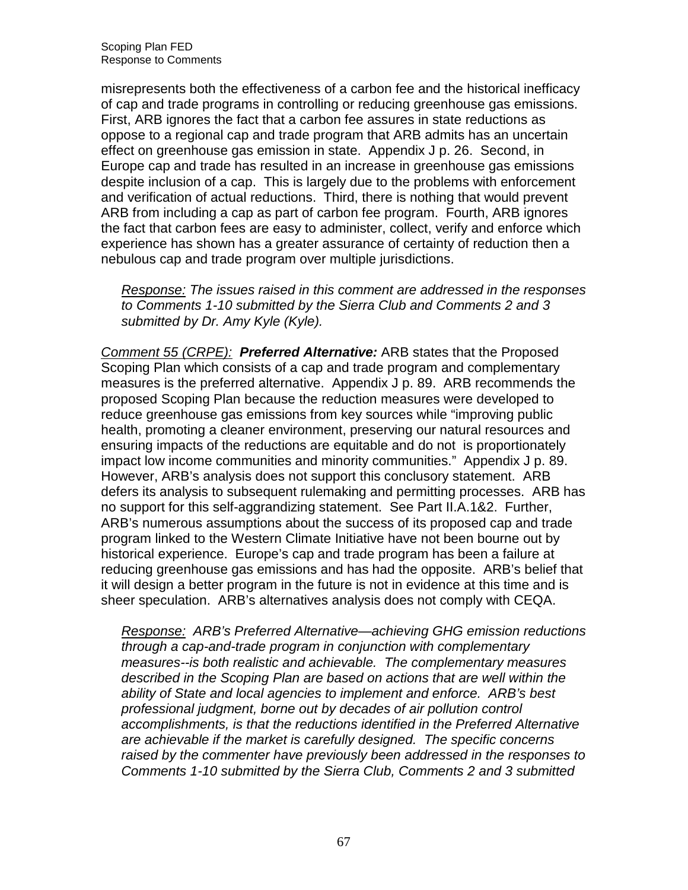misrepresents both the effectiveness of a carbon fee and the historical inefficacy of cap and trade programs in controlling or reducing greenhouse gas emissions. First, ARB ignores the fact that a carbon fee assures in state reductions as oppose to a regional cap and trade program that ARB admits has an uncertain effect on greenhouse gas emission in state. Appendix J p. 26. Second, in Europe cap and trade has resulted in an increase in greenhouse gas emissions despite inclusion of a cap. This is largely due to the problems with enforcement and verification of actual reductions. Third, there is nothing that would prevent ARB from including a cap as part of carbon fee program. Fourth, ARB ignores the fact that carbon fees are easy to administer, collect, verify and enforce which experience has shown has a greater assurance of certainty of reduction then a nebulous cap and trade program over multiple jurisdictions.

> *Response: The issues raised in this comment are addressed in the responses to Comments 1-10 submitted by the Sierra Club and Comments 2 and 3 submitted by Dr. Amy Kyle (Kyle).*

*Comment 55 (CRPE):* ***Preferred Alternative:*** ARB states that the Proposed Scoping Plan which consists of a cap and trade program and complementary measures is the preferred alternative. Appendix J p. 89. ARB recommends the proposed Scoping Plan because the reduction measures were developed to reduce greenhouse gas emissions from key sources while "improving public health, promoting a cleaner environment, preserving our natural resources and ensuring impacts of the reductions are equitable and do not is proportionately impact low income communities and minority communities." Appendix J p. 89. However, ARB's analysis does not support this conclusory statement. ARB defers its analysis to subsequent rulemaking and permitting processes. ARB has no support for this self-aggrandizing statement. See Part II.A.1&2. Further, ARB's numerous assumptions about the success of its proposed cap and trade program linked to the Western Climate Initiative have not been bourne out by historical experience. Europe's cap and trade program has been a failure at reducing greenhouse gas emissions and has had the opposite. ARB's belief that it will design a better program in the future is not in evidence at this time and is sheer speculation. ARB's alternatives analysis does not comply with CEQA.

> *Response: ARB's Preferred Alternative—achieving GHG emission reductions through a cap-and-trade program in conjunction with complementary measures--is both realistic and achievable. The complementary measures described in the Scoping Plan are based on actions that are well within the ability of State and local agencies to implement and enforce. ARB's best professional judgment, borne out by decades of air pollution control accomplishments, is that the reductions identified in the Preferred Alternative are achievable if the market is carefully designed. The specific concerns raised by the commenter have previously been addressed in the responses to Comments 1-10 submitted by the Sierra Club, Comments 2 and 3 submitted*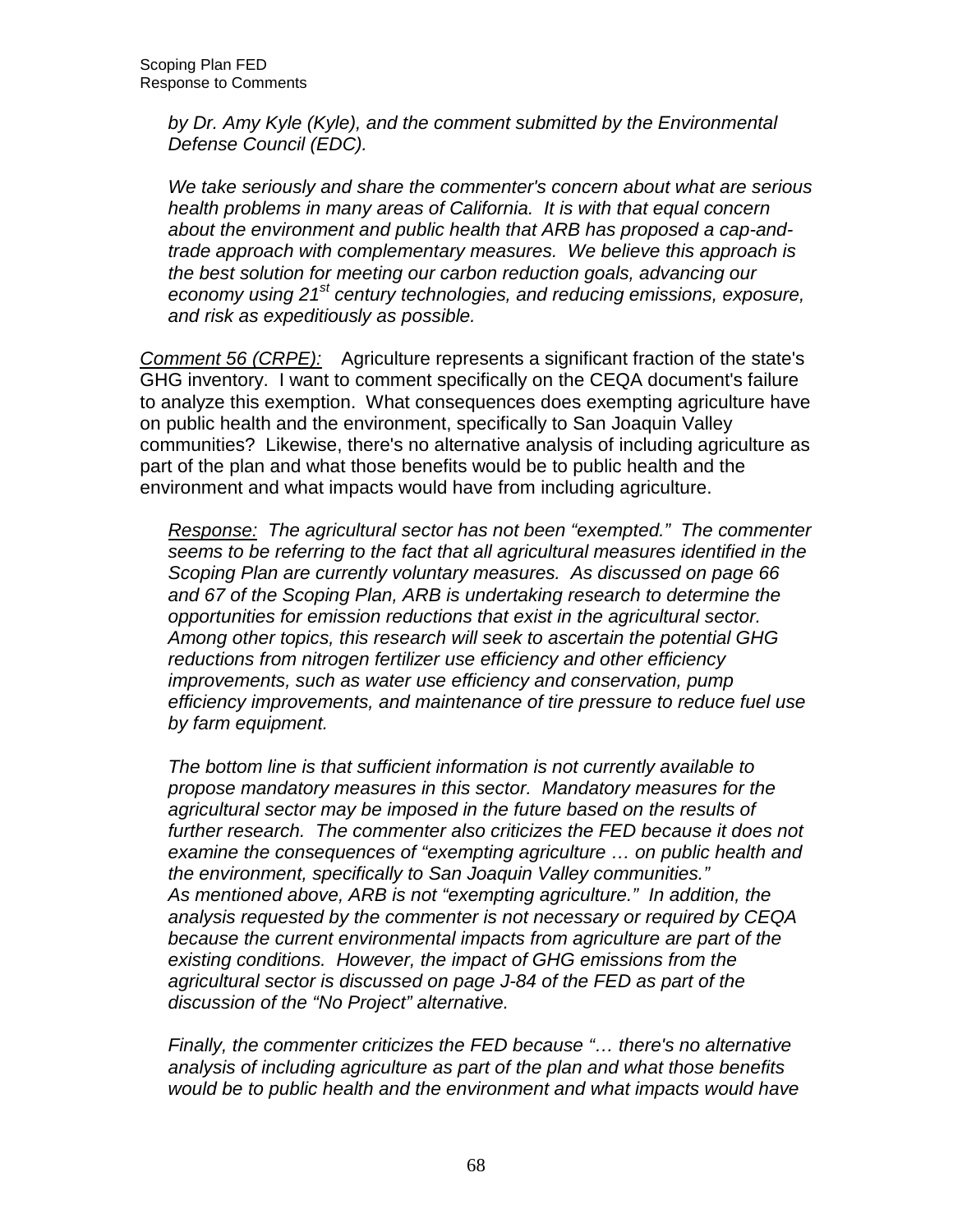*by Dr. Amy Kyle (Kyle), and the comment submitted by the Environmental Defense Council (EDC).*

*We take seriously and share the commenter's concern about what are serious health problems in many areas of California. It is with that equal concern about the environment and public health that ARB has proposed a cap-and-trade approach with complementary measures. We believe this approach is the best solution for meeting our carbon reduction goals, advancing our economy using 21st century technologies, and reducing emissions, exposure, and risk as expeditiously as possible.*

*Comment 56 (CRPE):* Agriculture represents a significant fraction of the state's GHG inventory. I want to comment specifically on the CEQA document's failure to analyze this exemption. What consequences does exempting agriculture have on public health and the environment, specifically to San Joaquin Valley communities? Likewise, there's no alternative analysis of including agriculture as part of the plan and what those benefits would be to public health and the environment and what impacts would have from including agriculture.

*Response: The agricultural sector has not been "exempted." The commenter seems to be referring to the fact that all agricultural measures identified in the Scoping Plan are currently voluntary measures. As discussed on page 66 and 67 of the Scoping Plan, ARB is undertaking research to determine the opportunities for emission reductions that exist in the agricultural sector. Among other topics, this research will seek to ascertain the potential GHG reductions from nitrogen fertilizer use efficiency and other efficiency improvements, such as water use efficiency and conservation, pump efficiency improvements, and maintenance of tire pressure to reduce fuel use by farm equipment.*

*The bottom line is that sufficient information is not currently available to propose mandatory measures in this sector. Mandatory measures for the agricultural sector may be imposed in the future based on the results of further research. The commenter also criticizes the FED because it does not examine the consequences of "exempting agriculture … on public health and the environment, specifically to San Joaquin Valley communities." As mentioned above, ARB is not "exempting agriculture." In addition, the analysis requested by the commenter is not necessary or required by CEQA because the current environmental impacts from agriculture are part of the existing conditions. However, the impact of GHG emissions from the agricultural sector is discussed on page J-84 of the FED as part of the discussion of the "No Project" alternative.*

*Finally, the commenter criticizes the FED because "… there's no alternative analysis of including agriculture as part of the plan and what those benefits would be to public health and the environment and what impacts would have*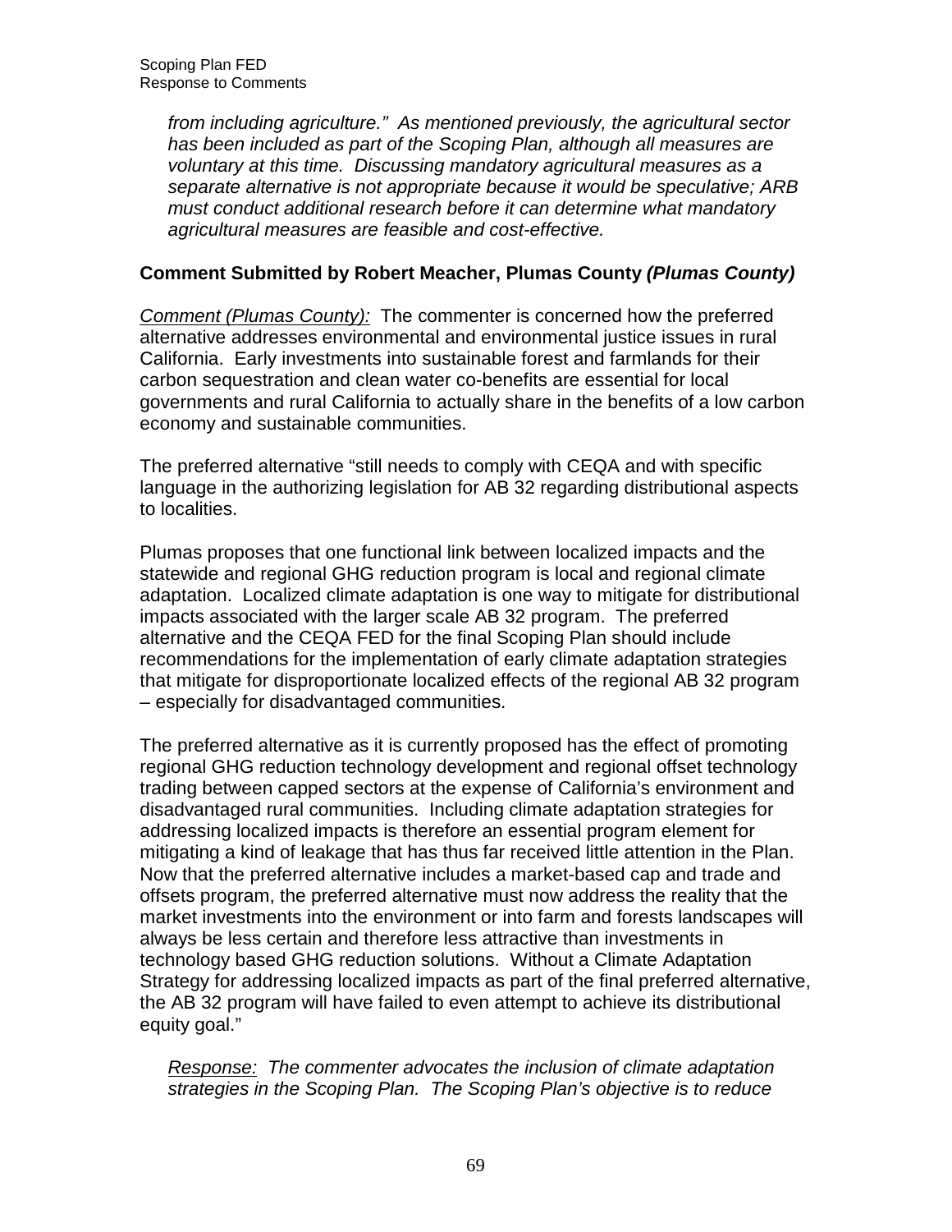*from including agriculture." As mentioned previously, the agricultural sector has been included as part of the Scoping Plan, although all measures are voluntary at this time. Discussing mandatory agricultural measures as a separate alternative is not appropriate because it would be speculative; ARB must conduct additional research before it can determine what mandatory agricultural measures are feasible and cost-effective.*

**Comment Submitted by Robert Meacher, Plumas County *(Plumas County)***

*Comment (Plumas County):* The commenter is concerned how the preferred alternative addresses environmental and environmental justice issues in rural California. Early investments into sustainable forest and farmlands for their carbon sequestration and clean water co-benefits are essential for local governments and rural California to actually share in the benefits of a low carbon economy and sustainable communities.

The preferred alternative "still needs to comply with CEQA and with specific language in the authorizing legislation for AB 32 regarding distributional aspects to localities.

Plumas proposes that one functional link between localized impacts and the statewide and regional GHG reduction program is local and regional climate adaptation. Localized climate adaptation is one way to mitigate for distributional impacts associated with the larger scale AB 32 program. The preferred alternative and the CEQA FED for the final Scoping Plan should include recommendations for the implementation of early climate adaptation strategies that mitigate for disproportionate localized effects of the regional AB 32 program – especially for disadvantaged communities.

The preferred alternative as it is currently proposed has the effect of promoting regional GHG reduction technology development and regional offset technology trading between capped sectors at the expense of California's environment and disadvantaged rural communities. Including climate adaptation strategies for addressing localized impacts is therefore an essential program element for mitigating a kind of leakage that has thus far received little attention in the Plan. Now that the preferred alternative includes a market-based cap and trade and offsets program, the preferred alternative must now address the reality that the market investments into the environment or into farm and forests landscapes will always be less certain and therefore less attractive than investments in technology based GHG reduction solutions. Without a Climate Adaptation Strategy for addressing localized impacts as part of the final preferred alternative, the AB 32 program will have failed to even attempt to achieve its distributional equity goal."

*Response: The commenter advocates the inclusion of climate adaptation strategies in the Scoping Plan. The Scoping Plan's objective is to reduce*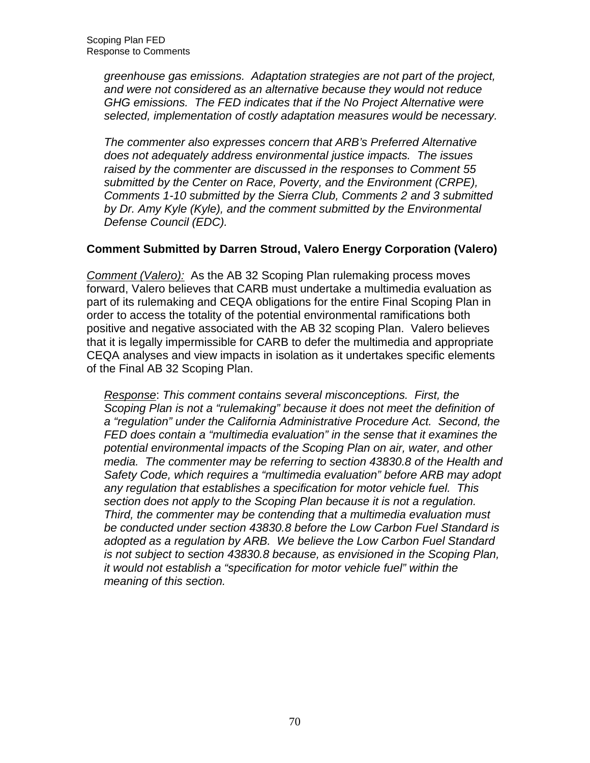*greenhouse gas emissions. Adaptation strategies are not part of the project, and were not considered as an alternative because they would not reduce GHG emissions. The FED indicates that if the No Project Alternative were selected, implementation of costly adaptation measures would be necessary.*

*The commenter also expresses concern that ARB's Preferred Alternative does not adequately address environmental justice impacts. The issues raised by the commenter are discussed in the responses to Comment 55 submitted by the Center on Race, Poverty, and the Environment (CRPE), Comments 1-10 submitted by the Sierra Club, Comments 2 and 3 submitted by Dr. Amy Kyle (Kyle), and the comment submitted by the Environmental Defense Council (EDC).*

**Comment Submitted by Darren Stroud, Valero Energy Corporation (Valero)**

Comment (Valero): As the AB 32 Scoping Plan rulemaking process moves forward, Valero believes that CARB must undertake a multimedia evaluation as part of its rulemaking and CEQA obligations for the entire Final Scoping Plan in order to access the totality of the potential environmental ramifications both positive and negative associated with the AB 32 scoping Plan. Valero believes that it is legally impermissible for CARB to defer the multimedia and appropriate CEQA analyses and view impacts in isolation as it undertakes specific elements of the Final AB 32 Scoping Plan.

Response: *This comment contains several misconceptions. First, the Scoping Plan is not a "rulemaking" because it does not meet the definition of a "regulation" under the California Administrative Procedure Act. Second, the FED does contain a "multimedia evaluation" in the sense that it examines the potential environmental impacts of the Scoping Plan on air, water, and other media. The commenter may be referring to section 43830.8 of the Health and Safety Code, which requires a "multimedia evaluation" before ARB may adopt any regulation that establishes a specification for motor vehicle fuel. This section does not apply to the Scoping Plan because it is not a regulation. Third, the commenter may be contending that a multimedia evaluation must be conducted under section 43830.8 before the Low Carbon Fuel Standard is adopted as a regulation by ARB. We believe the Low Carbon Fuel Standard is not subject to section 43830.8 because, as envisioned in the Scoping Plan, it would not establish a "specification for motor vehicle fuel" within the meaning of this section.*